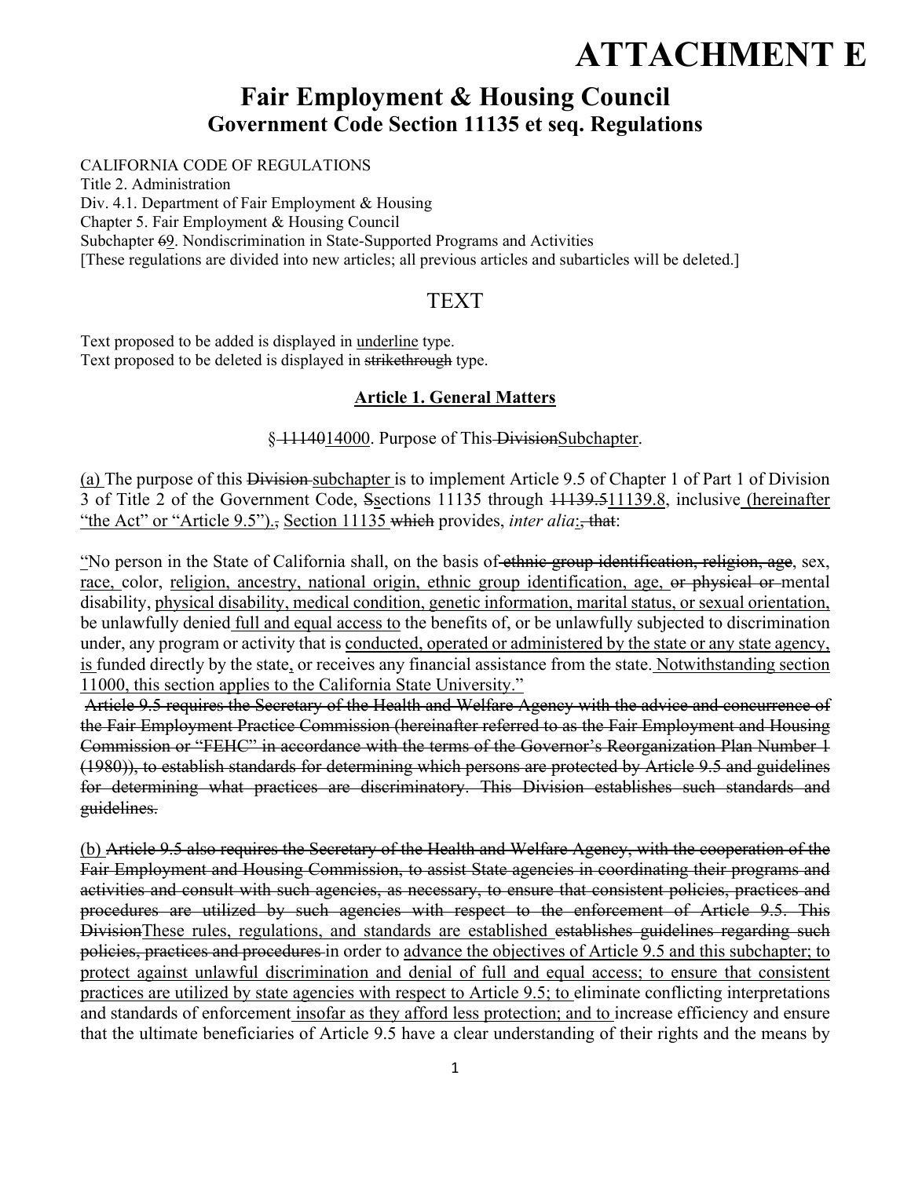# ATTACHMENT E

## Fair Employment & Housing Council
### Government Code Section 11135 et seq. Regulations

CALIFORNIA CODE OF REGULATIONS
Title 2. Administration
Div. 4.1. Department of Fair Employment & Housing
Chapter 5. Fair Employment & Housing Council
Subchapter ~~6~~<u>9</u>. Nondiscrimination in State-Supported Programs and Activities
[These regulations are divided into new articles; all previous articles and subarticles will be deleted.]

## TEXT

Text proposed to be added is displayed in <u>underline</u> type.
Text proposed to be deleted is displayed in ~~strikethrough~~ type.

### <u>Article 1. General Matters</u>

§ ~~11140~~<u>14000</u>. Purpose of This ~~Division~~<u>Subchapter</u>.

<u>(a)</u> The purpose of this ~~Division~~ <u>subchapter</u> is to implement Article 9.5 of Chapter 1 of Part 1 of Division 3 of Title 2 of the Government Code, ~~S~~<u>s</u>ections 11135 through ~~11139.5~~<u>11139.8</u>, inclusive <u>(hereinafter "the Act" or "Article 9.5")</u>.~~,~~ <u>Section 11135</u> ~~which~~ provides, *inter alia*<u>:</u>~~, that~~:

<u>"</u>No person in the State of California shall, on the basis of ~~ethnic group identification, religion, age~~, sex, <u>race,</u> color, <u>religion, ancestry, national origin, ethnic group identification, age,</u> ~~or physical or~~ mental disability, <u>physical disability, medical condition, genetic information, marital status, or sexual orientation,</u> be unlawfully denied <u>full and equal access to</u> the benefits of, or be unlawfully subjected to discrimination under, any program or activity that is <u>conducted, operated or administered by the state or any state agency, is</u> funded directly by the state<u>,</u> or receives any financial assistance from the state. <u>Notwithstanding section 11000, this section applies to the California State University."</u>

~~Article 9.5 requires the Secretary of the Health and Welfare Agency with the advice and concurrence of the Fair Employment Practice Commission (hereinafter referred to as the Fair Employment and Housing Commission or "FEHC" in accordance with the terms of the Governor's Reorganization Plan Number 1 (1980)), to establish standards for determining which persons are protected by Article 9.5 and guidelines for determining what practices are discriminatory. This Division establishes such standards and guidelines.~~

<u>(b)</u> ~~Article 9.5 also requires the Secretary of the Health and Welfare Agency, with the cooperation of the Fair Employment and Housing Commission, to assist State agencies in coordinating their programs and activities and consult with such agencies, as necessary, to ensure that consistent policies, practices and procedures are utilized by such agencies with respect to the enforcement of Article 9.5. This Division~~<u>These rules, regulations, and standards are established</u> ~~establishes guidelines regarding such policies, practices and procedures~~ in order to <u>advance the objectives of Article 9.5 and this subchapter; to protect against unlawful discrimination and denial of full and equal access; to ensure that consistent practices are utilized by state agencies with respect to Article 9.5; to</u> eliminate conflicting interpretations and standards of enforcement <u>insofar as they afford less protection; and to</u> increase efficiency and ensure that the ultimate beneficiaries of Article 9.5 have a clear understanding of their rights and the means by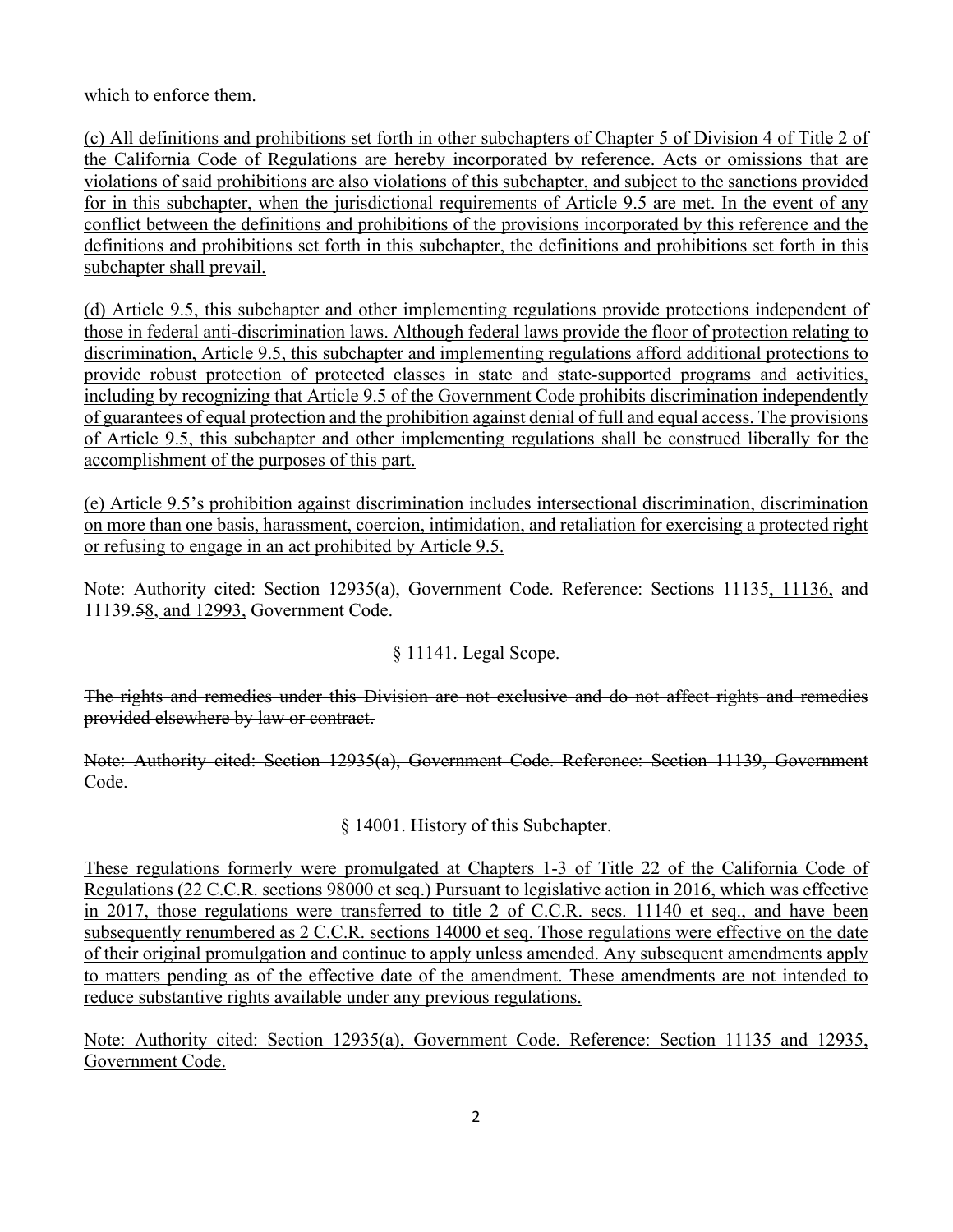which to enforce them.

(c) All definitions and prohibitions set forth in other subchapters of Chapter 5 of Division 4 of Title 2 of the California Code of Regulations are hereby incorporated by reference. Acts or omissions that are violations of said prohibitions are also violations of this subchapter, and subject to the sanctions provided for in this subchapter, when the jurisdictional requirements of Article 9.5 are met. In the event of any conflict between the definitions and prohibitions of the provisions incorporated by this reference and the definitions and prohibitions set forth in this subchapter, the definitions and prohibitions set forth in this subchapter shall prevail.

(d) Article 9.5, this subchapter and other implementing regulations provide protections independent of those in federal anti-discrimination laws. Although federal laws provide the floor of protection relating to discrimination, Article 9.5, this subchapter and implementing regulations afford additional protections to provide robust protection of protected classes in state and state-supported programs and activities, including by recognizing that Article 9.5 of the Government Code prohibits discrimination independently of guarantees of equal protection and the prohibition against denial of full and equal access. The provisions of Article 9.5, this subchapter and other implementing regulations shall be construed liberally for the accomplishment of the purposes of this part.

(e) Article 9.5's prohibition against discrimination includes intersectional discrimination, discrimination on more than one basis, harassment, coercion, intimidation, and retaliation for exercising a protected right or refusing to engage in an act prohibited by Article 9.5.

Note: Authority cited: Section 12935(a), Government Code. Reference: Sections 11135, 11136, ~~and~~ 11139.~~5~~8, and 12993, Government Code.

§ ~~11141. Legal Scope~~.

~~The rights and remedies under this Division are not exclusive and do not affect rights and remedies provided elsewhere by law or contract.~~

~~Note: Authority cited: Section 12935(a), Government Code. Reference: Section 11139, Government Code.~~

§ 14001. History of this Subchapter.

These regulations formerly were promulgated at Chapters 1-3 of Title 22 of the California Code of Regulations (22 C.C.R. sections 98000 et seq.) Pursuant to legislative action in 2016, which was effective in 2017, those regulations were transferred to title 2 of C.C.R. secs. 11140 et seq., and have been subsequently renumbered as 2 C.C.R. sections 14000 et seq. Those regulations were effective on the date of their original promulgation and continue to apply unless amended. Any subsequent amendments apply to matters pending as of the effective date of the amendment. These amendments are not intended to reduce substantive rights available under any previous regulations.

Note: Authority cited: Section 12935(a), Government Code. Reference: Section 11135 and 12935, Government Code.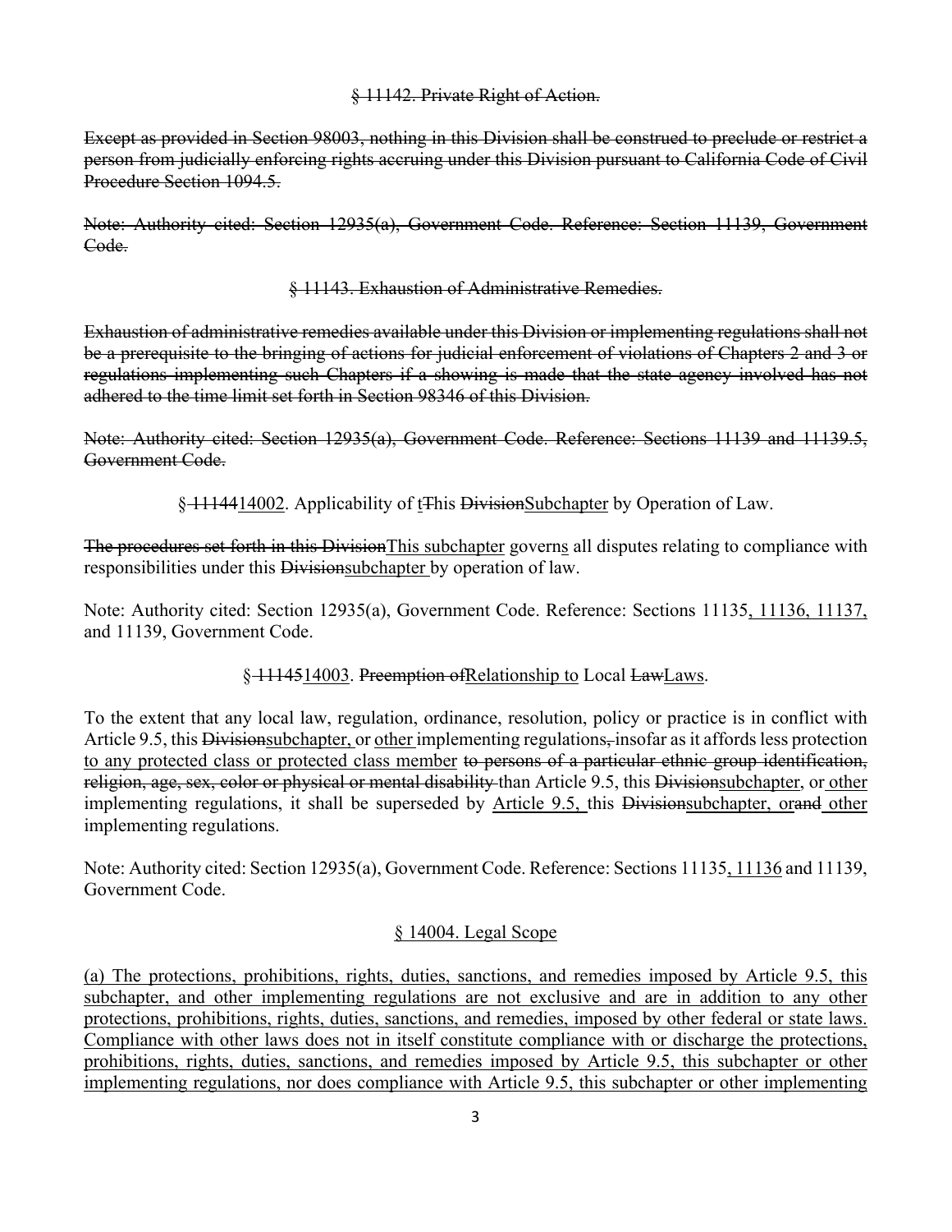### ~~§ 11142. Private Right of Action.~~

~~Except as provided in Section 98003, nothing in this Division shall be construed to preclude or restrict a person from judicially enforcing rights accruing under this Division pursuant to California Code of Civil Procedure Section 1094.5.~~

~~Note: Authority cited: Section 12935(a), Government Code. Reference: Section 11139, Government Code.~~

### ~~§ 11143. Exhaustion of Administrative Remedies.~~

~~Exhaustion of administrative remedies available under this Division or implementing regulations shall not be a prerequisite to the bringing of actions for judicial enforcement of violations of Chapters 2 and 3 or regulations implementing such Chapters if a showing is made that the state agency involved has not adhered to the time limit set forth in Section 98346 of this Division.~~

~~Note: Authority cited: Section 12935(a), Government Code. Reference: Sections 11139 and 11139.5, Government Code.~~

### § ~~11144~~<u>14002</u>. Applicability of <u>t</u>~~T~~his ~~Division~~<u>Subchapter</u> by Operation of Law.

~~The procedures set forth in this Division~~<u>This subchapter</u> govern<u>s</u> all disputes relating to compliance with responsibilities under this ~~Division~~<u>subchapter</u> by operation of law.

Note: Authority cited: Section 12935(a), Government Code. Reference: Sections 11135<u>, 11136, 11137,</u> and 11139, Government Code.

### § ~~11145~~<u>14003</u>. ~~Preemption of~~<u>Relationship to</u> Local ~~Law~~<u>Laws</u>.

To the extent that any local law, regulation, ordinance, resolution, policy or practice is in conflict with Article 9.5, this ~~Division~~<u>subchapter,</u> or <u>other</u> implementing regulations~~,~~ insofar as it affords less protection <u>to any protected class or protected class member</u> ~~to persons of a particular ethnic group identification, religion, age, sex, color or physical or mental disability~~ than Article 9.5, this ~~Division~~<u>subchapter</u>, or <u>other</u> implementing regulations, it shall be superseded by <u>Article 9.5,</u> this ~~Division~~<u>subchapter, or</u>~~and~~ <u>other</u> implementing regulations.

Note: Authority cited: Section 12935(a), Government Code. Reference: Sections 11135<u>, 11136</u> and 11139, Government Code.

### <u>§ 14004. Legal Scope</u>

<u>(a) The protections, prohibitions, rights, duties, sanctions, and remedies imposed by Article 9.5, this subchapter, and other implementing regulations are not exclusive and are in addition to any other protections, prohibitions, rights, duties, sanctions, and remedies, imposed by other federal or state laws. Compliance with other laws does not in itself constitute compliance with or discharge the protections, prohibitions, rights, duties, sanctions, and remedies imposed by Article 9.5, this subchapter or other implementing regulations, nor does compliance with Article 9.5, this subchapter or other implementing</u>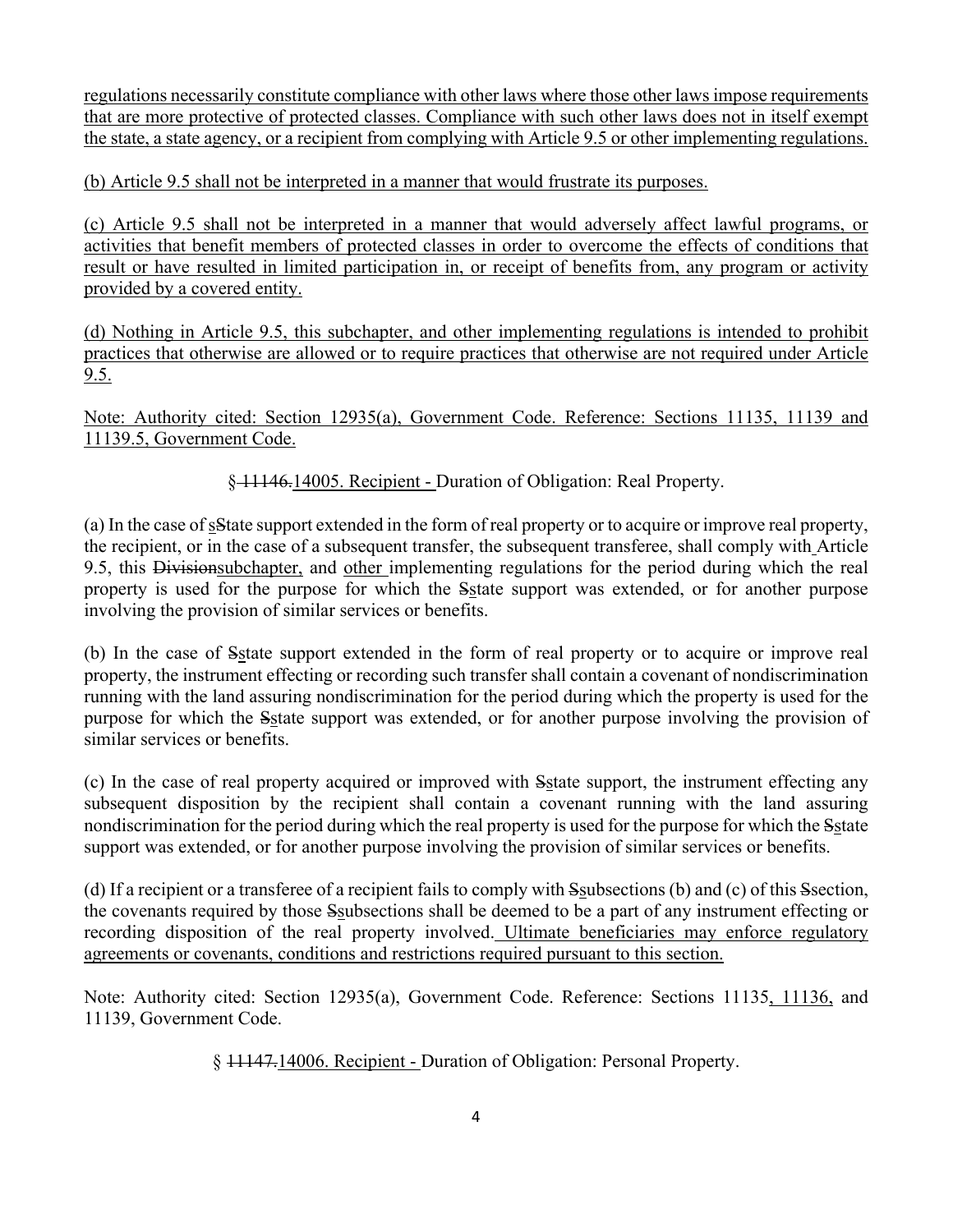regulations necessarily constitute compliance with other laws where those other laws impose requirements that are more protective of protected classes. Compliance with such other laws does not in itself exempt the state, a state agency, or a recipient from complying with Article 9.5 or other implementing regulations.

(b) Article 9.5 shall not be interpreted in a manner that would frustrate its purposes.

(c) Article 9.5 shall not be interpreted in a manner that would adversely affect lawful programs, or activities that benefit members of protected classes in order to overcome the effects of conditions that result or have resulted in limited participation in, or receipt of benefits from, any program or activity provided by a covered entity.

(d) Nothing in Article 9.5, this subchapter, and other implementing regulations is intended to prohibit practices that otherwise are allowed or to require practices that otherwise are not required under Article 9.5.

Note: Authority cited: Section 12935(a), Government Code. Reference: Sections 11135, 11139 and 11139.5, Government Code.

§ ~~11146.~~14005. Recipient - Duration of Obligation: Real Property.

(a) In the case of s~~S~~tate support extended in the form of real property or to acquire or improve real property, the recipient, or in the case of a subsequent transfer, the subsequent transferee, shall comply with Article 9.5, this ~~Division~~subchapter, and other implementing regulations for the period during which the real property is used for the purpose for which the ~~S~~state support was extended, or for another purpose involving the provision of similar services or benefits.

(b) In the case of ~~S~~state support extended in the form of real property or to acquire or improve real property, the instrument effecting or recording such transfer shall contain a covenant of nondiscrimination running with the land assuring nondiscrimination for the period during which the property is used for the purpose for which the ~~S~~state support was extended, or for another purpose involving the provision of similar services or benefits.

(c) In the case of real property acquired or improved with ~~S~~state support, the instrument effecting any subsequent disposition by the recipient shall contain a covenant running with the land assuring nondiscrimination for the period during which the real property is used for the purpose for which the ~~S~~state support was extended, or for another purpose involving the provision of similar services or benefits.

(d) If a recipient or a transferee of a recipient fails to comply with ~~S~~subsections (b) and (c) of this ~~S~~section, the covenants required by those ~~S~~subsections shall be deemed to be a part of any instrument effecting or recording disposition of the real property involved. Ultimate beneficiaries may enforce regulatory agreements or covenants, conditions and restrictions required pursuant to this section.

Note: Authority cited: Section 12935(a), Government Code. Reference: Sections 11135, 11136, and 11139, Government Code.

§ ~~11147.~~14006. Recipient - Duration of Obligation: Personal Property.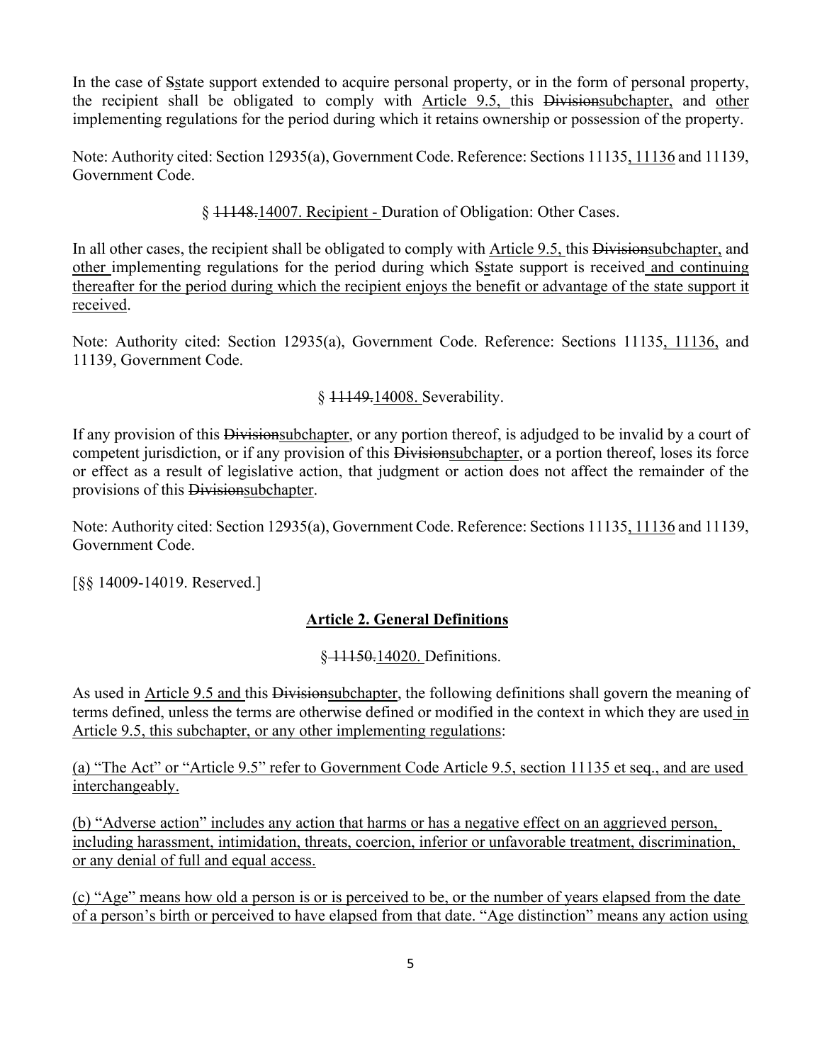In the case of Sstate support extended to acquire personal property, or in the form of personal property, the recipient shall be obligated to comply with Article 9.5, this Divisionsubchapter, and other implementing regulations for the period during which it retains ownership or possession of the property.

Note: Authority cited: Section 12935(a), Government Code. Reference: Sections 11135, 11136 and 11139, Government Code.

§ 11148.14007. Recipient - Duration of Obligation: Other Cases.

In all other cases, the recipient shall be obligated to comply with Article 9.5, this Divisionsubchapter, and other implementing regulations for the period during which Sstate support is received and continuing thereafter for the period during which the recipient enjoys the benefit or advantage of the state support it received.

Note: Authority cited: Section 12935(a), Government Code. Reference: Sections 11135, 11136, and 11139, Government Code.

§ 11149.14008. Severability.

If any provision of this Divisionsubchapter, or any portion thereof, is adjudged to be invalid by a court of competent jurisdiction, or if any provision of this Divisionsubchapter, or a portion thereof, loses its force or effect as a result of legislative action, that judgment or action does not affect the remainder of the provisions of this Divisionsubchapter.

Note: Authority cited: Section 12935(a), Government Code. Reference: Sections 11135, 11136 and 11139, Government Code.

[§§ 14009-14019. Reserved.]

## Article 2. General Definitions

§ 11150.14020. Definitions.

As used in Article 9.5 and this Divisionsubchapter, the following definitions shall govern the meaning of terms defined, unless the terms are otherwise defined or modified in the context in which they are used in Article 9.5, this subchapter, or any other implementing regulations:

(a) "The Act" or "Article 9.5" refer to Government Code Article 9.5, section 11135 et seq., and are used interchangeably.

(b) "Adverse action" includes any action that harms or has a negative effect on an aggrieved person, including harassment, intimidation, threats, coercion, inferior or unfavorable treatment, discrimination, or any denial of full and equal access.

(c) "Age" means how old a person is or is perceived to be, or the number of years elapsed from the date of a person's birth or perceived to have elapsed from that date. "Age distinction" means any action using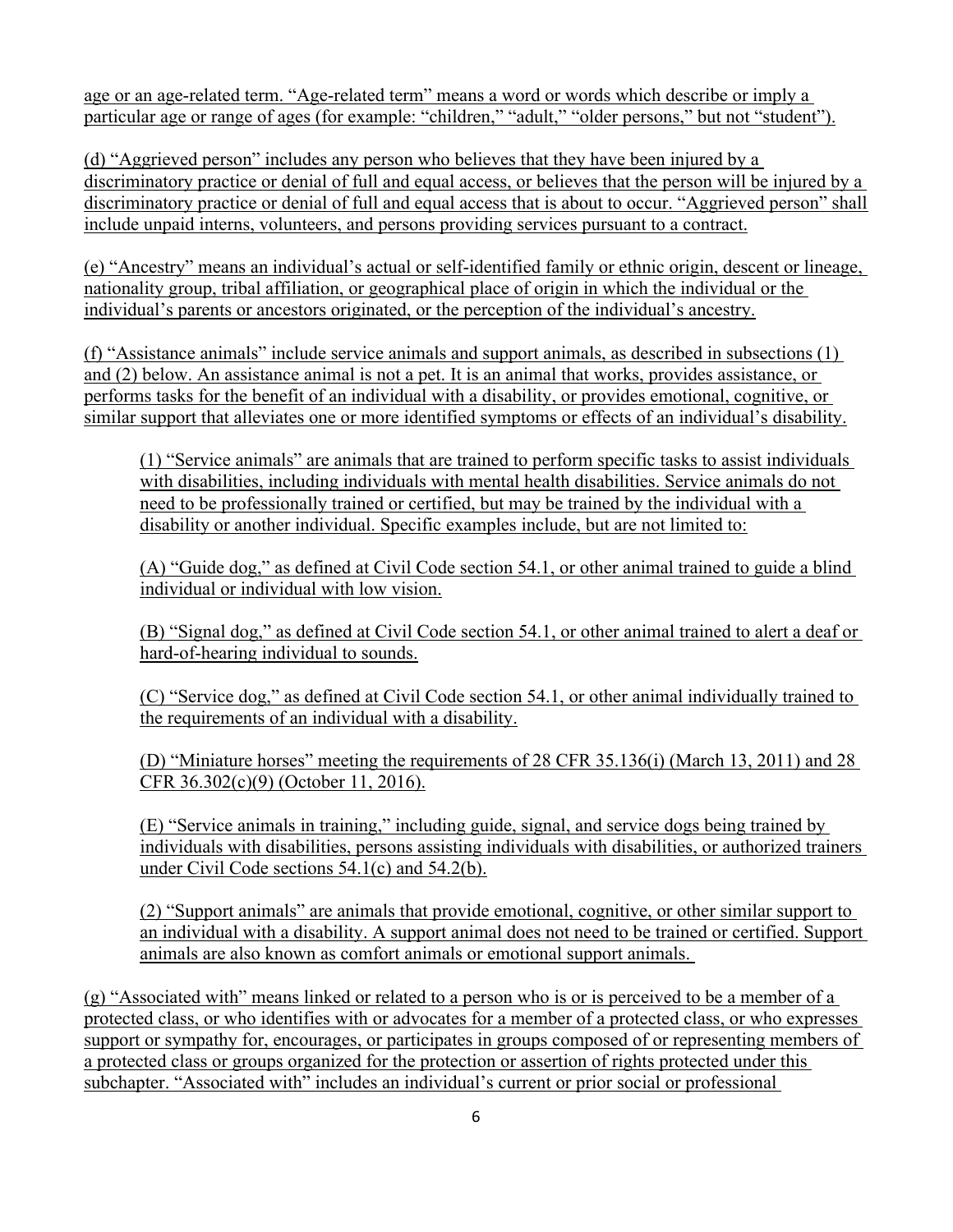age or an age-related term. "Age-related term" means a word or words which describe or imply a particular age or range of ages (for example: "children," "adult," "older persons," but not "student").

(d) "Aggrieved person" includes any person who believes that they have been injured by a discriminatory practice or denial of full and equal access, or believes that the person will be injured by a discriminatory practice or denial of full and equal access that is about to occur. "Aggrieved person" shall include unpaid interns, volunteers, and persons providing services pursuant to a contract.

(e) "Ancestry" means an individual's actual or self-identified family or ethnic origin, descent or lineage, nationality group, tribal affiliation, or geographical place of origin in which the individual or the individual's parents or ancestors originated, or the perception of the individual's ancestry.

(f) "Assistance animals" include service animals and support animals, as described in subsections (1) and (2) below. An assistance animal is not a pet. It is an animal that works, provides assistance, or performs tasks for the benefit of an individual with a disability, or provides emotional, cognitive, or similar support that alleviates one or more identified symptoms or effects of an individual's disability.

> (1) "Service animals" are animals that are trained to perform specific tasks to assist individuals with disabilities, including individuals with mental health disabilities. Service animals do not need to be professionally trained or certified, but may be trained by the individual with a disability or another individual. Specific examples include, but are not limited to:
>
> (A) "Guide dog," as defined at Civil Code section 54.1, or other animal trained to guide a blind individual or individual with low vision.
>
> (B) "Signal dog," as defined at Civil Code section 54.1, or other animal trained to alert a deaf or hard-of-hearing individual to sounds.
>
> (C) "Service dog," as defined at Civil Code section 54.1, or other animal individually trained to the requirements of an individual with a disability.
>
> (D) "Miniature horses" meeting the requirements of 28 CFR 35.136(i) (March 13, 2011) and 28 CFR 36.302(c)(9) (October 11, 2016).
>
> (E) "Service animals in training," including guide, signal, and service dogs being trained by individuals with disabilities, persons assisting individuals with disabilities, or authorized trainers under Civil Code sections 54.1(c) and 54.2(b).
>
> (2) "Support animals" are animals that provide emotional, cognitive, or other similar support to an individual with a disability. A support animal does not need to be trained or certified. Support animals are also known as comfort animals or emotional support animals.

(g) "Associated with" means linked or related to a person who is or is perceived to be a member of a protected class, or who identifies with or advocates for a member of a protected class, or who expresses support or sympathy for, encourages, or participates in groups composed of or representing members of a protected class or groups organized for the protection or assertion of rights protected under this subchapter. "Associated with" includes an individual's current or prior social or professional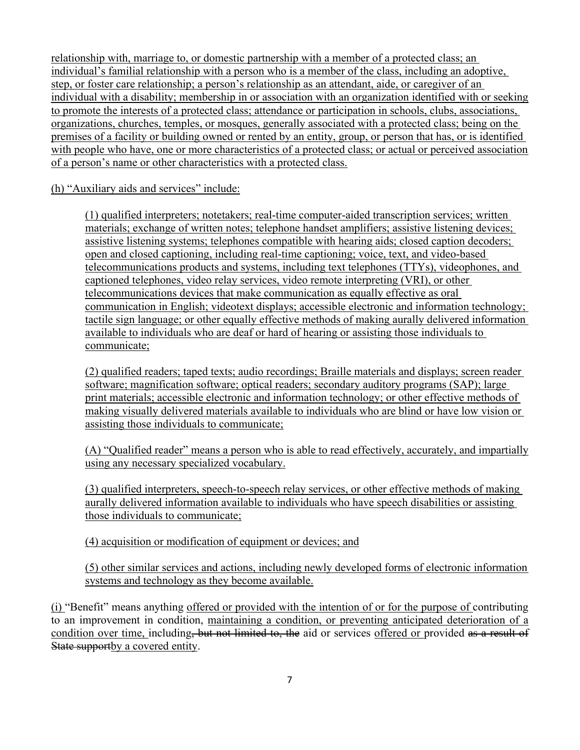relationship with, marriage to, or domestic partnership with a member of a protected class; an individual's familial relationship with a person who is a member of the class, including an adoptive, step, or foster care relationship; a person's relationship as an attendant, aide, or caregiver of an individual with a disability; membership in or association with an organization identified with or seeking to promote the interests of a protected class; attendance or participation in schools, clubs, associations, organizations, churches, temples, or mosques, generally associated with a protected class; being on the premises of a facility or building owned or rented by an entity, group, or person that has, or is identified with people who have, one or more characteristics of a protected class; or actual or perceived association of a person's name or other characteristics with a protected class.

(h) "Auxiliary aids and services" include:

> (1) qualified interpreters; notetakers; real-time computer-aided transcription services; written materials; exchange of written notes; telephone handset amplifiers; assistive listening devices; assistive listening systems; telephones compatible with hearing aids; closed caption decoders; open and closed captioning, including real-time captioning; voice, text, and video-based telecommunications products and systems, including text telephones (TTYs), videophones, and captioned telephones, video relay services, video remote interpreting (VRI), or other telecommunications devices that make communication as equally effective as oral communication in English; videotext displays; accessible electronic and information technology; tactile sign language; or other equally effective methods of making aurally delivered information available to individuals who are deaf or hard of hearing or assisting those individuals to communicate;
>
> (2) qualified readers; taped texts; audio recordings; Braille materials and displays; screen reader software; magnification software; optical readers; secondary auditory programs (SAP); large print materials; accessible electronic and information technology; or other effective methods of making visually delivered materials available to individuals who are blind or have low vision or assisting those individuals to communicate;
>
> (A) "Qualified reader" means a person who is able to read effectively, accurately, and impartially using any necessary specialized vocabulary.
>
> (3) qualified interpreters, speech-to-speech relay services, or other effective methods of making aurally delivered information available to individuals who have speech disabilities or assisting those individuals to communicate;
>
> (4) acquisition or modification of equipment or devices; and
>
> (5) other similar services and actions, including newly developed forms of electronic information systems and technology as they become available.

(i) "Benefit" means anything offered or provided with the intention of or for the purpose of contributing to an improvement in condition, maintaining a condition, or preventing anticipated deterioration of a condition over time, including~~, but not limited to, the~~ aid or services offered or provided ~~as a result of State support~~by a covered entity.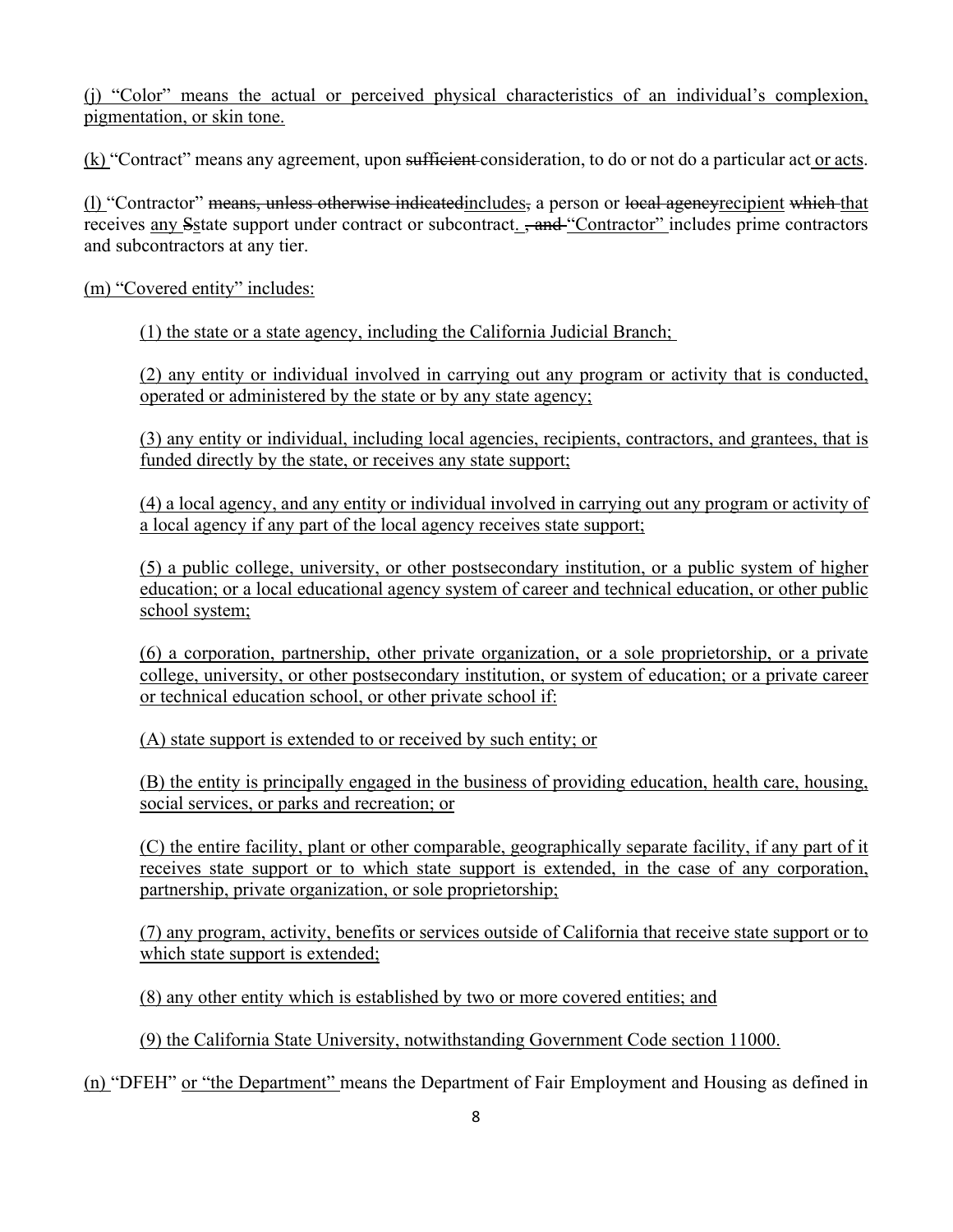(j) "Color" means the actual or perceived physical characteristics of an individual's complexion, pigmentation, or skin tone.

(k) "Contract" means any agreement, upon ~~sufficient~~ consideration, to do or not do a particular act or acts.

(l) "Contractor" ~~means, unless otherwise indicated~~includes~~,~~ a person or ~~local agency~~recipient ~~which~~ that receives any ~~S~~state support under contract or subcontract. ~~, and~~ "Contractor" includes prime contractors and subcontractors at any tier.

(m) "Covered entity" includes:

(1) the state or a state agency, including the California Judicial Branch;

(2) any entity or individual involved in carrying out any program or activity that is conducted, operated or administered by the state or by any state agency;

(3) any entity or individual, including local agencies, recipients, contractors, and grantees, that is funded directly by the state, or receives any state support;

(4) a local agency, and any entity or individual involved in carrying out any program or activity of a local agency if any part of the local agency receives state support;

(5) a public college, university, or other postsecondary institution, or a public system of higher education; or a local educational agency system of career and technical education, or other public school system;

(6) a corporation, partnership, other private organization, or a sole proprietorship, or a private college, university, or other postsecondary institution, or system of education; or a private career or technical education school, or other private school if:

(A) state support is extended to or received by such entity; or

(B) the entity is principally engaged in the business of providing education, health care, housing, social services, or parks and recreation; or

(C) the entire facility, plant or other comparable, geographically separate facility, if any part of it receives state support or to which state support is extended, in the case of any corporation, partnership, private organization, or sole proprietorship;

(7) any program, activity, benefits or services outside of California that receive state support or to which state support is extended;

(8) any other entity which is established by two or more covered entities; and

(9) the California State University, notwithstanding Government Code section 11000.

(n) "DFEH" or "the Department" means the Department of Fair Employment and Housing as defined in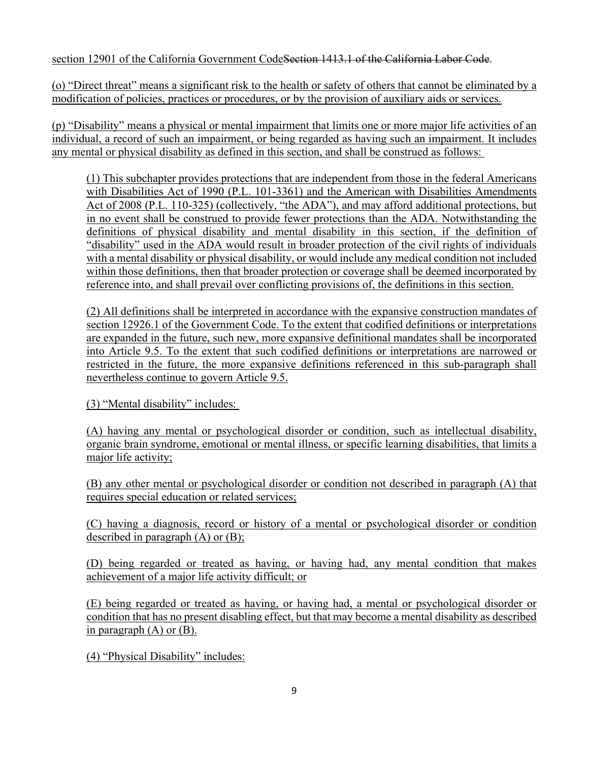section 12901 of the California Government Code~~Section 1413.1 of the California Labor Code~~.

(o) "Direct threat" means a significant risk to the health or safety of others that cannot be eliminated by a modification of policies, practices or procedures, or by the provision of auxiliary aids or services.

(p) "Disability" means a physical or mental impairment that limits one or more major life activities of an individual, a record of such an impairment, or being regarded as having such an impairment. It includes any mental or physical disability as defined in this section, and shall be construed as follows:

> (1) This subchapter provides protections that are independent from those in the federal Americans with Disabilities Act of 1990 (P.L. 101-3361) and the American with Disabilities Amendments Act of 2008 (P.L. 110-325) (collectively, "the ADA"), and may afford additional protections, but in no event shall be construed to provide fewer protections than the ADA. Notwithstanding the definitions of physical disability and mental disability in this section, if the definition of "disability" used in the ADA would result in broader protection of the civil rights of individuals with a mental disability or physical disability, or would include any medical condition not included within those definitions, then that broader protection or coverage shall be deemed incorporated by reference into, and shall prevail over conflicting provisions of, the definitions in this section.
>
> (2) All definitions shall be interpreted in accordance with the expansive construction mandates of section 12926.1 of the Government Code. To the extent that codified definitions or interpretations are expanded in the future, such new, more expansive definitional mandates shall be incorporated into Article 9.5. To the extent that such codified definitions or interpretations are narrowed or restricted in the future, the more expansive definitions referenced in this sub-paragraph shall nevertheless continue to govern Article 9.5.
>
> (3) "Mental disability" includes:
>
> (A) having any mental or psychological disorder or condition, such as intellectual disability, organic brain syndrome, emotional or mental illness, or specific learning disabilities, that limits a major life activity;
>
> (B) any other mental or psychological disorder or condition not described in paragraph (A) that requires special education or related services;
>
> (C) having a diagnosis, record or history of a mental or psychological disorder or condition described in paragraph (A) or (B);
>
> (D) being regarded or treated as having, or having had, any mental condition that makes achievement of a major life activity difficult; or
>
> (E) being regarded or treated as having, or having had, a mental or psychological disorder or condition that has no present disabling effect, but that may become a mental disability as described in paragraph (A) or (B).
>
> (4) "Physical Disability" includes: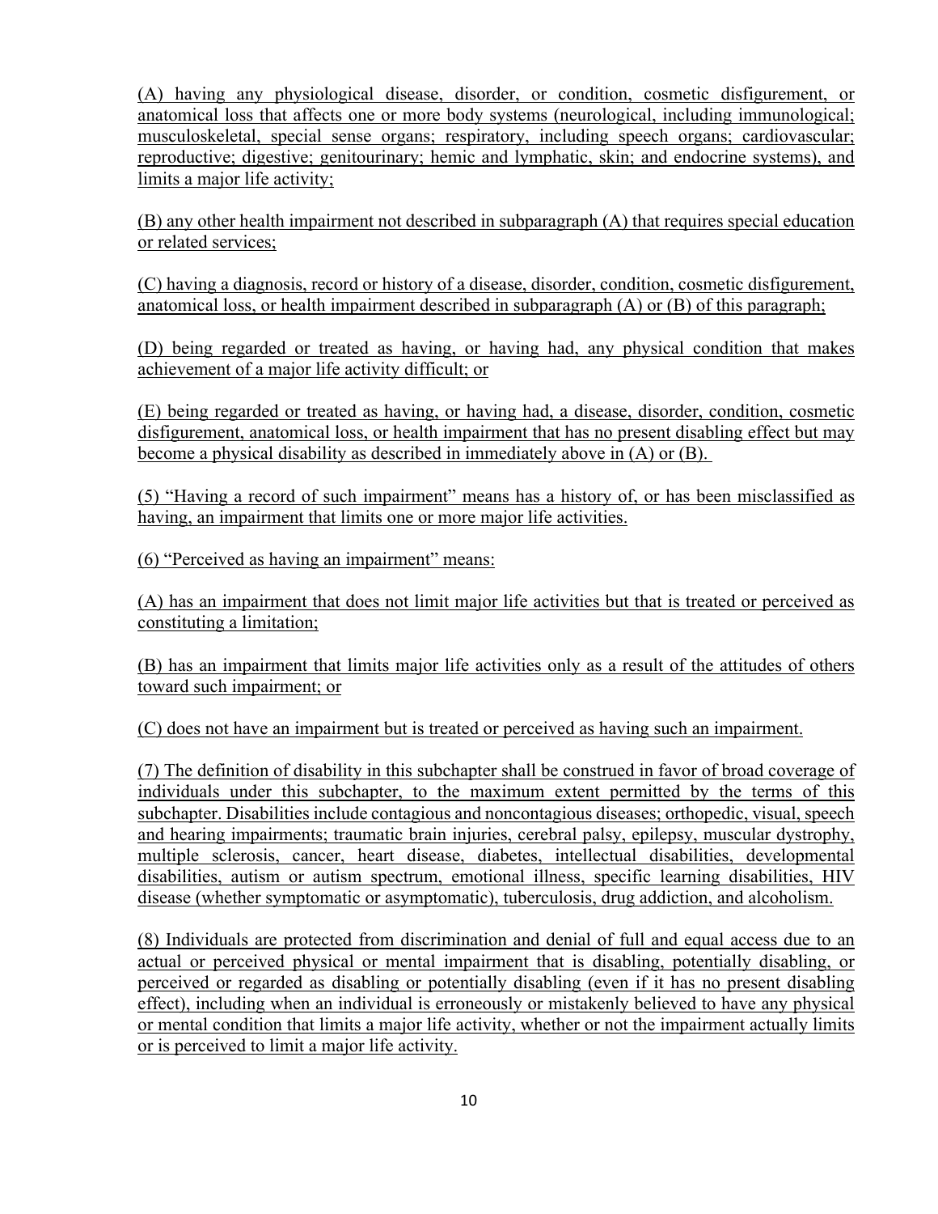(A) having any physiological disease, disorder, or condition, cosmetic disfigurement, or anatomical loss that affects one or more body systems (neurological, including immunological; musculoskeletal, special sense organs; respiratory, including speech organs; cardiovascular; reproductive; digestive; genitourinary; hemic and lymphatic, skin; and endocrine systems), and limits a major life activity;

(B) any other health impairment not described in subparagraph (A) that requires special education or related services;

(C) having a diagnosis, record or history of a disease, disorder, condition, cosmetic disfigurement, anatomical loss, or health impairment described in subparagraph (A) or (B) of this paragraph;

(D) being regarded or treated as having, or having had, any physical condition that makes achievement of a major life activity difficult; or

(E) being regarded or treated as having, or having had, a disease, disorder, condition, cosmetic disfigurement, anatomical loss, or health impairment that has no present disabling effect but may become a physical disability as described in immediately above in (A) or (B).

(5) "Having a record of such impairment" means has a history of, or has been misclassified as having, an impairment that limits one or more major life activities.

(6) "Perceived as having an impairment" means:

(A) has an impairment that does not limit major life activities but that is treated or perceived as constituting a limitation;

(B) has an impairment that limits major life activities only as a result of the attitudes of others toward such impairment; or

(C) does not have an impairment but is treated or perceived as having such an impairment.

(7) The definition of disability in this subchapter shall be construed in favor of broad coverage of individuals under this subchapter, to the maximum extent permitted by the terms of this subchapter. Disabilities include contagious and noncontagious diseases; orthopedic, visual, speech and hearing impairments; traumatic brain injuries, cerebral palsy, epilepsy, muscular dystrophy, multiple sclerosis, cancer, heart disease, diabetes, intellectual disabilities, developmental disabilities, autism or autism spectrum, emotional illness, specific learning disabilities, HIV disease (whether symptomatic or asymptomatic), tuberculosis, drug addiction, and alcoholism.

(8) Individuals are protected from discrimination and denial of full and equal access due to an actual or perceived physical or mental impairment that is disabling, potentially disabling, or perceived or regarded as disabling or potentially disabling (even if it has no present disabling effect), including when an individual is erroneously or mistakenly believed to have any physical or mental condition that limits a major life activity, whether or not the impairment actually limits or is perceived to limit a major life activity.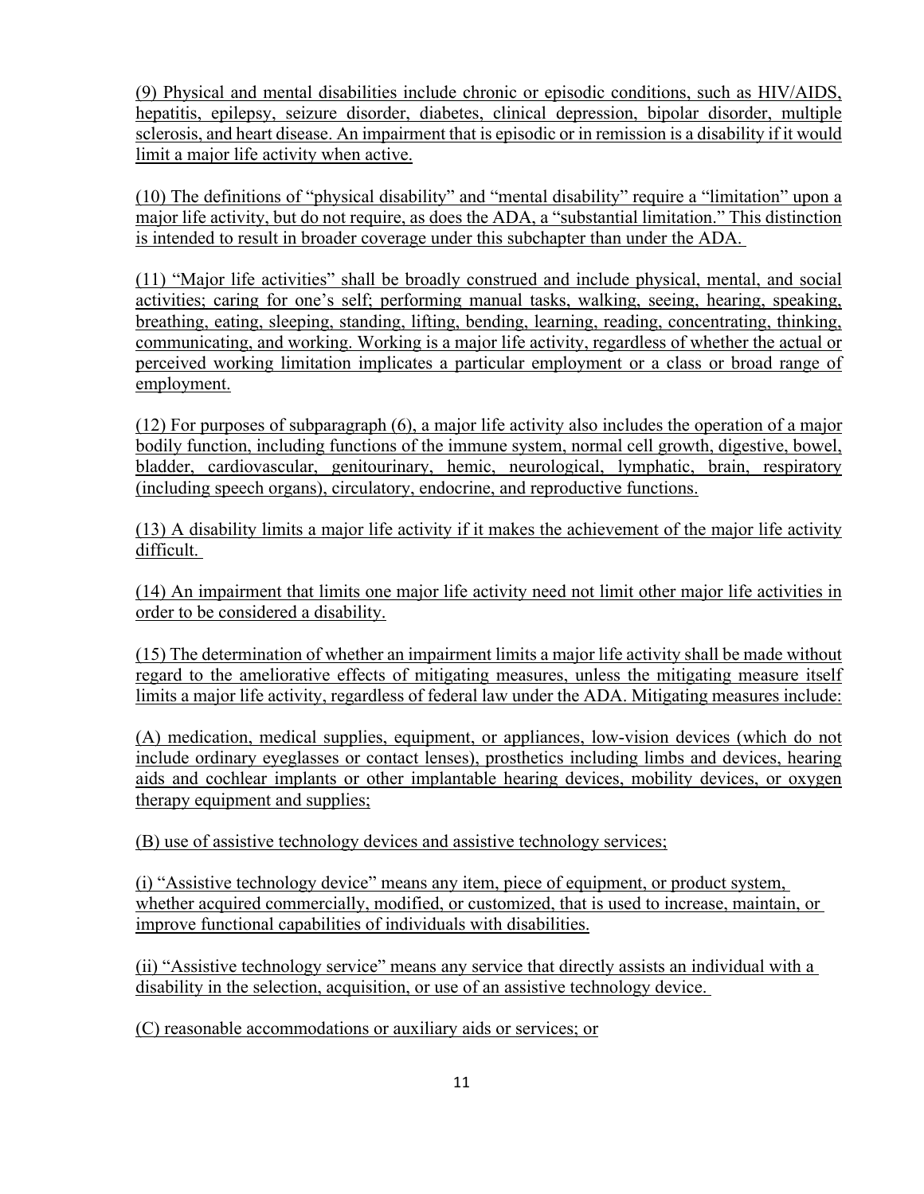(9) Physical and mental disabilities include chronic or episodic conditions, such as HIV/AIDS, hepatitis, epilepsy, seizure disorder, diabetes, clinical depression, bipolar disorder, multiple sclerosis, and heart disease. An impairment that is episodic or in remission is a disability if it would limit a major life activity when active.

(10) The definitions of "physical disability" and "mental disability" require a "limitation" upon a major life activity, but do not require, as does the ADA, a "substantial limitation." This distinction is intended to result in broader coverage under this subchapter than under the ADA.

(11) "Major life activities" shall be broadly construed and include physical, mental, and social activities; caring for one's self; performing manual tasks, walking, seeing, hearing, speaking, breathing, eating, sleeping, standing, lifting, bending, learning, reading, concentrating, thinking, communicating, and working. Working is a major life activity, regardless of whether the actual or perceived working limitation implicates a particular employment or a class or broad range of employment.

(12) For purposes of subparagraph (6), a major life activity also includes the operation of a major bodily function, including functions of the immune system, normal cell growth, digestive, bowel, bladder, cardiovascular, genitourinary, hemic, neurological, lymphatic, brain, respiratory (including speech organs), circulatory, endocrine, and reproductive functions.

(13) A disability limits a major life activity if it makes the achievement of the major life activity difficult.

(14) An impairment that limits one major life activity need not limit other major life activities in order to be considered a disability.

(15) The determination of whether an impairment limits a major life activity shall be made without regard to the ameliorative effects of mitigating measures, unless the mitigating measure itself limits a major life activity, regardless of federal law under the ADA. Mitigating measures include:

(A) medication, medical supplies, equipment, or appliances, low-vision devices (which do not include ordinary eyeglasses or contact lenses), prosthetics including limbs and devices, hearing aids and cochlear implants or other implantable hearing devices, mobility devices, or oxygen therapy equipment and supplies;

(B) use of assistive technology devices and assistive technology services;

(i) "Assistive technology device" means any item, piece of equipment, or product system, whether acquired commercially, modified, or customized, that is used to increase, maintain, or improve functional capabilities of individuals with disabilities.

(ii) "Assistive technology service" means any service that directly assists an individual with a disability in the selection, acquisition, or use of an assistive technology device.

(C) reasonable accommodations or auxiliary aids or services; or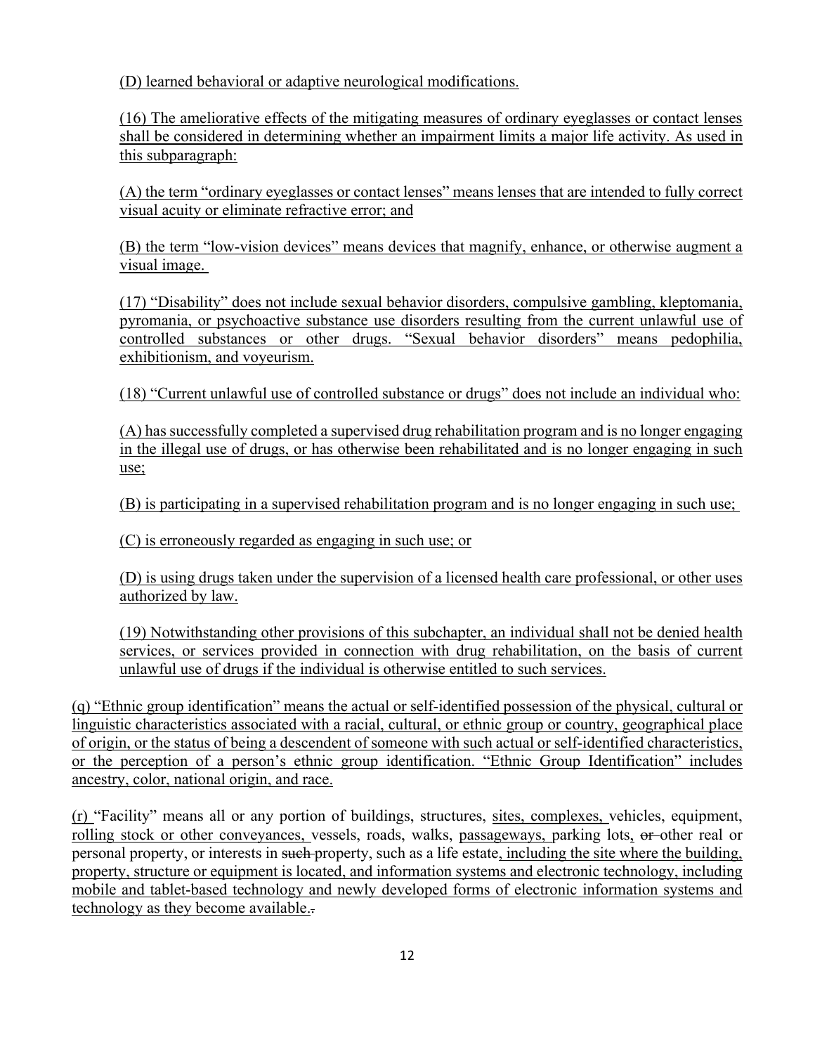(D) learned behavioral or adaptive neurological modifications.

(16) The ameliorative effects of the mitigating measures of ordinary eyeglasses or contact lenses shall be considered in determining whether an impairment limits a major life activity. As used in this subparagraph:

(A) the term "ordinary eyeglasses or contact lenses" means lenses that are intended to fully correct visual acuity or eliminate refractive error; and

(B) the term "low-vision devices" means devices that magnify, enhance, or otherwise augment a visual image.

(17) "Disability" does not include sexual behavior disorders, compulsive gambling, kleptomania, pyromania, or psychoactive substance use disorders resulting from the current unlawful use of controlled substances or other drugs. "Sexual behavior disorders" means pedophilia, exhibitionism, and voyeurism.

(18) "Current unlawful use of controlled substance or drugs" does not include an individual who:

(A) has successfully completed a supervised drug rehabilitation program and is no longer engaging in the illegal use of drugs, or has otherwise been rehabilitated and is no longer engaging in such use;

(B) is participating in a supervised rehabilitation program and is no longer engaging in such use;

(C) is erroneously regarded as engaging in such use; or

(D) is using drugs taken under the supervision of a licensed health care professional, or other uses authorized by law.

(19) Notwithstanding other provisions of this subchapter, an individual shall not be denied health services, or services provided in connection with drug rehabilitation, on the basis of current unlawful use of drugs if the individual is otherwise entitled to such services.

(q) "Ethnic group identification" means the actual or self-identified possession of the physical, cultural or linguistic characteristics associated with a racial, cultural, or ethnic group or country, geographical place of origin, or the status of being a descendent of someone with such actual or self-identified characteristics, or the perception of a person's ethnic group identification. "Ethnic Group Identification" includes ancestry, color, national origin, and race.

(r) "Facility" means all or any portion of buildings, structures, sites, complexes, vehicles, equipment, rolling stock or other conveyances, vessels, roads, walks, passageways, parking lots, ~~or~~ other real or personal property, or interests in ~~such~~ property, such as a life estate, including the site where the building, property, structure or equipment is located, and information systems and electronic technology, including mobile and tablet-based technology and newly developed forms of electronic information systems and technology as they become available.~~.~~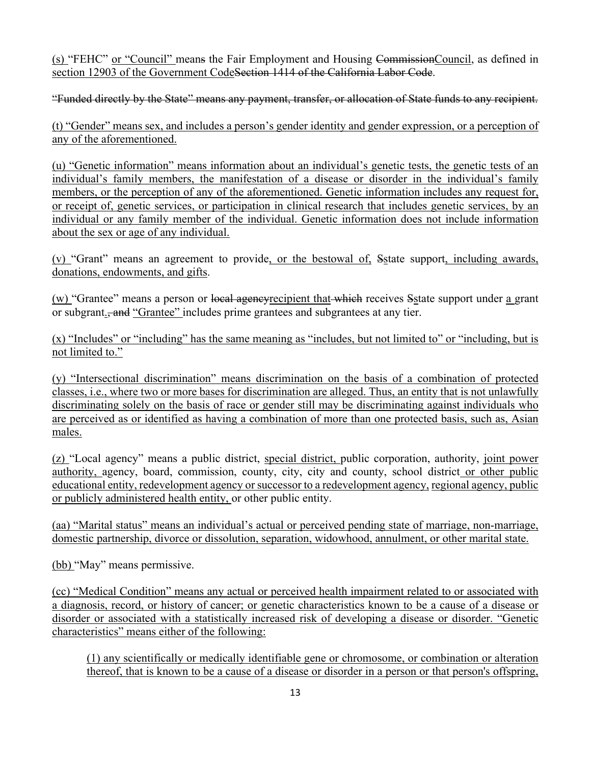<u>(s)</u> "FEHC" <u>or "Council"</u> mean~~s~~ the Fair Employment and Housing ~~Commission~~<u>Council</u>, as defined in <u>section 12903 of the Government Code</u>~~Section 1414 of the California Labor Code~~.

~~"Funded directly by the State" means any payment, transfer, or allocation of State funds to any recipient.~~

<u>(t) "Gender" means sex, and includes a person's gender identity and gender expression, or a perception of any of the aforementioned.</u>

<u>(u) "Genetic information" means information about an individual's genetic tests, the genetic tests of an individual's family members, the manifestation of a disease or disorder in the individual's family members, or the perception of any of the aforementioned. Genetic information includes any request for, or receipt of, genetic services, or participation in clinical research that includes genetic services, by an individual or any family member of the individual. Genetic information does not include information about the sex or age of any individual.</u>

<u>(v)</u> "Grant" means an agreement to provide<u>, or the bestowal of,</u> ~~S~~<u>s</u>tate support<u>, including awards, donations, endowments, and gifts</u>.

<u>(w)</u> "Grantee" means a person or ~~local agency~~<u>recipient that</u> ~~which~~ receives ~~S~~<u>s</u>tate support under <u>a</u> grant or subgrant<u>.</u>~~, and~~ <u>"Grantee"</u> includes prime grantees and subgrantees at any tier.

<u>(x) "Includes" or "including" has the same meaning as "includes, but not limited to" or "including, but is not limited to."</u>

<u>(y) "Intersectional discrimination" means discrimination on the basis of a combination of protected classes, i.e., where two or more bases for discrimination are alleged. Thus, an entity that is not unlawfully discriminating solely on the basis of race or gender still may be discriminating against individuals who are perceived as or identified as having a combination of more than one protected basis, such as, Asian males.</u>

<u>(z)</u> "Local agency" means a public district, <u>special district,</u> public corporation, authority, <u>joint power authority,</u> agency, board, commission, county, city, city and county, school district<u> or other public educational entity, redevelopment agency or successor to a redevelopment agency, regional agency, public or publicly administered health entity,</u> or other public entity.

<u>(aa) "Marital status" means an individual's actual or perceived pending state of marriage, non-marriage, domestic partnership, divorce or dissolution, separation, widowhood, annulment, or other marital state.</u>

<u>(bb)</u> "May" means permissive.

<u>(cc) "Medical Condition" means any actual or perceived health impairment related to or associated with a diagnosis, record, or history of cancer; or genetic characteristics known to be a cause of a disease or disorder or associated with a statistically increased risk of developing a disease or disorder. "Genetic characteristics" means either of the following:</u>

> <u>(1) any scientifically or medically identifiable gene or chromosome, or combination or alteration thereof, that is known to be a cause of a disease or disorder in a person or that person's offspring,</u>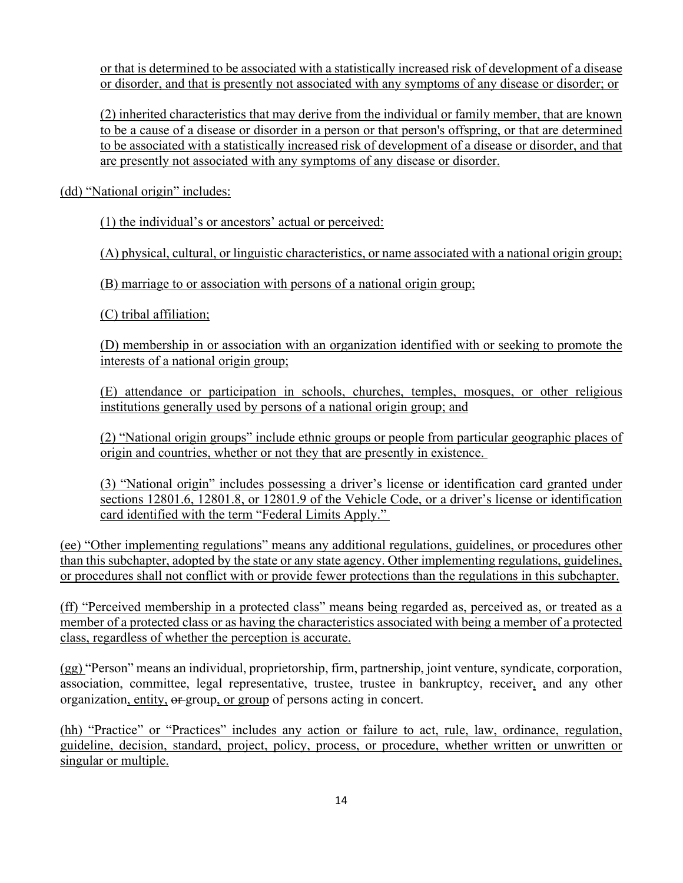or that is determined to be associated with a statistically increased risk of development of a disease or disorder, and that is presently not associated with any symptoms of any disease or disorder; or

(2) inherited characteristics that may derive from the individual or family member, that are known to be a cause of a disease or disorder in a person or that person's offspring, or that are determined to be associated with a statistically increased risk of development of a disease or disorder, and that are presently not associated with any symptoms of any disease or disorder.

(dd) “National origin” includes:

(1) the individual’s or ancestors’ actual or perceived:

(A) physical, cultural, or linguistic characteristics, or name associated with a national origin group;

(B) marriage to or association with persons of a national origin group;

(C) tribal affiliation;

(D) membership in or association with an organization identified with or seeking to promote the interests of a national origin group;

(E) attendance or participation in schools, churches, temples, mosques, or other religious institutions generally used by persons of a national origin group; and

(2) “National origin groups” include ethnic groups or people from particular geographic places of origin and countries, whether or not they that are presently in existence.

(3) “National origin” includes possessing a driver’s license or identification card granted under sections 12801.6, 12801.8, or 12801.9 of the Vehicle Code, or a driver’s license or identification card identified with the term “Federal Limits Apply.”

(ee) “Other implementing regulations” means any additional regulations, guidelines, or procedures other than this subchapter, adopted by the state or any state agency. Other implementing regulations, guidelines, or procedures shall not conflict with or provide fewer protections than the regulations in this subchapter.

(ff) “Perceived membership in a protected class” means being regarded as, perceived as, or treated as a member of a protected class or as having the characteristics associated with being a member of a protected class, regardless of whether the perception is accurate.

(gg) “Person” means an individual, proprietorship, firm, partnership, joint venture, syndicate, corporation, association, committee, legal representative, trustee, trustee in bankruptcy, receiver, and any other organization, entity, ~~or~~ group, or group of persons acting in concert.

(hh) “Practice” or “Practices” includes any action or failure to act, rule, law, ordinance, regulation, guideline, decision, standard, project, policy, process, or procedure, whether written or unwritten or singular or multiple.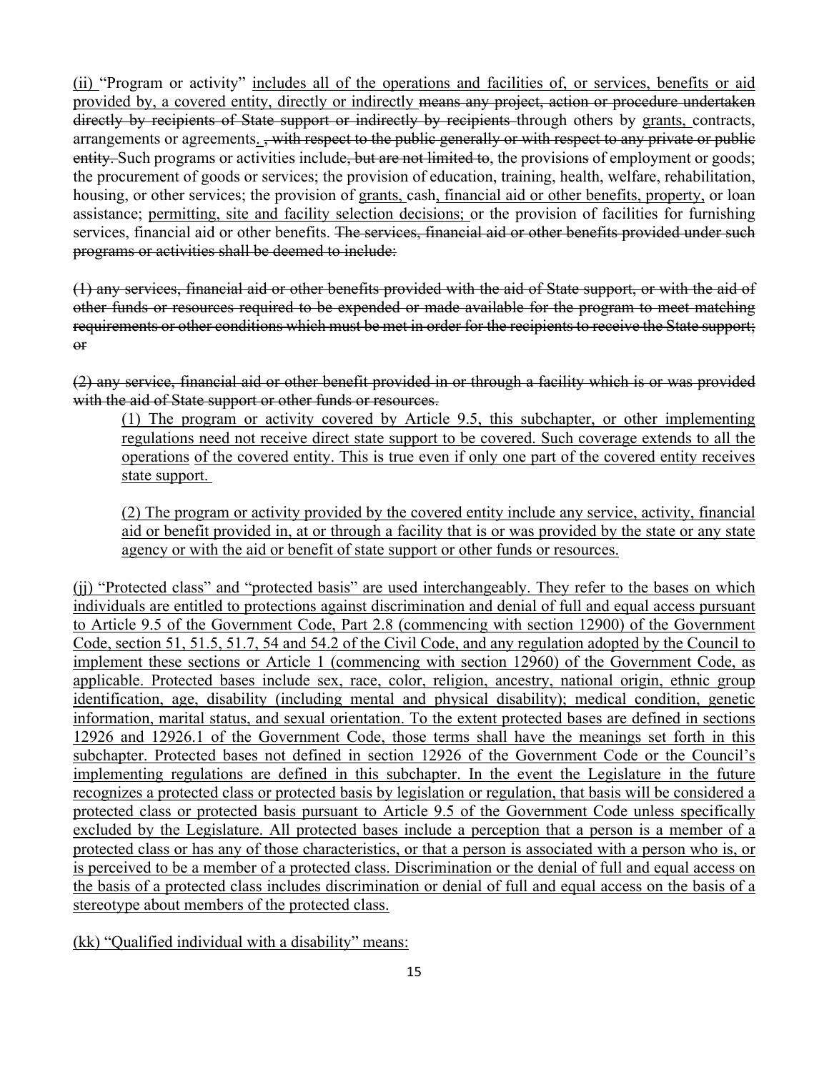<u>(ii)</u> "Program or activity" <u>includes all of the operations and facilities of, or services, benefits or aid provided by, a covered entity, directly or indirectly</u> ~~means any project, action or procedure undertaken directly by recipients of State support or indirectly by recipients~~ through others by <u>grants,</u> contracts, arrangements or agreements<u>.</u> ~~, with respect to the public generally or with respect to any private or public entity.~~ Such programs or activities include~~, but are not limited to~~, the provisions of employment or goods; the procurement of goods or services; the provision of education, training, health, welfare, rehabilitation, housing, or other services; the provision of <u>grants,</u> cash<u>, financial aid or other benefits, property,</u> or loan assistance; <u>permitting, site and facility selection decisions;</u> or the provision of facilities for furnishing services, financial aid or other benefits. ~~The services, financial aid or other benefits provided under such programs or activities shall be deemed to include:~~

~~(1) any services, financial aid or other benefits provided with the aid of State support, or with the aid of other funds or resources required to be expended or made available for the program to meet matching requirements or other conditions which must be met in order for the recipients to receive the State support; or~~

~~(2) any service, financial aid or other benefit provided in or through a facility which is or was provided with the aid of State support or other funds or resources.~~

> <u>(1) The program or activity covered by Article 9.5, this subchapter, or other implementing regulations need not receive direct state support to be covered. Such coverage extends to all the operations of the covered entity. This is true even if only one part of the covered entity receives state support.</u>
>
> <u>(2) The program or activity provided by the covered entity include any service, activity, financial aid or benefit provided in, at or through a facility that is or was provided by the state or any state agency or with the aid or benefit of state support or other funds or resources.</u>

<u>(jj) "Protected class" and "protected basis" are used interchangeably. They refer to the bases on which individuals are entitled to protections against discrimination and denial of full and equal access pursuant to Article 9.5 of the Government Code, Part 2.8 (commencing with section 12900) of the Government Code, section 51, 51.5, 51.7, 54 and 54.2 of the Civil Code, and any regulation adopted by the Council to implement these sections or Article 1 (commencing with section 12960) of the Government Code, as applicable. Protected bases include sex, race, color, religion, ancestry, national origin, ethnic group identification, age, disability (including mental and physical disability); medical condition, genetic information, marital status, and sexual orientation. To the extent protected bases are defined in sections 12926 and 12926.1 of the Government Code, those terms shall have the meanings set forth in this subchapter. Protected bases not defined in section 12926 of the Government Code or the Council's implementing regulations are defined in this subchapter. In the event the Legislature in the future recognizes a protected class or protected basis by legislation or regulation, that basis will be considered a protected class or protected basis pursuant to Article 9.5 of the Government Code unless specifically excluded by the Legislature. All protected bases include a perception that a person is a member of a protected class or has any of those characteristics, or that a person is associated with a person who is, or is perceived to be a member of a protected class. Discrimination or the denial of full and equal access on the basis of a protected class includes discrimination or denial of full and equal access on the basis of a stereotype about members of the protected class.</u>

<u>(kk) "Qualified individual with a disability" means:</u>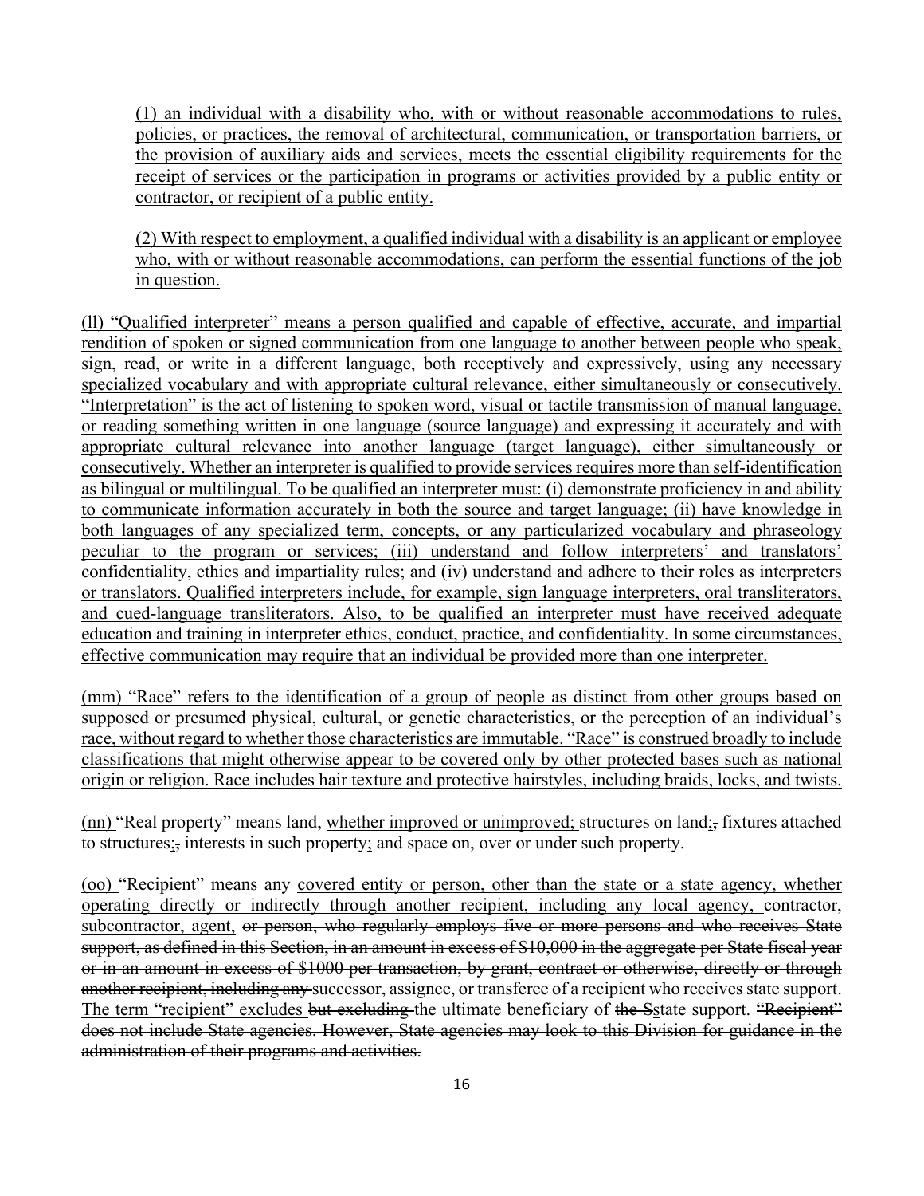(1) an individual with a disability who, with or without reasonable accommodations to rules, policies, or practices, the removal of architectural, communication, or transportation barriers, or the provision of auxiliary aids and services, meets the essential eligibility requirements for the receipt of services or the participation in programs or activities provided by a public entity or contractor, or recipient of a public entity.

(2) With respect to employment, a qualified individual with a disability is an applicant or employee who, with or without reasonable accommodations, can perform the essential functions of the job in question.

(ll) "Qualified interpreter" means a person qualified and capable of effective, accurate, and impartial rendition of spoken or signed communication from one language to another between people who speak, sign, read, or write in a different language, both receptively and expressively, using any necessary specialized vocabulary and with appropriate cultural relevance, either simultaneously or consecutively. "Interpretation" is the act of listening to spoken word, visual or tactile transmission of manual language, or reading something written in one language (source language) and expressing it accurately and with appropriate cultural relevance into another language (target language), either simultaneously or consecutively. Whether an interpreter is qualified to provide services requires more than self-identification as bilingual or multilingual. To be qualified an interpreter must: (i) demonstrate proficiency in and ability to communicate information accurately in both the source and target language; (ii) have knowledge in both languages of any specialized term, concepts, or any particularized vocabulary and phraseology peculiar to the program or services; (iii) understand and follow interpreters' and translators' confidentiality, ethics and impartiality rules; and (iv) understand and adhere to their roles as interpreters or translators. Qualified interpreters include, for example, sign language interpreters, oral transliterators, and cued-language transliterators. Also, to be qualified an interpreter must have received adequate education and training in interpreter ethics, conduct, practice, and confidentiality. In some circumstances, effective communication may require that an individual be provided more than one interpreter.

(mm) "Race" refers to the identification of a group of people as distinct from other groups based on supposed or presumed physical, cultural, or genetic characteristics, or the perception of an individual's race, without regard to whether those characteristics are immutable. "Race" is construed broadly to include classifications that might otherwise appear to be covered only by other protected bases such as national origin or religion. Race includes hair texture and protective hairstyles, including braids, locks, and twists.

(nn) "Real property" means land, whether improved or unimproved; structures on land;~~,~~ fixtures attached to structures;~~,~~ interests in such property; and space on, over or under such property.

(oo) "Recipient" means any covered entity or person, other than the state or a state agency, whether operating directly or indirectly through another recipient, including any local agency, contractor, subcontractor, agent, ~~or person, who regularly employs five or more persons and who receives State support, as defined in this Section, in an amount in excess of $10,000 in the aggregate per State fiscal year or in an amount in excess of $1000 per transaction, by grant, contract or otherwise, directly or through another recipient, including any~~ successor, assignee, or transferee of a recipient who receives state support. The term "recipient" excludes ~~but excluding~~ the ultimate beneficiary of ~~the S~~state support. ~~"Recipient" does not include State agencies. However, State agencies may look to this Division for guidance in the administration of their programs and activities.~~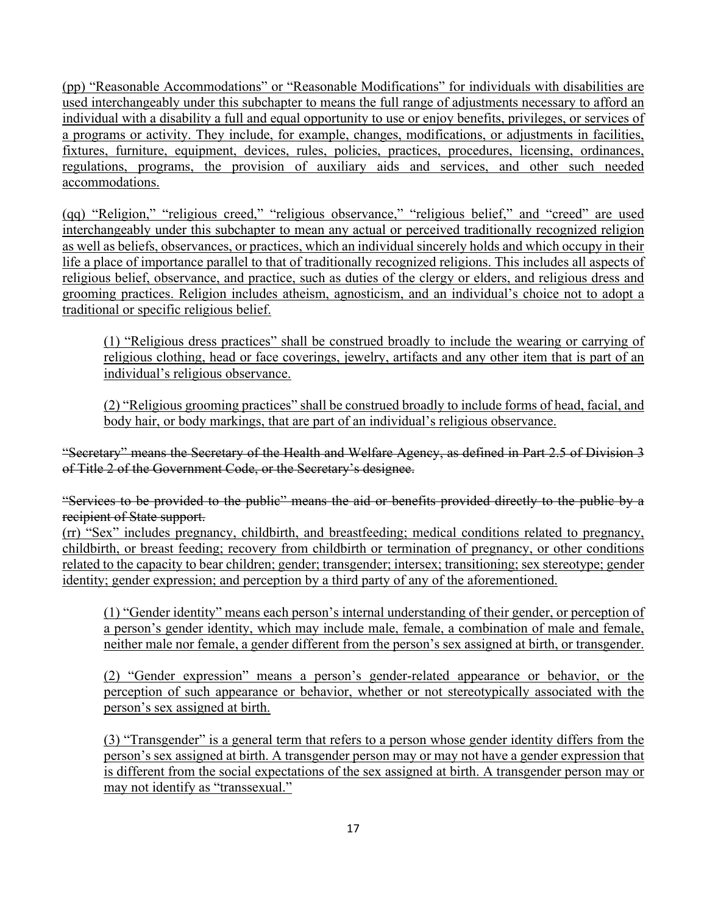(pp) "Reasonable Accommodations" or "Reasonable Modifications" for individuals with disabilities are used interchangeably under this subchapter to means the full range of adjustments necessary to afford an individual with a disability a full and equal opportunity to use or enjoy benefits, privileges, or services of a programs or activity. They include, for example, changes, modifications, or adjustments in facilities, fixtures, furniture, equipment, devices, rules, policies, practices, procedures, licensing, ordinances, regulations, programs, the provision of auxiliary aids and services, and other such needed accommodations.

(qq) "Religion," "religious creed," "religious observance," "religious belief," and "creed" are used interchangeably under this subchapter to mean any actual or perceived traditionally recognized religion as well as beliefs, observances, or practices, which an individual sincerely holds and which occupy in their life a place of importance parallel to that of traditionally recognized religions. This includes all aspects of religious belief, observance, and practice, such as duties of the clergy or elders, and religious dress and grooming practices. Religion includes atheism, agnosticism, and an individual's choice not to adopt a traditional or specific religious belief.

(1) "Religious dress practices" shall be construed broadly to include the wearing or carrying of religious clothing, head or face coverings, jewelry, artifacts and any other item that is part of an individual's religious observance.

(2) "Religious grooming practices" shall be construed broadly to include forms of head, facial, and body hair, or body markings, that are part of an individual's religious observance.

~~"Secretary" means the Secretary of the Health and Welfare Agency, as defined in Part 2.5 of Division 3 of Title 2 of the Government Code, or the Secretary's designee.~~

~~"Services to be provided to the public" means the aid or benefits provided directly to the public by a recipient of State support.~~

(rr) "Sex" includes pregnancy, childbirth, and breastfeeding; medical conditions related to pregnancy, childbirth, or breast feeding; recovery from childbirth or termination of pregnancy, or other conditions related to the capacity to bear children; gender; transgender; intersex; transitioning; sex stereotype; gender identity; gender expression; and perception by a third party of any of the aforementioned.

(1) "Gender identity" means each person's internal understanding of their gender, or perception of a person's gender identity, which may include male, female, a combination of male and female, neither male nor female, a gender different from the person's sex assigned at birth, or transgender.

(2) "Gender expression" means a person's gender-related appearance or behavior, or the perception of such appearance or behavior, whether or not stereotypically associated with the person's sex assigned at birth.

(3) "Transgender" is a general term that refers to a person whose gender identity differs from the person's sex assigned at birth. A transgender person may or may not have a gender expression that is different from the social expectations of the sex assigned at birth. A transgender person may or may not identify as "transsexual."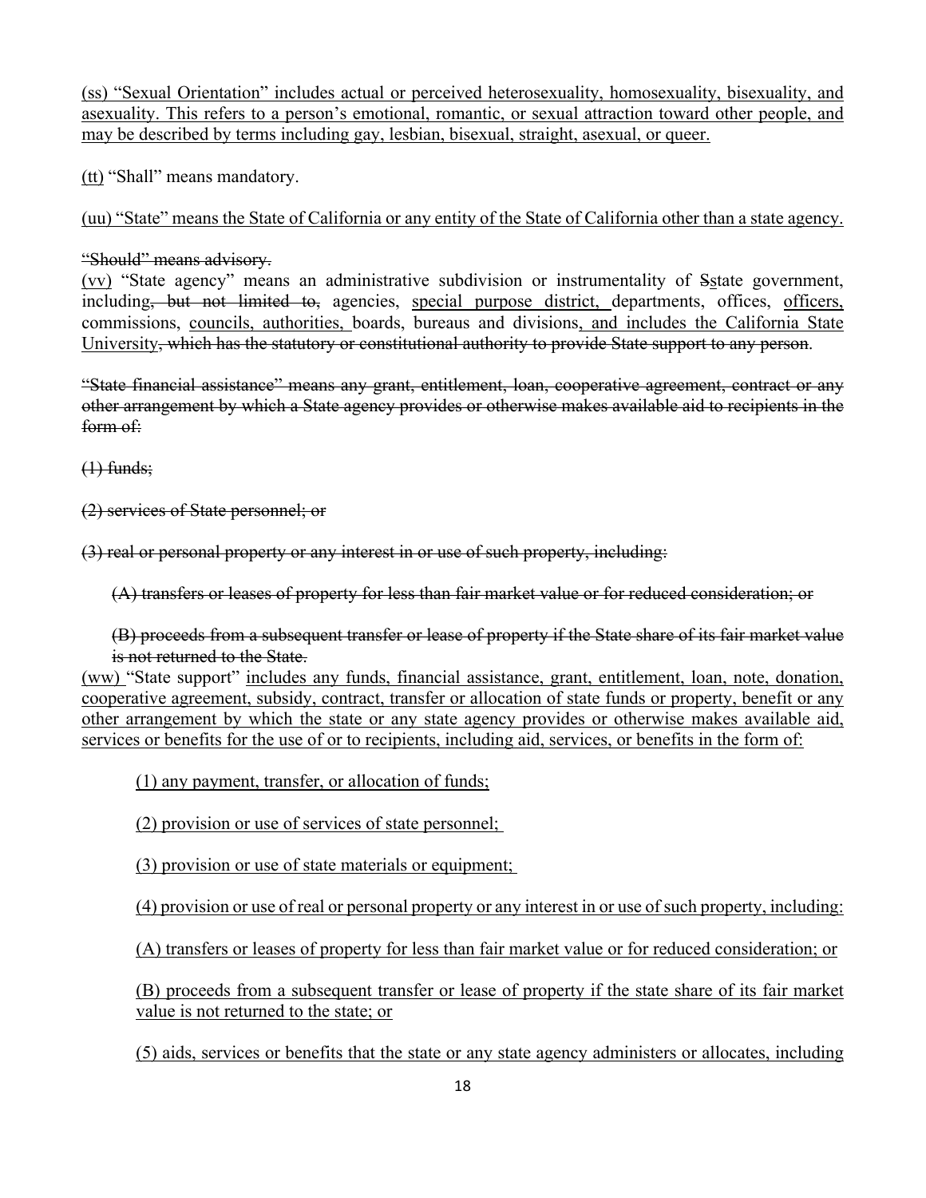<u>(ss) "Sexual Orientation" includes actual or perceived heterosexuality, homosexuality, bisexuality, and asexuality. This refers to a person's emotional, romantic, or sexual attraction toward other people, and may be described by terms including gay, lesbian, bisexual, straight, asexual, or queer.</u>

<u>(tt)</u> "Shall" means mandatory.

<u>(uu) "State" means the State of California or any entity of the State of California other than a state agency.</u>

~~"Should" means advisory.~~

<u>(vv)</u> "State agency" means an administrative subdivision or instrumentality of ~~S~~<u>s</u>tate government, including~~, but not limited to,~~ agencies, <u>special purpose district,</u> departments, offices, <u>officers,</u> commissions, <u>councils, authorities,</u> boards, bureaus and divisions<u>, and includes the California State University</u>~~, which has the statutory or constitutional authority to provide State support to any person~~.

~~"State financial assistance" means any grant, entitlement, loan, cooperative agreement, contract or any other arrangement by which a State agency provides or otherwise makes available aid to recipients in the form of:~~

~~(1) funds;~~

~~(2) services of State personnel; or~~

~~(3) real or personal property or any interest in or use of such property, including:~~

~~(A) transfers or leases of property for less than fair market value or for reduced consideration; or~~

~~(B) proceeds from a subsequent transfer or lease of property if the State share of its fair market value is not returned to the State.~~

<u>(ww)</u> "State support" <u>includes any funds, financial assistance, grant, entitlement, loan, note, donation, cooperative agreement, subsidy, contract, transfer or allocation of state funds or property, benefit or any other arrangement by which the state or any state agency provides or otherwise makes available aid, services or benefits for the use of or to recipients, including aid, services, or benefits in the form of:</u>

<u>(1) any payment, transfer, or allocation of funds;</u>

<u>(2) provision or use of services of state personnel;</u>

<u>(3) provision or use of state materials or equipment;</u>

<u>(4) provision or use of real or personal property or any interest in or use of such property, including:</u>

<u>(A) transfers or leases of property for less than fair market value or for reduced consideration; or</u>

<u>(B) proceeds from a subsequent transfer or lease of property if the state share of its fair market value is not returned to the state; or</u>

<u>(5) aids, services or benefits that the state or any state agency administers or allocates, including</u>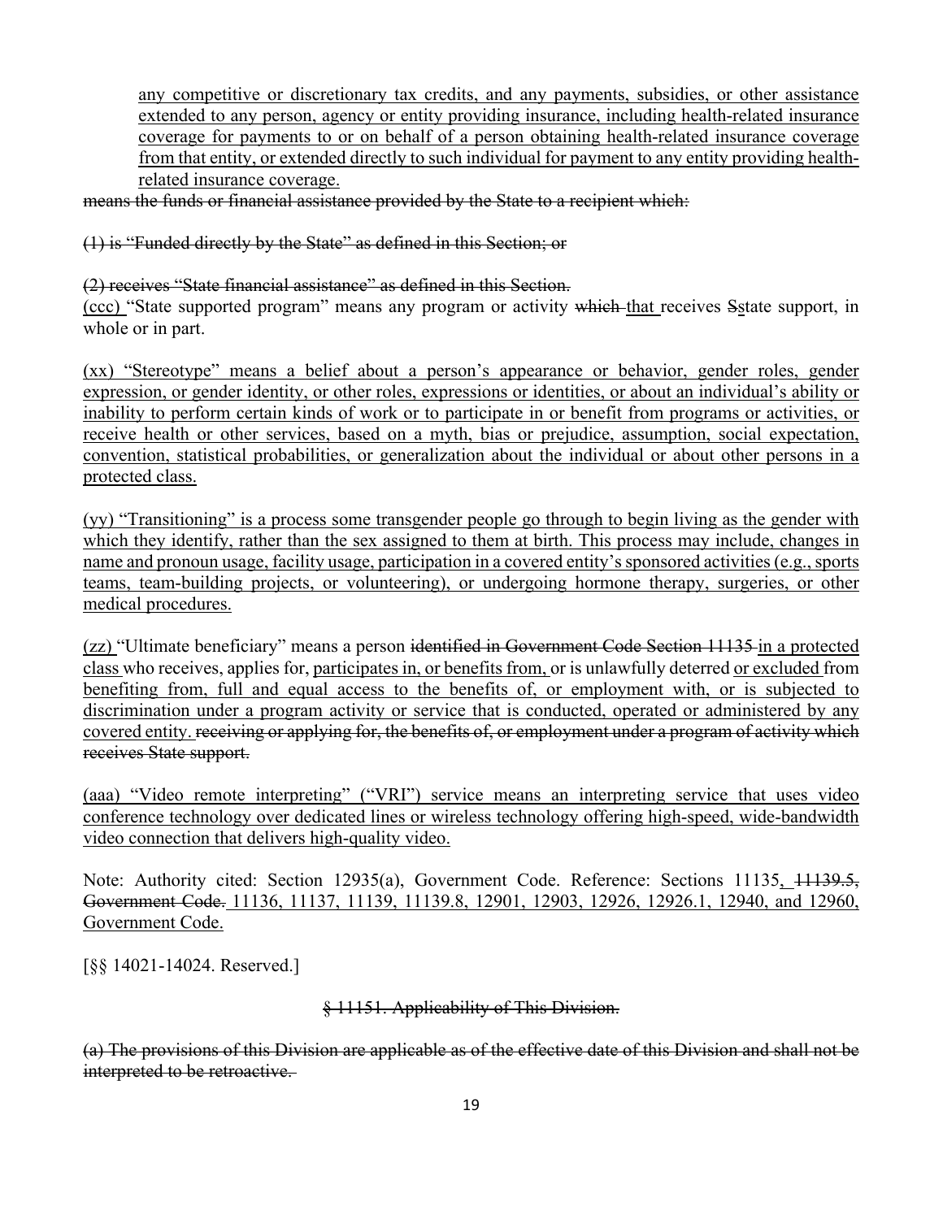any competitive or discretionary tax credits, and any payments, subsidies, or other assistance extended to any person, agency or entity providing insurance, including health-related insurance coverage for payments to or on behalf of a person obtaining health-related insurance coverage from that entity, or extended directly to such individual for payment to any entity providing health-related insurance coverage.

~~means the funds or financial assistance provided by the State to a recipient which:~~

~~(1) is "Funded directly by the State" as defined in this Section; or~~

~~(2) receives "State financial assistance" as defined in this Section.~~

(ccc) "State supported program" means any program or activity ~~which~~ that receives ~~S~~state support, in whole or in part.

(xx) "Stereotype" means a belief about a person's appearance or behavior, gender roles, gender expression, or gender identity, or other roles, expressions or identities, or about an individual's ability or inability to perform certain kinds of work or to participate in or benefit from programs or activities, or receive health or other services, based on a myth, bias or prejudice, assumption, social expectation, convention, statistical probabilities, or generalization about the individual or about other persons in a protected class.

(yy) "Transitioning" is a process some transgender people go through to begin living as the gender with which they identify, rather than the sex assigned to them at birth. This process may include, changes in name and pronoun usage, facility usage, participation in a covered entity's sponsored activities (e.g., sports teams, team-building projects, or volunteering), or undergoing hormone therapy, surgeries, or other medical procedures.

(zz) "Ultimate beneficiary" means a person ~~identified in Government Code Section 11135~~ in a protected class who receives, applies for, participates in, or benefits from, or is unlawfully deterred or excluded from benefiting from, full and equal access to the benefits of, or employment with, or is subjected to discrimination under a program activity or service that is conducted, operated or administered by any covered entity. ~~receiving or applying for, the benefits of, or employment under a program of activity which receives State support.~~

(aaa) "Video remote interpreting" ("VRI") service means an interpreting service that uses video conference technology over dedicated lines or wireless technology offering high-speed, wide-bandwidth video connection that delivers high-quality video.

Note: Authority cited: Section 12935(a), Government Code. Reference: Sections 11135, ~~11139.5, Government Code.~~ 11136, 11137, 11139, 11139.8, 12901, 12903, 12926, 12926.1, 12940, and 12960, Government Code.

[§§ 14021-14024. Reserved.]

~~§ 11151. Applicability of This Division.~~

~~(a) The provisions of this Division are applicable as of the effective date of this Division and shall not be interpreted to be retroactive.~~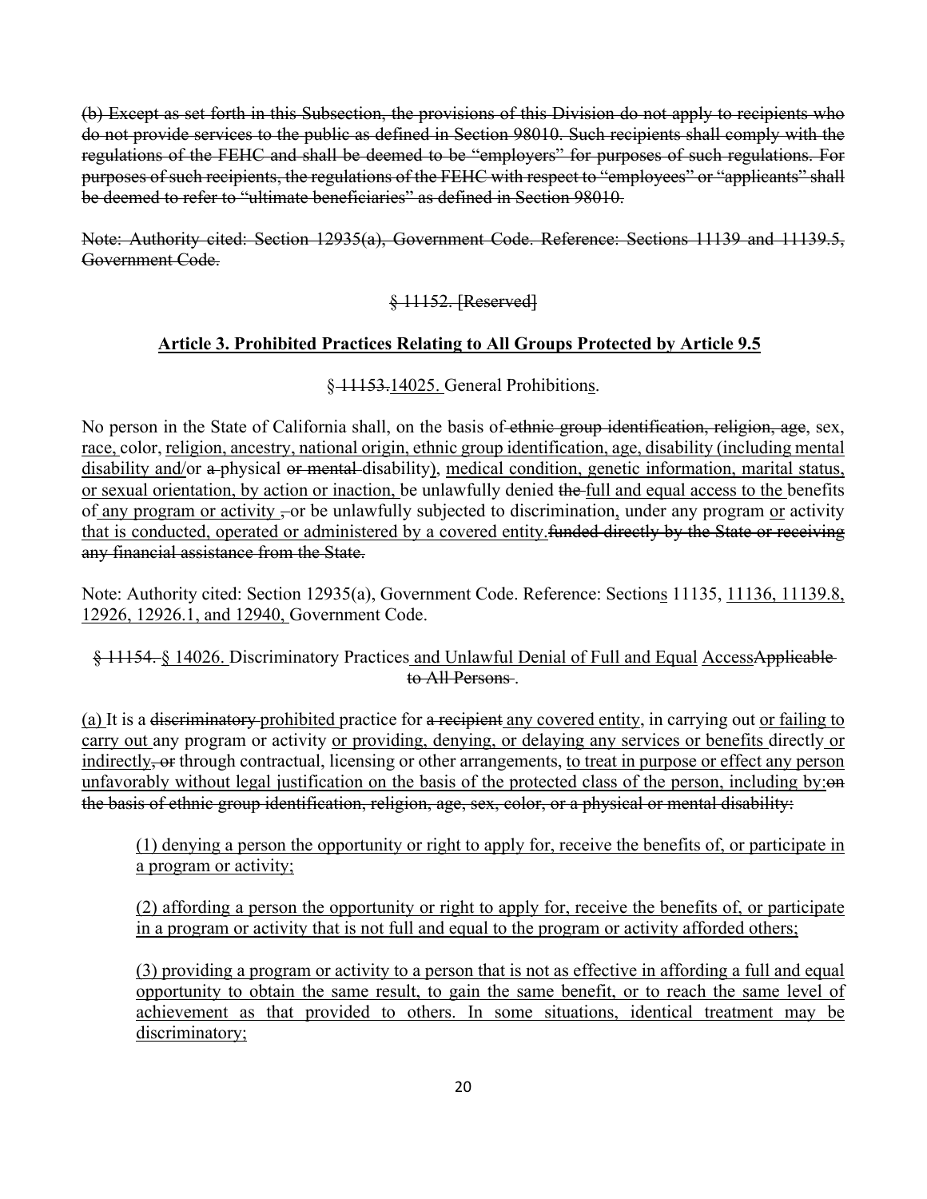~~(b) Except as set forth in this Subsection, the provisions of this Division do not apply to recipients who do not provide services to the public as defined in Section 98010. Such recipients shall comply with the regulations of the FEHC and shall be deemed to be "employers" for purposes of such regulations. For purposes of such recipients, the regulations of the FEHC with respect to "employees" or "applicants" shall be deemed to refer to "ultimate beneficiaries" as defined in Section 98010.~~

~~Note: Authority cited: Section 12935(a), Government Code. Reference: Sections 11139 and 11139.5, Government Code.~~

~~§ 11152. [Reserved]~~

**<u>Article 3. Prohibited Practices Relating to All Groups Protected by Article 9.5</u>**

§ ~~11153.~~<u>14025.</u> General Prohibition<u>s</u>.

No person in the State of California shall, on the basis of ~~ethnic group identification, religion, age~~, sex, <u>race,</u> color, <u>religion, ancestry, national origin, ethnic group identification, age, disability (including mental disability and/</u>or ~~a~~ physical ~~or mental~~ disability<u>)</u>, <u>medical condition, genetic information, marital status, or sexual orientation, by action or inaction,</u> be unlawfully denied ~~the~~ <u>full and equal access to the</u> benefits of <u>any program or activity</u> ~~,~~ or be unlawfully subjected to discrimination<u>,</u> under any program <u>or</u> activity <u>that is conducted, operated or administered by a covered entity.</u>~~funded directly by the State or receiving any financial assistance from the State.~~

Note: Authority cited: Section 12935(a), Government Code. Reference: Section<u>s</u> 11135, <u>11136, 11139.8, 12926, 12926.1, and 12940,</u> Government Code.

~~§ 11154.~~ <u>§ 14026.</u> Discriminatory Practices <u>and Unlawful Denial of Full and Equal</u> <u>Access</u>~~Applicable to All Persons~~.

<u>(a)</u> It is a ~~discriminatory~~ <u>prohibited</u> practice for ~~a recipient~~ <u>any covered entity</u>, in carrying out <u>or failing to carry out</u> any program or activity <u>or providing, denying, or delaying any services or benefits</u> directly <u>or indirectly</u>~~, or~~ through contractual, licensing or other arrangements, <u>to treat in purpose or effect any person unfavorably without legal justification on the basis of the protected class of the person, including by:</u>~~on the basis of ethnic group identification, religion, age, sex, color, or a physical or mental disability:~~

> <u>(1) denying a person the opportunity or right to apply for, receive the benefits of, or participate in a program or activity;</u>
>
> <u>(2) affording a person the opportunity or right to apply for, receive the benefits of, or participate in a program or activity that is not full and equal to the program or activity afforded others;</u>
>
> <u>(3) providing a program or activity to a person that is not as effective in affording a full and equal opportunity to obtain the same result, to gain the same benefit, or to reach the same level of achievement as that provided to others. In some situations, identical treatment may be discriminatory;</u>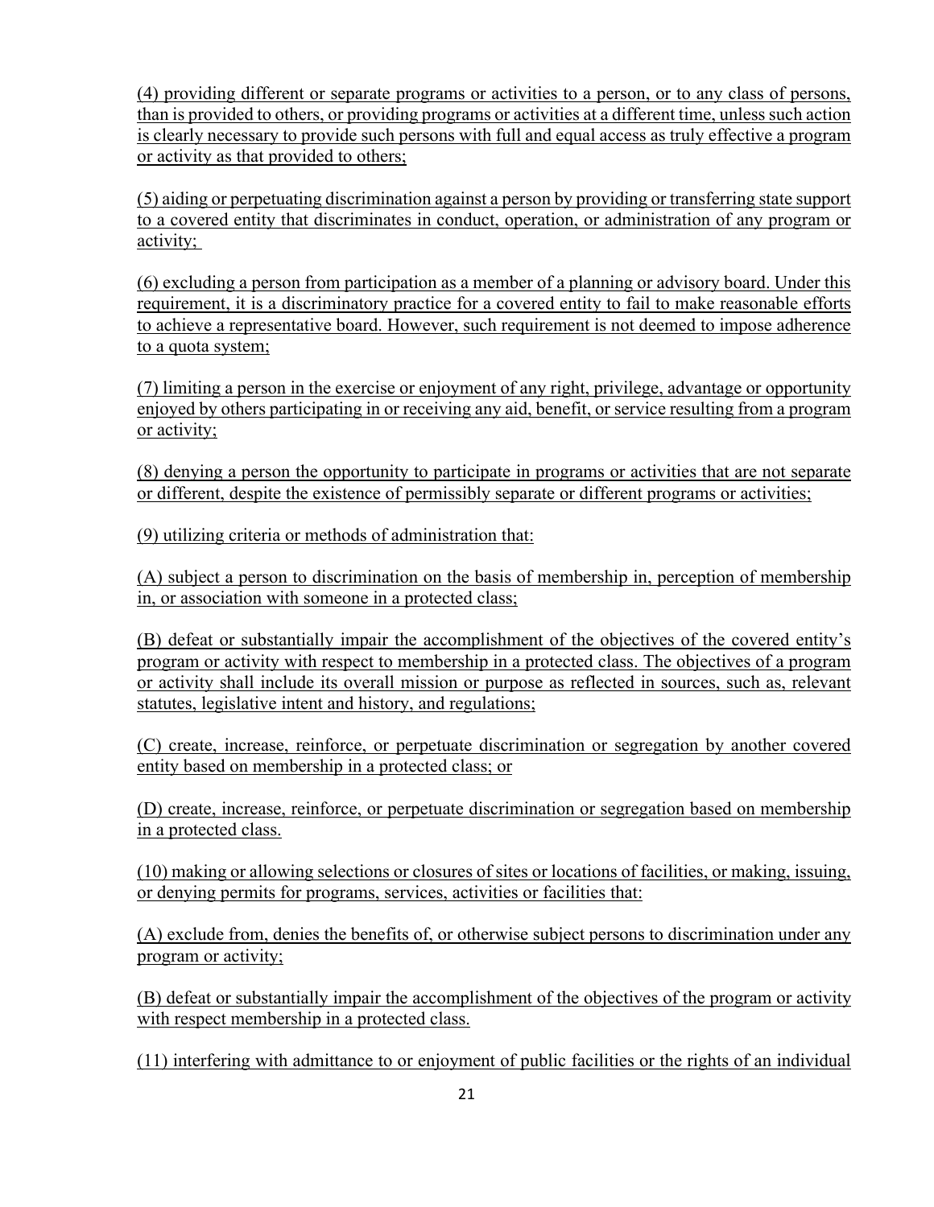(4) providing different or separate programs or activities to a person, or to any class of persons, than is provided to others, or providing programs or activities at a different time, unless such action is clearly necessary to provide such persons with full and equal access as truly effective a program or activity as that provided to others;

(5) aiding or perpetuating discrimination against a person by providing or transferring state support to a covered entity that discriminates in conduct, operation, or administration of any program or activity;

(6) excluding a person from participation as a member of a planning or advisory board. Under this requirement, it is a discriminatory practice for a covered entity to fail to make reasonable efforts to achieve a representative board. However, such requirement is not deemed to impose adherence to a quota system;

(7) limiting a person in the exercise or enjoyment of any right, privilege, advantage or opportunity enjoyed by others participating in or receiving any aid, benefit, or service resulting from a program or activity;

(8) denying a person the opportunity to participate in programs or activities that are not separate or different, despite the existence of permissibly separate or different programs or activities;

(9) utilizing criteria or methods of administration that:

(A) subject a person to discrimination on the basis of membership in, perception of membership in, or association with someone in a protected class;

(B) defeat or substantially impair the accomplishment of the objectives of the covered entity's program or activity with respect to membership in a protected class. The objectives of a program or activity shall include its overall mission or purpose as reflected in sources, such as, relevant statutes, legislative intent and history, and regulations;

(C) create, increase, reinforce, or perpetuate discrimination or segregation by another covered entity based on membership in a protected class; or

(D) create, increase, reinforce, or perpetuate discrimination or segregation based on membership in a protected class.

(10) making or allowing selections or closures of sites or locations of facilities, or making, issuing, or denying permits for programs, services, activities or facilities that:

(A) exclude from, denies the benefits of, or otherwise subject persons to discrimination under any program or activity;

(B) defeat or substantially impair the accomplishment of the objectives of the program or activity with respect membership in a protected class.

(11) interfering with admittance to or enjoyment of public facilities or the rights of an individual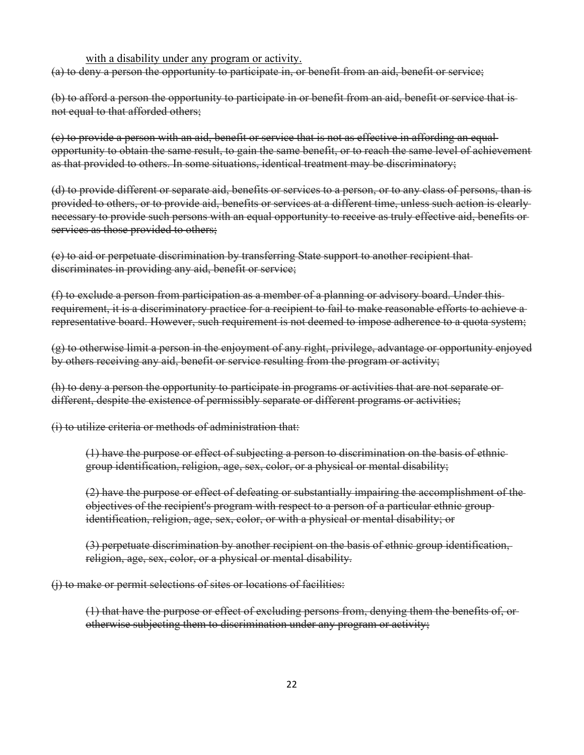<u>with a disability under any program or activity.</u>

~~(a) to deny a person the opportunity to participate in, or benefit from an aid, benefit or service;~~

~~(b) to afford a person the opportunity to participate in or benefit from an aid, benefit or service that is not equal to that afforded others;~~

~~(c) to provide a person with an aid, benefit or service that is not as effective in affording an equal opportunity to obtain the same result, to gain the same benefit, or to reach the same level of achievement as that provided to others. In some situations, identical treatment may be discriminatory;~~

~~(d) to provide different or separate aid, benefits or services to a person, or to any class of persons, than is provided to others, or to provide aid, benefits or services at a different time, unless such action is clearly necessary to provide such persons with an equal opportunity to receive as truly effective aid, benefits or services as those provided to others;~~

~~(e) to aid or perpetuate discrimination by transferring State support to another recipient that discriminates in providing any aid, benefit or service;~~

~~(f) to exclude a person from participation as a member of a planning or advisory board. Under this requirement, it is a discriminatory practice for a recipient to fail to make reasonable efforts to achieve a representative board. However, such requirement is not deemed to impose adherence to a quota system;~~

~~(g) to otherwise limit a person in the enjoyment of any right, privilege, advantage or opportunity enjoyed by others receiving any aid, benefit or service resulting from the program or activity;~~

~~(h) to deny a person the opportunity to participate in programs or activities that are not separate or different, despite the existence of permissibly separate or different programs or activities;~~

~~(i) to utilize criteria or methods of administration that:~~

> ~~(1) have the purpose or effect of subjecting a person to discrimination on the basis of ethnic group identification, religion, age, sex, color, or a physical or mental disability;~~
>
> ~~(2) have the purpose or effect of defeating or substantially impairing the accomplishment of the objectives of the recipient's program with respect to a person of a particular ethnic group identification, religion, age, sex, color, or with a physical or mental disability; or~~
>
> ~~(3) perpetuate discrimination by another recipient on the basis of ethnic group identification, religion, age, sex, color, or a physical or mental disability.~~

~~(j) to make or permit selections of sites or locations of facilities:~~

> ~~(1) that have the purpose or effect of excluding persons from, denying them the benefits of, or otherwise subjecting them to discrimination under any program or activity;~~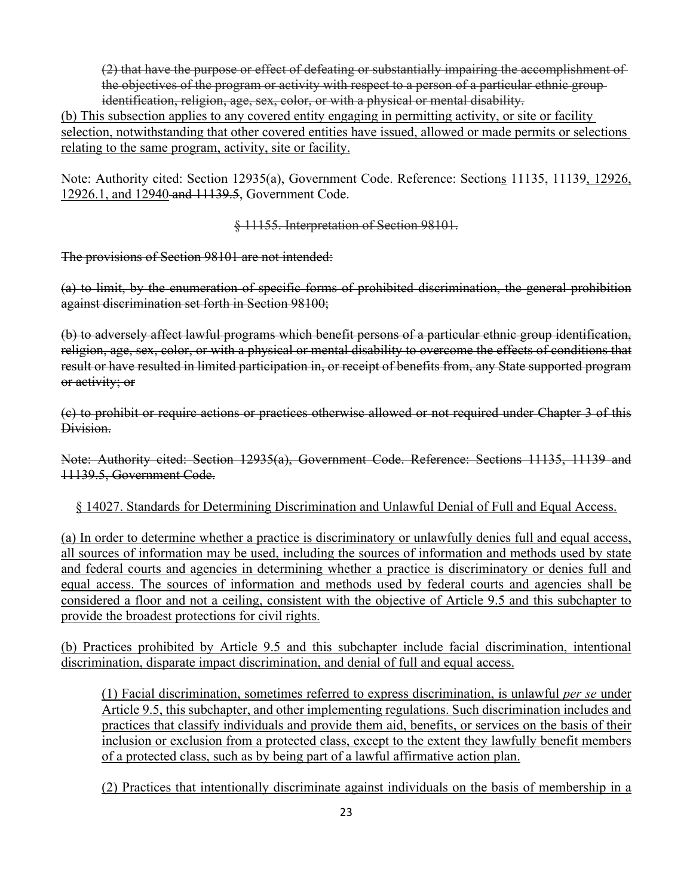~~(2) that have the purpose or effect of defeating or substantially impairing the accomplishment of the objectives of the program or activity with respect to a person of a particular ethnic group identification, religion, age, sex, color, or with a physical or mental disability.~~

<u>(b) This subsection applies to any covered entity engaging in permitting activity, or site or facility selection, notwithstanding that other covered entities have issued, allowed or made permits or selections relating to the same program, activity, site or facility.</u>

Note: Authority cited: Section 12935(a), Government Code. Reference: Section<u>s</u> 11135, 11139<u>, 12926, 12926.1, and 12940</u> ~~and 11139.5~~, Government Code.

~~§ 11155. Interpretation of Section 98101.~~

~~The provisions of Section 98101 are not intended:~~

~~(a) to limit, by the enumeration of specific forms of prohibited discrimination, the general prohibition against discrimination set forth in Section 98100;~~

~~(b) to adversely affect lawful programs which benefit persons of a particular ethnic group identification, religion, age, sex, color, or with a physical or mental disability to overcome the effects of conditions that result or have resulted in limited participation in, or receipt of benefits from, any State supported program or activity; or~~

~~(c) to prohibit or require actions or practices otherwise allowed or not required under Chapter 3 of this Division.~~

~~Note: Authority cited: Section 12935(a), Government Code. Reference: Sections 11135, 11139 and 11139.5, Government Code.~~

<u>§ 14027. Standards for Determining Discrimination and Unlawful Denial of Full and Equal Access.</u>

<u>(a) In order to determine whether a practice is discriminatory or unlawfully denies full and equal access, all sources of information may be used, including the sources of information and methods used by state and federal courts and agencies in determining whether a practice is discriminatory or denies full and equal access. The sources of information and methods used by federal courts and agencies shall be considered a floor and not a ceiling, consistent with the objective of Article 9.5 and this subchapter to provide the broadest protections for civil rights.</u>

<u>(b) Practices prohibited by Article 9.5 and this subchapter include facial discrimination, intentional discrimination, disparate impact discrimination, and denial of full and equal access.</u>

<u>(1) Facial discrimination, sometimes referred to express discrimination, is unlawful *per se* under Article 9.5, this subchapter, and other implementing regulations. Such discrimination includes and practices that classify individuals and provide them aid, benefits, or services on the basis of their inclusion or exclusion from a protected class, except to the extent they lawfully benefit members of a protected class, such as by being part of a lawful affirmative action plan.</u>

<u>(2) Practices that intentionally discriminate against individuals on the basis of membership in a</u>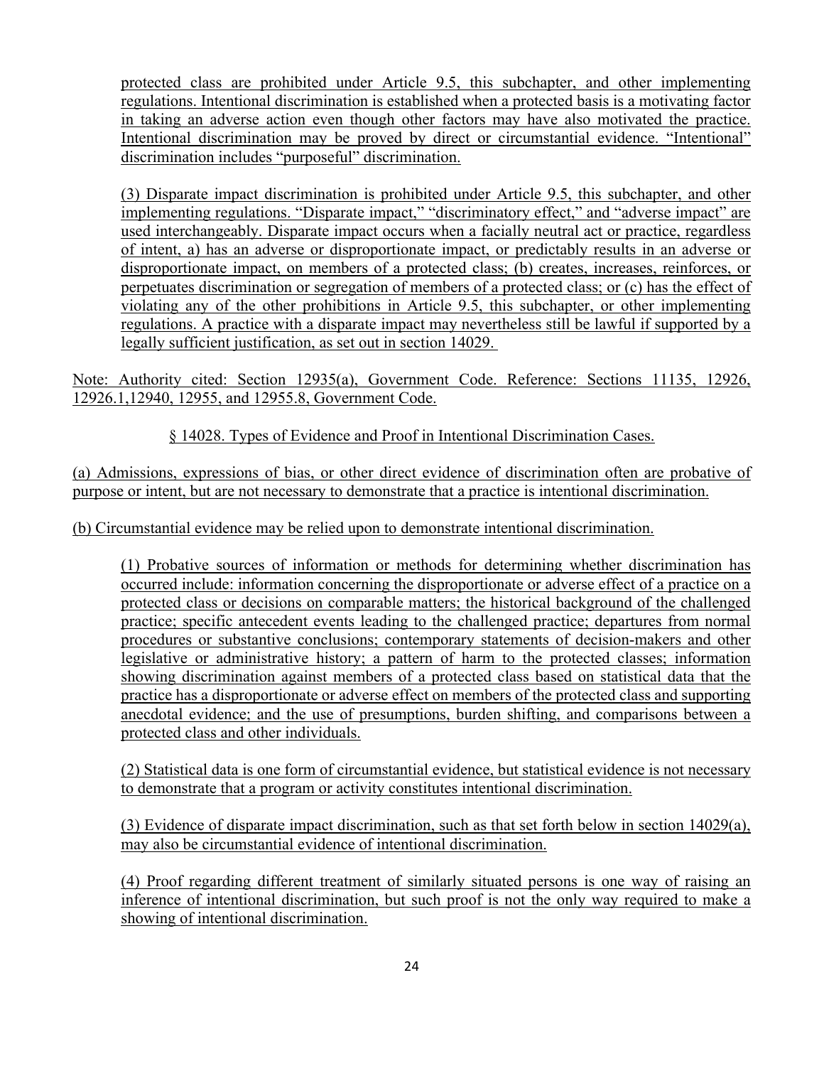protected class are prohibited under Article 9.5, this subchapter, and other implementing regulations. Intentional discrimination is established when a protected basis is a motivating factor in taking an adverse action even though other factors may have also motivated the practice. Intentional discrimination may be proved by direct or circumstantial evidence. "Intentional" discrimination includes "purposeful" discrimination.

(3) Disparate impact discrimination is prohibited under Article 9.5, this subchapter, and other implementing regulations. "Disparate impact," "discriminatory effect," and "adverse impact" are used interchangeably. Disparate impact occurs when a facially neutral act or practice, regardless of intent, a) has an adverse or disproportionate impact, or predictably results in an adverse or disproportionate impact, on members of a protected class; (b) creates, increases, reinforces, or perpetuates discrimination or segregation of members of a protected class; or (c) has the effect of violating any of the other prohibitions in Article 9.5, this subchapter, or other implementing regulations. A practice with a disparate impact may nevertheless still be lawful if supported by a legally sufficient justification, as set out in section 14029.

Note: Authority cited: Section 12935(a), Government Code. Reference: Sections 11135, 12926, 12926.1,12940, 12955, and 12955.8, Government Code.

## § 14028. Types of Evidence and Proof in Intentional Discrimination Cases.

(a) Admissions, expressions of bias, or other direct evidence of discrimination often are probative of purpose or intent, but are not necessary to demonstrate that a practice is intentional discrimination.

(b) Circumstantial evidence may be relied upon to demonstrate intentional discrimination.

(1) Probative sources of information or methods for determining whether discrimination has occurred include: information concerning the disproportionate or adverse effect of a practice on a protected class or decisions on comparable matters; the historical background of the challenged practice; specific antecedent events leading to the challenged practice; departures from normal procedures or substantive conclusions; contemporary statements of decision-makers and other legislative or administrative history; a pattern of harm to the protected classes; information showing discrimination against members of a protected class based on statistical data that the practice has a disproportionate or adverse effect on members of the protected class and supporting anecdotal evidence; and the use of presumptions, burden shifting, and comparisons between a protected class and other individuals.

(2) Statistical data is one form of circumstantial evidence, but statistical evidence is not necessary to demonstrate that a program or activity constitutes intentional discrimination.

(3) Evidence of disparate impact discrimination, such as that set forth below in section 14029(a), may also be circumstantial evidence of intentional discrimination.

(4) Proof regarding different treatment of similarly situated persons is one way of raising an inference of intentional discrimination, but such proof is not the only way required to make a showing of intentional discrimination.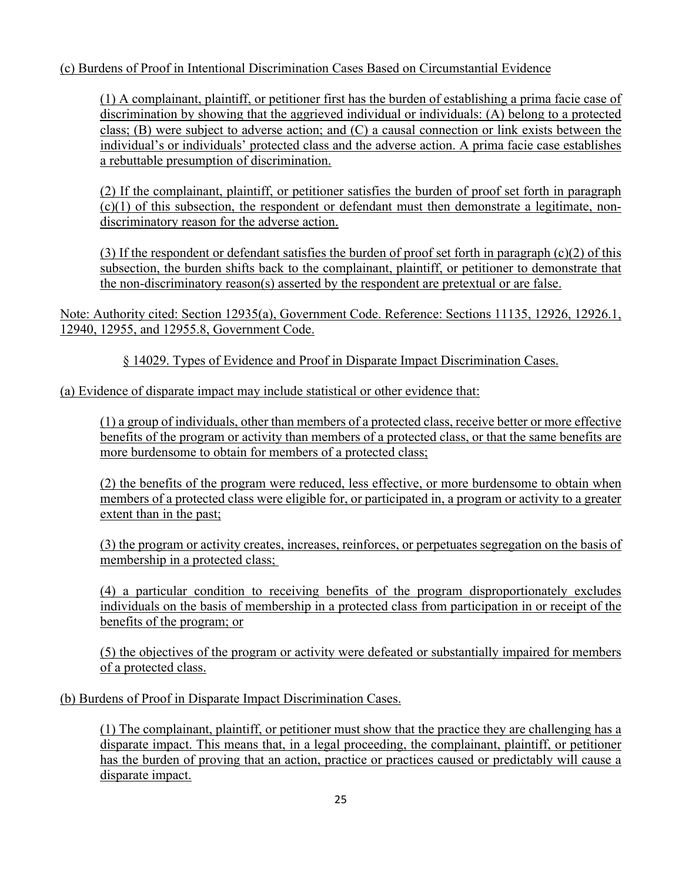(c) Burdens of Proof in Intentional Discrimination Cases Based on Circumstantial Evidence

(1) A complainant, plaintiff, or petitioner first has the burden of establishing a prima facie case of discrimination by showing that the aggrieved individual or individuals: (A) belong to a protected class; (B) were subject to adverse action; and (C) a causal connection or link exists between the individual's or individuals' protected class and the adverse action. A prima facie case establishes a rebuttable presumption of discrimination.

(2) If the complainant, plaintiff, or petitioner satisfies the burden of proof set forth in paragraph (c)(1) of this subsection, the respondent or defendant must then demonstrate a legitimate, non-discriminatory reason for the adverse action.

(3) If the respondent or defendant satisfies the burden of proof set forth in paragraph (c)(2) of this subsection, the burden shifts back to the complainant, plaintiff, or petitioner to demonstrate that the non-discriminatory reason(s) asserted by the respondent are pretextual or are false.

Note: Authority cited: Section 12935(a), Government Code. Reference: Sections 11135, 12926, 12926.1, 12940, 12955, and 12955.8, Government Code.

§ 14029. Types of Evidence and Proof in Disparate Impact Discrimination Cases.

(a) Evidence of disparate impact may include statistical or other evidence that:

(1) a group of individuals, other than members of a protected class, receive better or more effective benefits of the program or activity than members of a protected class, or that the same benefits are more burdensome to obtain for members of a protected class;

(2) the benefits of the program were reduced, less effective, or more burdensome to obtain when members of a protected class were eligible for, or participated in, a program or activity to a greater extent than in the past;

(3) the program or activity creates, increases, reinforces, or perpetuates segregation on the basis of membership in a protected class;

(4) a particular condition to receiving benefits of the program disproportionately excludes individuals on the basis of membership in a protected class from participation in or receipt of the benefits of the program; or

(5) the objectives of the program or activity were defeated or substantially impaired for members of a protected class.

(b) Burdens of Proof in Disparate Impact Discrimination Cases.

(1) The complainant, plaintiff, or petitioner must show that the practice they are challenging has a disparate impact. This means that, in a legal proceeding, the complainant, plaintiff, or petitioner has the burden of proving that an action, practice or practices caused or predictably will cause a disparate impact.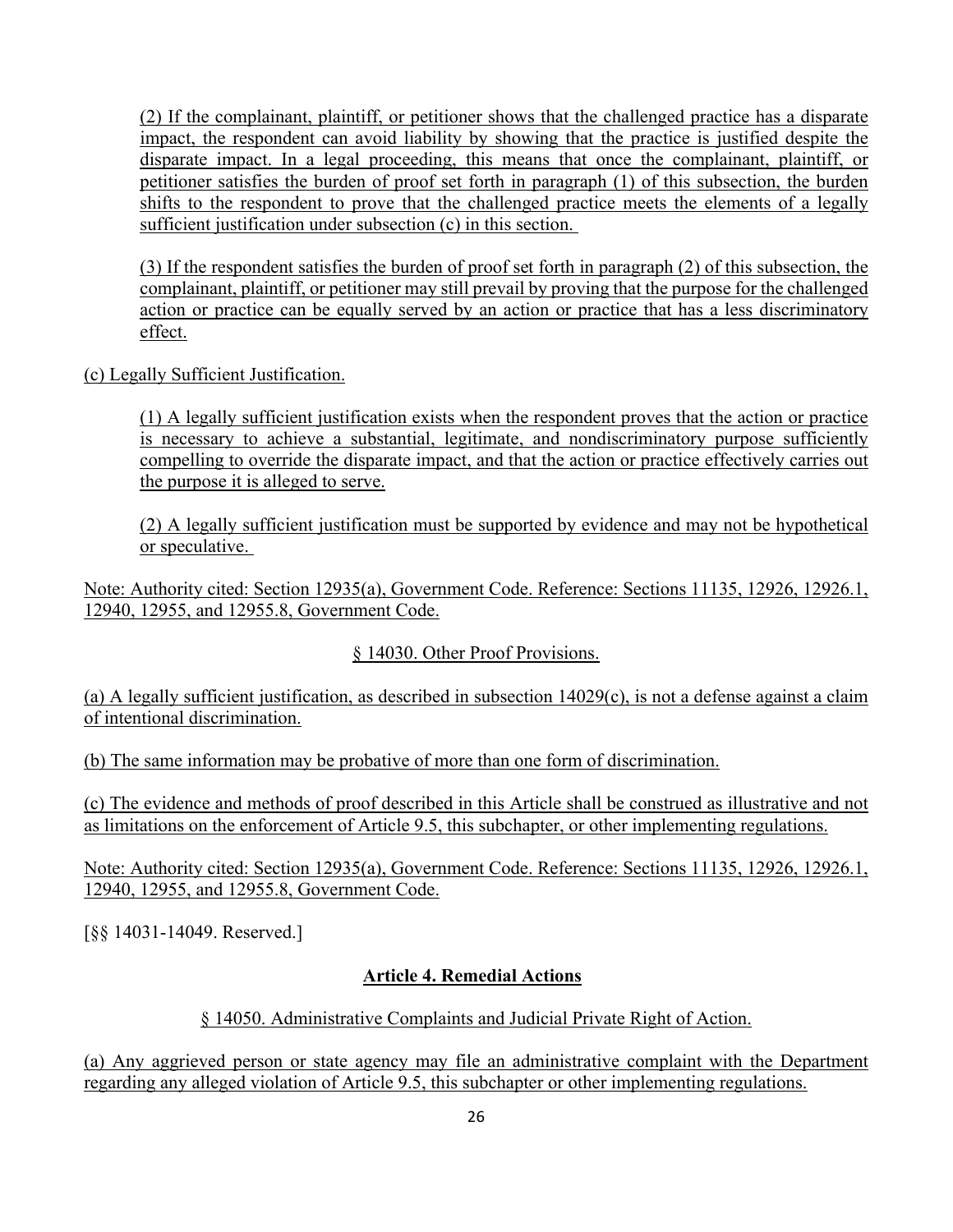(2) If the complainant, plaintiff, or petitioner shows that the challenged practice has a disparate impact, the respondent can avoid liability by showing that the practice is justified despite the disparate impact. In a legal proceeding, this means that once the complainant, plaintiff, or petitioner satisfies the burden of proof set forth in paragraph (1) of this subsection, the burden shifts to the respondent to prove that the challenged practice meets the elements of a legally sufficient justification under subsection (c) in this section.

(3) If the respondent satisfies the burden of proof set forth in paragraph (2) of this subsection, the complainant, plaintiff, or petitioner may still prevail by proving that the purpose for the challenged action or practice can be equally served by an action or practice that has a less discriminatory effect.

(c) Legally Sufficient Justification.

(1) A legally sufficient justification exists when the respondent proves that the action or practice is necessary to achieve a substantial, legitimate, and nondiscriminatory purpose sufficiently compelling to override the disparate impact, and that the action or practice effectively carries out the purpose it is alleged to serve.

(2) A legally sufficient justification must be supported by evidence and may not be hypothetical or speculative.

Note: Authority cited: Section 12935(a), Government Code. Reference: Sections 11135, 12926, 12926.1, 12940, 12955, and 12955.8, Government Code.

§ 14030. Other Proof Provisions.

(a) A legally sufficient justification, as described in subsection 14029(c), is not a defense against a claim of intentional discrimination.

(b) The same information may be probative of more than one form of discrimination.

(c) The evidence and methods of proof described in this Article shall be construed as illustrative and not as limitations on the enforcement of Article 9.5, this subchapter, or other implementing regulations.

Note: Authority cited: Section 12935(a), Government Code. Reference: Sections 11135, 12926, 12926.1, 12940, 12955, and 12955.8, Government Code.

[§§ 14031-14049. Reserved.]

## Article 4. Remedial Actions

§ 14050. Administrative Complaints and Judicial Private Right of Action.

(a) Any aggrieved person or state agency may file an administrative complaint with the Department regarding any alleged violation of Article 9.5, this subchapter or other implementing regulations.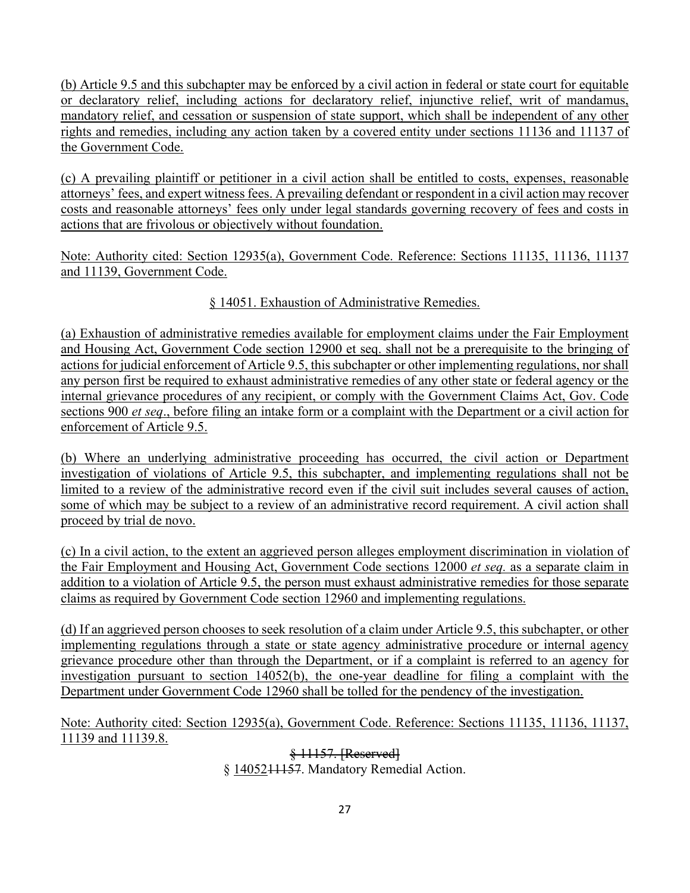(b) Article 9.5 and this subchapter may be enforced by a civil action in federal or state court for equitable or declaratory relief, including actions for declaratory relief, injunctive relief, writ of mandamus, mandatory relief, and cessation or suspension of state support, which shall be independent of any other rights and remedies, including any action taken by a covered entity under sections 11136 and 11137 of the Government Code.

(c) A prevailing plaintiff or petitioner in a civil action shall be entitled to costs, expenses, reasonable attorneys' fees, and expert witness fees. A prevailing defendant or respondent in a civil action may recover costs and reasonable attorneys' fees only under legal standards governing recovery of fees and costs in actions that are frivolous or objectively without foundation.

Note: Authority cited: Section 12935(a), Government Code. Reference: Sections 11135, 11136, 11137 and 11139, Government Code.

§ 14051. Exhaustion of Administrative Remedies.

(a) Exhaustion of administrative remedies available for employment claims under the Fair Employment and Housing Act, Government Code section 12900 et seq. shall not be a prerequisite to the bringing of actions for judicial enforcement of Article 9.5, this subchapter or other implementing regulations, nor shall any person first be required to exhaust administrative remedies of any other state or federal agency or the internal grievance procedures of any recipient, or comply with the Government Claims Act, Gov. Code sections 900 *et seq*., before filing an intake form or a complaint with the Department or a civil action for enforcement of Article 9.5.

(b) Where an underlying administrative proceeding has occurred, the civil action or Department investigation of violations of Article 9.5, this subchapter, and implementing regulations shall not be limited to a review of the administrative record even if the civil suit includes several causes of action, some of which may be subject to a review of an administrative record requirement. A civil action shall proceed by trial de novo.

(c) In a civil action, to the extent an aggrieved person alleges employment discrimination in violation of the Fair Employment and Housing Act, Government Code sections 12000 *et seq.* as a separate claim in addition to a violation of Article 9.5, the person must exhaust administrative remedies for those separate claims as required by Government Code section 12960 and implementing regulations.

(d) If an aggrieved person chooses to seek resolution of a claim under Article 9.5, this subchapter, or other implementing regulations through a state or state agency administrative procedure or internal agency grievance procedure other than through the Department, or if a complaint is referred to an agency for investigation pursuant to section 14052(b), the one-year deadline for filing a complaint with the Department under Government Code 12960 shall be tolled for the pendency of the investigation.

Note: Authority cited: Section 12935(a), Government Code. Reference: Sections 11135, 11136, 11137, 11139 and 11139.8.

~~§ 11157. [Reserved]~~

§ 14052~~11157~~. Mandatory Remedial Action.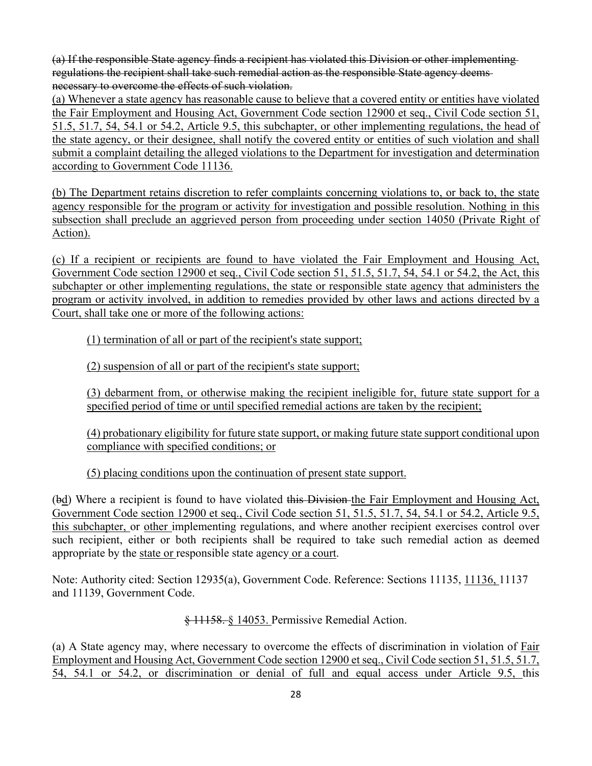~~(a) If the responsible State agency finds a recipient has violated this Division or other implementing regulations the recipient shall take such remedial action as the responsible State agency deems necessary to overcome the effects of such violation.~~

<u>(a) Whenever a state agency has reasonable cause to believe that a covered entity or entities have violated the Fair Employment and Housing Act, Government Code section 12900 et seq., Civil Code section 51, 51.5, 51.7, 54, 54.1 or 54.2, Article 9.5, this subchapter, or other implementing regulations, the head of the state agency, or their designee, shall notify the covered entity or entities of such violation and shall submit a complaint detailing the alleged violations to the Department for investigation and determination according to Government Code 11136.</u>

<u>(b) The Department retains discretion to refer complaints concerning violations to, or back to, the state agency responsible for the program or activity for investigation and possible resolution. Nothing in this subsection shall preclude an aggrieved person from proceeding under section 14050 (Private Right of Action).</u>

<u>(c) If a recipient or recipients are found to have violated the Fair Employment and Housing Act, Government Code section 12900 et seq., Civil Code section 51, 51.5, 51.7, 54, 54.1 or 54.2, the Act, this subchapter or other implementing regulations, the state or responsible state agency that administers the program or activity involved, in addition to remedies provided by other laws and actions directed by a Court, shall take one or more of the following actions:</u>

<u>(1) termination of all or part of the recipient's state support;</u>

<u>(2) suspension of all or part of the recipient's state support;</u>

<u>(3) debarment from, or otherwise making the recipient ineligible for, future state support for a specified period of time or until specified remedial actions are taken by the recipient;</u>

<u>(4) probationary eligibility for future state support, or making future state support conditional upon compliance with specified conditions; or</u>

<u>(5) placing conditions upon the continuation of present state support.</u>

(~~b~~<u>d</u>) Where a recipient is found to have violated ~~this Division~~ <u>the Fair Employment and Housing Act, Government Code section 12900 et seq., Civil Code section 51, 51.5, 51.7, 54, 54.1 or 54.2, Article 9.5, this subchapter,</u> or <u>other</u> implementing regulations, and where another recipient exercises control over such recipient, either or both recipients shall be required to take such remedial action as deemed appropriate by the <u>state or</u> responsible state agency <u>or a court</u>.

Note: Authority cited: Section 12935(a), Government Code. Reference: Sections 11135, <u>11136,</u> 11137 and 11139, Government Code.

~~§ 11158.~~ <u>§ 14053.</u> Permissive Remedial Action.

(a) A State agency may, where necessary to overcome the effects of discrimination in violation of <u>Fair Employment and Housing Act, Government Code section 12900 et seq., Civil Code section 51, 51.5, 51.7, 54, 54.1 or 54.2, or discrimination or denial of full and equal access under Article 9.5,</u> this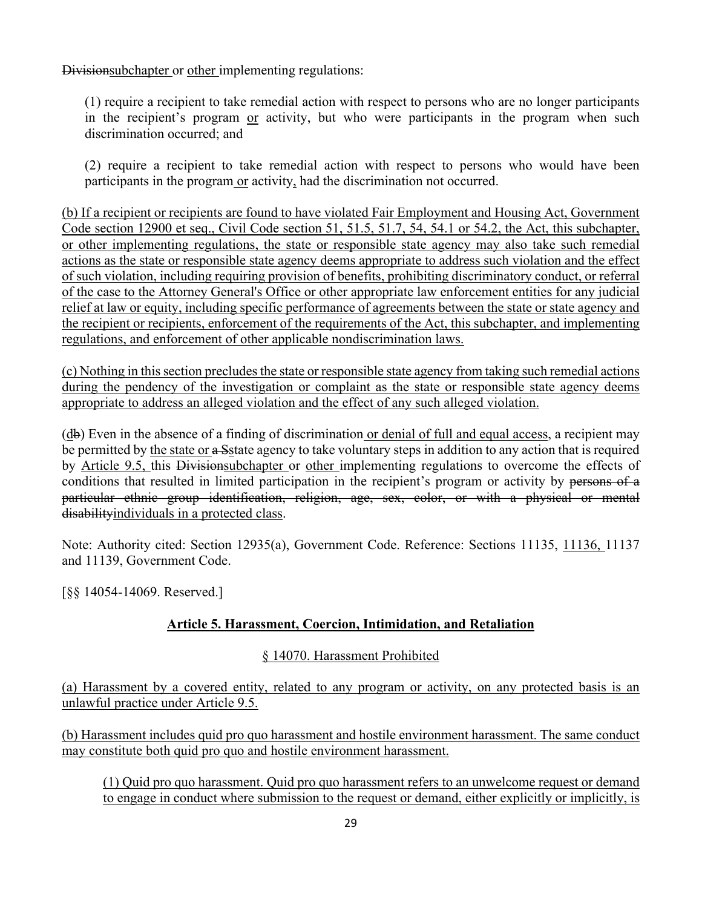~~Division~~<u>subchapter</u> or <u>other</u> implementing regulations:

(1) require a recipient to take remedial action with respect to persons who are no longer participants in the recipient's program <u>or</u> activity, but who were participants in the program when such discrimination occurred; and

(2) require a recipient to take remedial action with respect to persons who would have been participants in the program <u>or</u> activity<u>,</u> had the discrimination not occurred.

<u>(b) If a recipient or recipients are found to have violated Fair Employment and Housing Act, Government Code section 12900 et seq., Civil Code section 51, 51.5, 51.7, 54, 54.1 or 54.2, the Act, this subchapter, or other implementing regulations, the state or responsible state agency may also take such remedial actions as the state or responsible state agency deems appropriate to address such violation and the effect of such violation, including requiring provision of benefits, prohibiting discriminatory conduct, or referral of the case to the Attorney General's Office or other appropriate law enforcement entities for any judicial relief at law or equity, including specific performance of agreements between the state or state agency and the recipient or recipients, enforcement of the requirements of the Act, this subchapter, and implementing regulations, and enforcement of other applicable nondiscrimination laws.</u>

<u>(c) Nothing in this section precludes the state or responsible state agency from taking such remedial actions during the pendency of the investigation or complaint as the state or responsible state agency deems appropriate to address an alleged violation and the effect of any such alleged violation.</u>

(<u>d</u>~~b~~) Even in the absence of a finding of discrimination <u>or denial of full and equal access</u>, a recipient may be permitted by <u>the state or</u> ~~a S~~<u>s</u>tate agency to take voluntary steps in addition to any action that is required by <u>Article 9.5,</u> this ~~Division~~<u>subchapter</u> or <u>other</u> implementing regulations to overcome the effects of conditions that resulted in limited participation in the recipient's program or activity by ~~persons of a particular ethnic group identification, religion, age, sex, color, or with a physical or mental disability~~<u>individuals in a protected class</u>.

Note: Authority cited: Section 12935(a), Government Code. Reference: Sections 11135, <u>11136,</u> 11137 and 11139, Government Code.

[§§ 14054-14069. Reserved.]

## <u>Article 5. Harassment, Coercion, Intimidation, and Retaliation</u>

### <u>§ 14070. Harassment Prohibited</u>

<u>(a) Harassment by a covered entity, related to any program or activity, on any protected basis is an unlawful practice under Article 9.5.</u>

<u>(b) Harassment includes quid pro quo harassment and hostile environment harassment. The same conduct may constitute both quid pro quo and hostile environment harassment.</u>

<u>(1) Quid pro quo harassment. Quid pro quo harassment refers to an unwelcome request or demand to engage in conduct where submission to the request or demand, either explicitly or implicitly, is</u>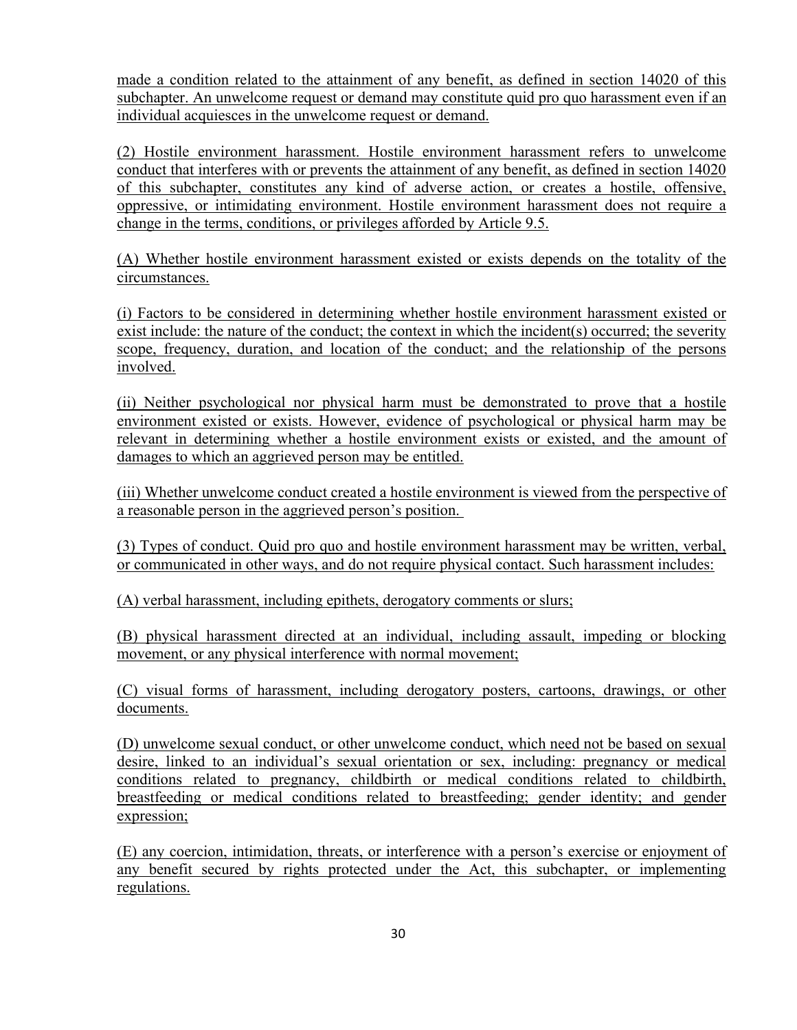made a condition related to the attainment of any benefit, as defined in section 14020 of this subchapter. An unwelcome request or demand may constitute quid pro quo harassment even if an individual acquiesces in the unwelcome request or demand.

(2) Hostile environment harassment. Hostile environment harassment refers to unwelcome conduct that interferes with or prevents the attainment of any benefit, as defined in section 14020 of this subchapter, constitutes any kind of adverse action, or creates a hostile, offensive, oppressive, or intimidating environment. Hostile environment harassment does not require a change in the terms, conditions, or privileges afforded by Article 9.5.

(A) Whether hostile environment harassment existed or exists depends on the totality of the circumstances.

(i) Factors to be considered in determining whether hostile environment harassment existed or exist include: the nature of the conduct; the context in which the incident(s) occurred; the severity scope, frequency, duration, and location of the conduct; and the relationship of the persons involved.

(ii) Neither psychological nor physical harm must be demonstrated to prove that a hostile environment existed or exists. However, evidence of psychological or physical harm may be relevant in determining whether a hostile environment exists or existed, and the amount of damages to which an aggrieved person may be entitled.

(iii) Whether unwelcome conduct created a hostile environment is viewed from the perspective of a reasonable person in the aggrieved person's position.

(3) Types of conduct. Quid pro quo and hostile environment harassment may be written, verbal, or communicated in other ways, and do not require physical contact. Such harassment includes:

(A) verbal harassment, including epithets, derogatory comments or slurs;

(B) physical harassment directed at an individual, including assault, impeding or blocking movement, or any physical interference with normal movement;

(C) visual forms of harassment, including derogatory posters, cartoons, drawings, or other documents.

(D) unwelcome sexual conduct, or other unwelcome conduct, which need not be based on sexual desire, linked to an individual's sexual orientation or sex, including: pregnancy or medical conditions related to pregnancy, childbirth or medical conditions related to childbirth, breastfeeding or medical conditions related to breastfeeding; gender identity; and gender expression;

(E) any coercion, intimidation, threats, or interference with a person's exercise or enjoyment of any benefit secured by rights protected under the Act, this subchapter, or implementing regulations.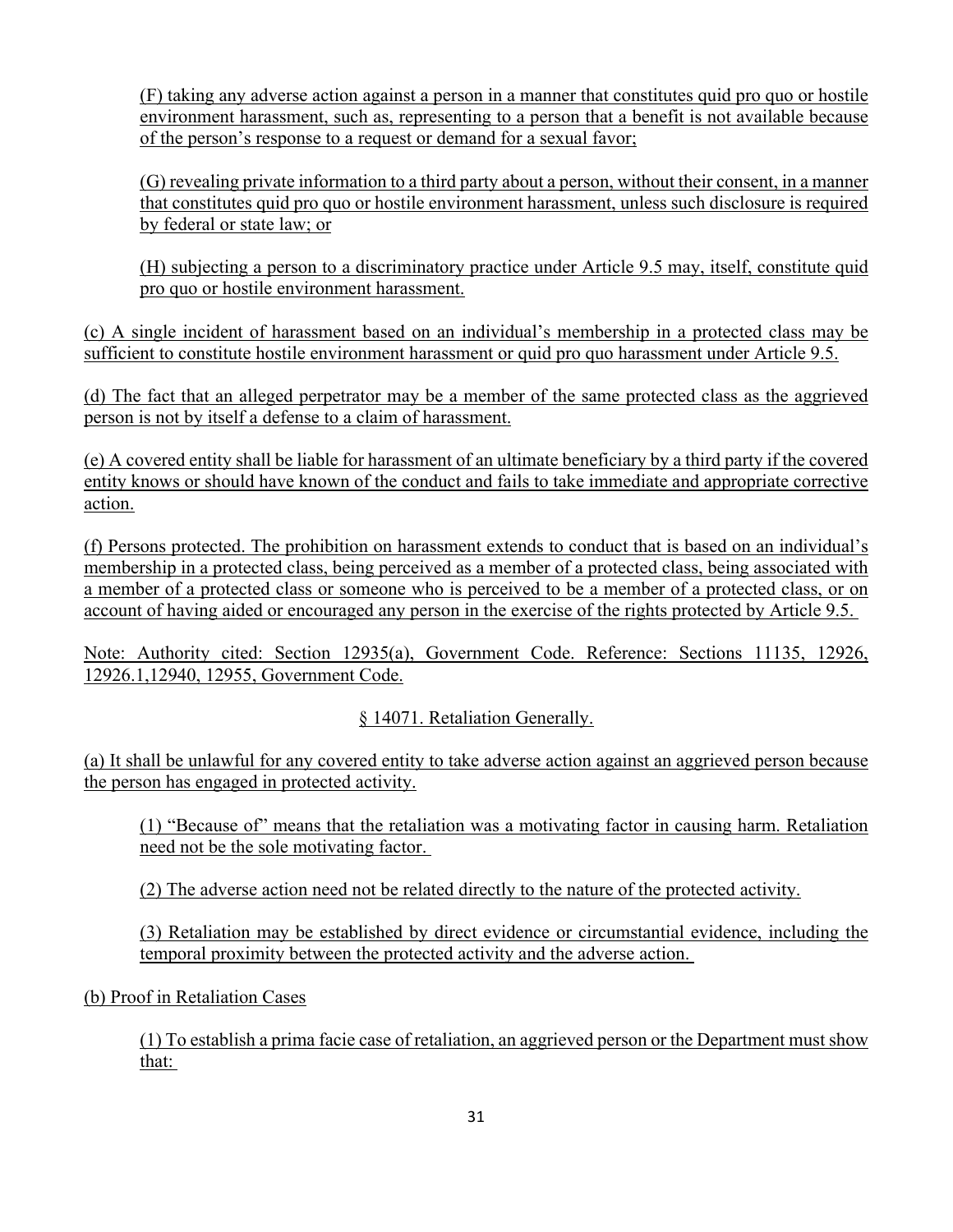(F) taking any adverse action against a person in a manner that constitutes quid pro quo or hostile environment harassment, such as, representing to a person that a benefit is not available because of the person's response to a request or demand for a sexual favor;

(G) revealing private information to a third party about a person, without their consent, in a manner that constitutes quid pro quo or hostile environment harassment, unless such disclosure is required by federal or state law; or

(H) subjecting a person to a discriminatory practice under Article 9.5 may, itself, constitute quid pro quo or hostile environment harassment.

(c) A single incident of harassment based on an individual's membership in a protected class may be sufficient to constitute hostile environment harassment or quid pro quo harassment under Article 9.5.

(d) The fact that an alleged perpetrator may be a member of the same protected class as the aggrieved person is not by itself a defense to a claim of harassment.

(e) A covered entity shall be liable for harassment of an ultimate beneficiary by a third party if the covered entity knows or should have known of the conduct and fails to take immediate and appropriate corrective action.

(f) Persons protected. The prohibition on harassment extends to conduct that is based on an individual's membership in a protected class, being perceived as a member of a protected class, being associated with a member of a protected class or someone who is perceived to be a member of a protected class, or on account of having aided or encouraged any person in the exercise of the rights protected by Article 9.5.

Note: Authority cited: Section 12935(a), Government Code. Reference: Sections 11135, 12926, 12926.1,12940, 12955, Government Code.

## § 14071. Retaliation Generally.

(a) It shall be unlawful for any covered entity to take adverse action against an aggrieved person because the person has engaged in protected activity.

(1) "Because of" means that the retaliation was a motivating factor in causing harm. Retaliation need not be the sole motivating factor.

(2) The adverse action need not be related directly to the nature of the protected activity.

(3) Retaliation may be established by direct evidence or circumstantial evidence, including the temporal proximity between the protected activity and the adverse action.

(b) Proof in Retaliation Cases

(1) To establish a prima facie case of retaliation, an aggrieved person or the Department must show that: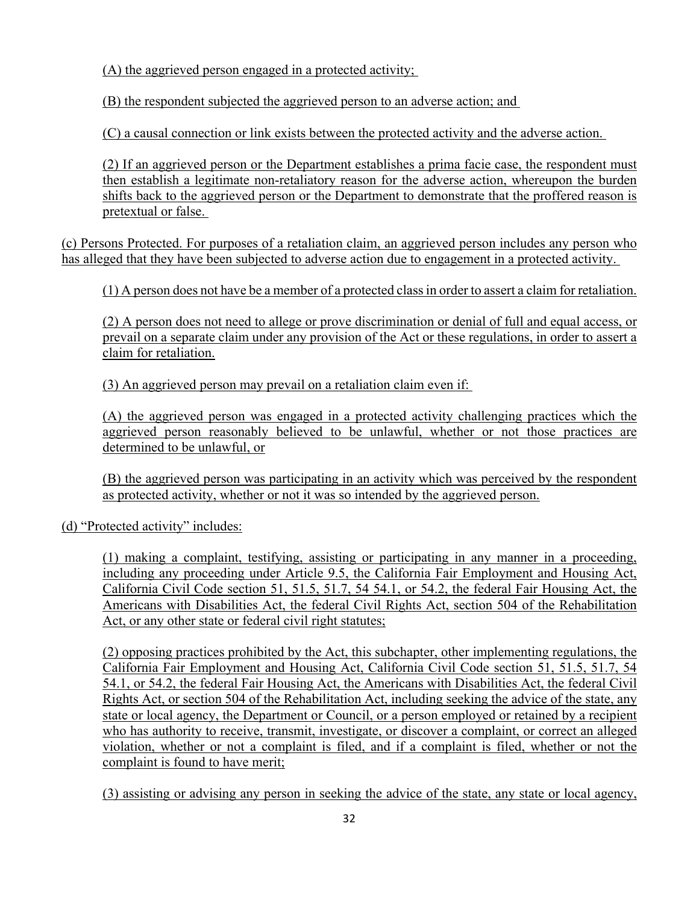(A) the aggrieved person engaged in a protected activity;

(B) the respondent subjected the aggrieved person to an adverse action; and

(C) a causal connection or link exists between the protected activity and the adverse action.

(2) If an aggrieved person or the Department establishes a prima facie case, the respondent must then establish a legitimate non-retaliatory reason for the adverse action, whereupon the burden shifts back to the aggrieved person or the Department to demonstrate that the proffered reason is pretextual or false.

(c) Persons Protected. For purposes of a retaliation claim, an aggrieved person includes any person who has alleged that they have been subjected to adverse action due to engagement in a protected activity.

(1) A person does not have be a member of a protected class in order to assert a claim for retaliation.

(2) A person does not need to allege or prove discrimination or denial of full and equal access, or prevail on a separate claim under any provision of the Act or these regulations, in order to assert a claim for retaliation.

(3) An aggrieved person may prevail on a retaliation claim even if:

(A) the aggrieved person was engaged in a protected activity challenging practices which the aggrieved person reasonably believed to be unlawful, whether or not those practices are determined to be unlawful, or

(B) the aggrieved person was participating in an activity which was perceived by the respondent as protected activity, whether or not it was so intended by the aggrieved person.

(d) "Protected activity" includes:

(1) making a complaint, testifying, assisting or participating in any manner in a proceeding, including any proceeding under Article 9.5, the California Fair Employment and Housing Act, California Civil Code section 51, 51.5, 51.7, 54 54.1, or 54.2, the federal Fair Housing Act, the Americans with Disabilities Act, the federal Civil Rights Act, section 504 of the Rehabilitation Act, or any other state or federal civil right statutes;

(2) opposing practices prohibited by the Act, this subchapter, other implementing regulations, the California Fair Employment and Housing Act, California Civil Code section 51, 51.5, 51.7, 54 54.1, or 54.2, the federal Fair Housing Act, the Americans with Disabilities Act, the federal Civil Rights Act, or section 504 of the Rehabilitation Act, including seeking the advice of the state, any state or local agency, the Department or Council, or a person employed or retained by a recipient who has authority to receive, transmit, investigate, or discover a complaint, or correct an alleged violation, whether or not a complaint is filed, and if a complaint is filed, whether or not the complaint is found to have merit;

(3) assisting or advising any person in seeking the advice of the state, any state or local agency,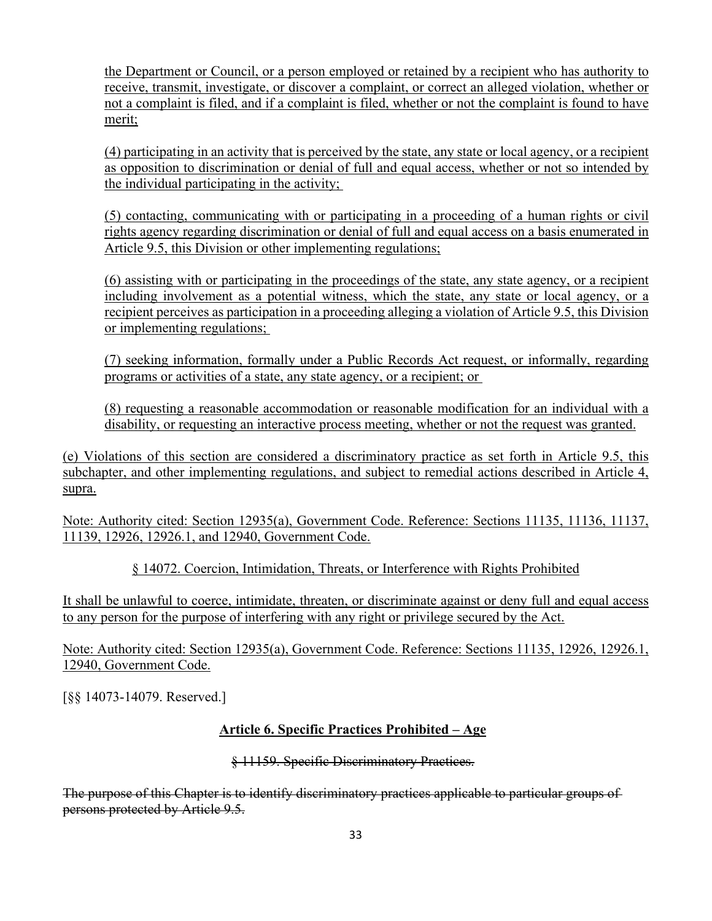the Department or Council, or a person employed or retained by a recipient who has authority to receive, transmit, investigate, or discover a complaint, or correct an alleged violation, whether or not a complaint is filed, and if a complaint is filed, whether or not the complaint is found to have merit;

(4) participating in an activity that is perceived by the state, any state or local agency, or a recipient as opposition to discrimination or denial of full and equal access, whether or not so intended by the individual participating in the activity;

(5) contacting, communicating with or participating in a proceeding of a human rights or civil rights agency regarding discrimination or denial of full and equal access on a basis enumerated in Article 9.5, this Division or other implementing regulations;

(6) assisting with or participating in the proceedings of the state, any state agency, or a recipient including involvement as a potential witness, which the state, any state or local agency, or a recipient perceives as participation in a proceeding alleging a violation of Article 9.5, this Division or implementing regulations;

(7) seeking information, formally under a Public Records Act request, or informally, regarding programs or activities of a state, any state agency, or a recipient; or

(8) requesting a reasonable accommodation or reasonable modification for an individual with a disability, or requesting an interactive process meeting, whether or not the request was granted.

(e) Violations of this section are considered a discriminatory practice as set forth in Article 9.5, this subchapter, and other implementing regulations, and subject to remedial actions described in Article 4, supra.

Note: Authority cited: Section 12935(a), Government Code. Reference: Sections 11135, 11136, 11137, 11139, 12926, 12926.1, and 12940, Government Code.

§ 14072. Coercion, Intimidation, Threats, or Interference with Rights Prohibited

It shall be unlawful to coerce, intimidate, threaten, or discriminate against or deny full and equal access to any person for the purpose of interfering with any right or privilege secured by the Act.

Note: Authority cited: Section 12935(a), Government Code. Reference: Sections 11135, 12926, 12926.1, 12940, Government Code.

[§§ 14073-14079. Reserved.]

**Article 6. Specific Practices Prohibited – Age**

~~§ 11159. Specific Discriminatory Practices.~~

~~The purpose of this Chapter is to identify discriminatory practices applicable to particular groups of persons protected by Article 9.5.~~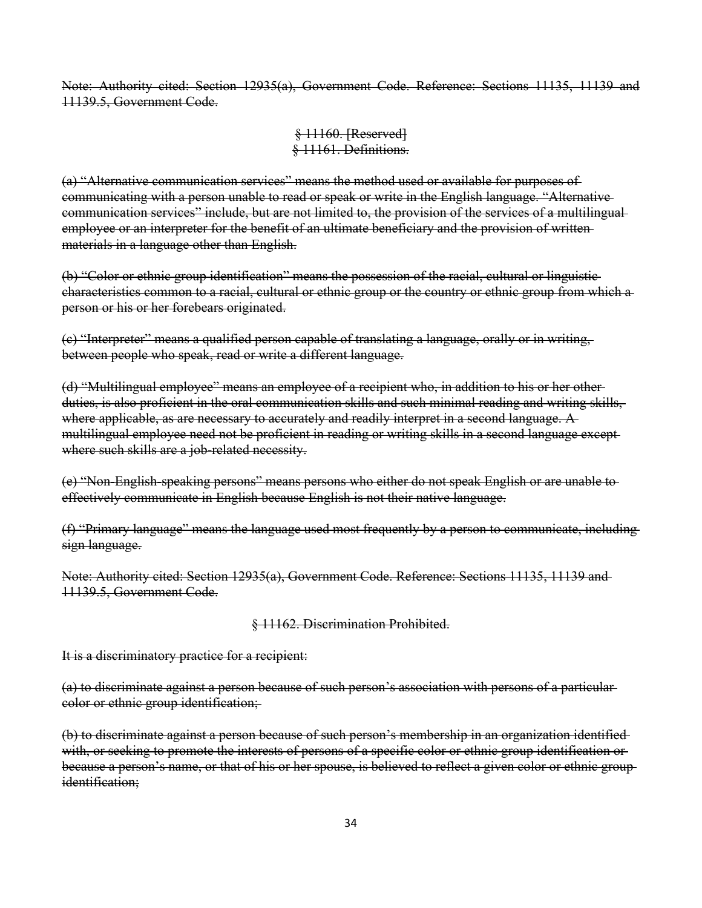~~Note: Authority cited: Section 12935(a), Government Code. Reference: Sections 11135, 11139 and 11139.5, Government Code.~~

~~§ 11160. [Reserved]~~

~~§ 11161. Definitions.~~

~~(a) "Alternative communication services" means the method used or available for purposes of communicating with a person unable to read or speak or write in the English language. "Alternative communication services" include, but are not limited to, the provision of the services of a multilingual employee or an interpreter for the benefit of an ultimate beneficiary and the provision of written materials in a language other than English.~~

~~(b) "Color or ethnic group identification" means the possession of the racial, cultural or linguistic characteristics common to a racial, cultural or ethnic group or the country or ethnic group from which a person or his or her forebears originated.~~

~~(c) "Interpreter" means a qualified person capable of translating a language, orally or in writing, between people who speak, read or write a different language.~~

~~(d) "Multilingual employee" means an employee of a recipient who, in addition to his or her other duties, is also proficient in the oral communication skills and such minimal reading and writing skills, where applicable, as are necessary to accurately and readily interpret in a second language. A multilingual employee need not be proficient in reading or writing skills in a second language except where such skills are a job-related necessity.~~

~~(e) "Non-English-speaking persons" means persons who either do not speak English or are unable to effectively communicate in English because English is not their native language.~~

~~(f) "Primary language" means the language used most frequently by a person to communicate, including sign language.~~

~~Note: Authority cited: Section 12935(a), Government Code. Reference: Sections 11135, 11139 and 11139.5, Government Code.~~

~~§ 11162. Discrimination Prohibited.~~

~~It is a discriminatory practice for a recipient:~~

~~(a) to discriminate against a person because of such person's association with persons of a particular color or ethnic group identification;~~

~~(b) to discriminate against a person because of such person's membership in an organization identified with, or seeking to promote the interests of persons of a specific color or ethnic group identification or because a person's name, or that of his or her spouse, is believed to reflect a given color or ethnic group identification;~~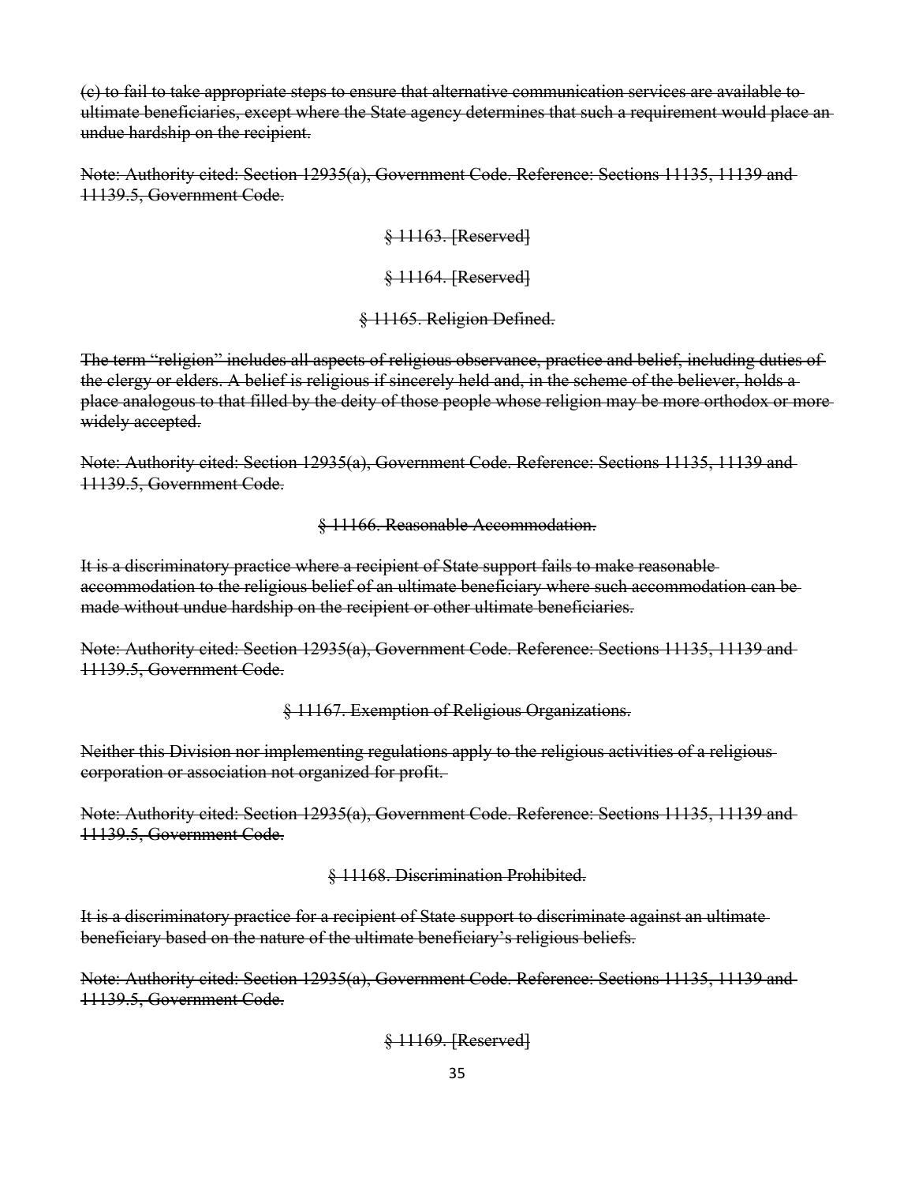~~(c) to fail to take appropriate steps to ensure that alternative communication services are available to ultimate beneficiaries, except where the State agency determines that such a requirement would place an undue hardship on the recipient.~~

~~Note: Authority cited: Section 12935(a), Government Code. Reference: Sections 11135, 11139 and 11139.5, Government Code.~~

~~§ 11163. [Reserved]~~

~~§ 11164. [Reserved]~~

~~§ 11165. Religion Defined.~~

~~The term "religion" includes all aspects of religious observance, practice and belief, including duties of the clergy or elders. A belief is religious if sincerely held and, in the scheme of the believer, holds a place analogous to that filled by the deity of those people whose religion may be more orthodox or more widely accepted.~~

~~Note: Authority cited: Section 12935(a), Government Code. Reference: Sections 11135, 11139 and 11139.5, Government Code.~~

~~§ 11166. Reasonable Accommodation.~~

~~It is a discriminatory practice where a recipient of State support fails to make reasonable accommodation to the religious belief of an ultimate beneficiary where such accommodation can be made without undue hardship on the recipient or other ultimate beneficiaries.~~

~~Note: Authority cited: Section 12935(a), Government Code. Reference: Sections 11135, 11139 and 11139.5, Government Code.~~

~~§ 11167. Exemption of Religious Organizations.~~

~~Neither this Division nor implementing regulations apply to the religious activities of a religious corporation or association not organized for profit.~~

~~Note: Authority cited: Section 12935(a), Government Code. Reference: Sections 11135, 11139 and 11139.5, Government Code.~~

~~§ 11168. Discrimination Prohibited.~~

~~It is a discriminatory practice for a recipient of State support to discriminate against an ultimate beneficiary based on the nature of the ultimate beneficiary's religious beliefs.~~

~~Note: Authority cited: Section 12935(a), Government Code. Reference: Sections 11135, 11139 and 11139.5, Government Code.~~

~~§ 11169. [Reserved]~~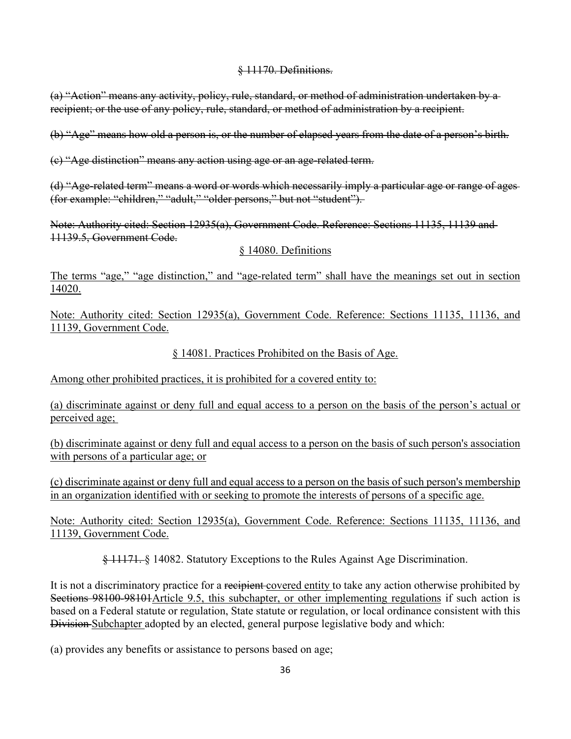~~§ 11170. Definitions.~~

~~(a) "Action" means any activity, policy, rule, standard, or method of administration undertaken by a recipient; or the use of any policy, rule, standard, or method of administration by a recipient.~~

~~(b) "Age" means how old a person is, or the number of elapsed years from the date of a person's birth.~~

~~(c) "Age distinction" means any action using age or an age-related term.~~

~~(d) "Age-related term" means a word or words which necessarily imply a particular age or range of ages (for example: "children," "adult," "older persons," but not "student").~~

~~Note: Authority cited: Section 12935(a), Government Code. Reference: Sections 11135, 11139 and 11139.5, Government Code.~~

<u>§ 14080. Definitions</u>

<u>The terms "age," "age distinction," and "age-related term" shall have the meanings set out in section 14020.</u>

<u>Note: Authority cited: Section 12935(a), Government Code. Reference: Sections 11135, 11136, and 11139, Government Code.</u>

<u>§ 14081. Practices Prohibited on the Basis of Age.</u>

<u>Among other prohibited practices, it is prohibited for a covered entity to:</u>

<u>(a) discriminate against or deny full and equal access to a person on the basis of the person's actual or perceived age;</u>

<u>(b) discriminate against or deny full and equal access to a person on the basis of such person's association with persons of a particular age; or</u>

<u>(c) discriminate against or deny full and equal access to a person on the basis of such person's membership in an organization identified with or seeking to promote the interests of persons of a specific age.</u>

<u>Note: Authority cited: Section 12935(a), Government Code. Reference: Sections 11135, 11136, and 11139, Government Code.</u>

~~§ 11171.~~ § 14082. Statutory Exceptions to the Rules Against Age Discrimination.

It is not a discriminatory practice for a ~~recipient~~ <u>covered entity</u> to take any action otherwise prohibited by ~~Sections 98100-98101~~<u>Article 9.5, this subchapter, or other implementing regulations</u> if such action is based on a Federal statute or regulation, State statute or regulation, or local ordinance consistent with this ~~Division~~ <u>Subchapter</u> adopted by an elected, general purpose legislative body and which:

(a) provides any benefits or assistance to persons based on age;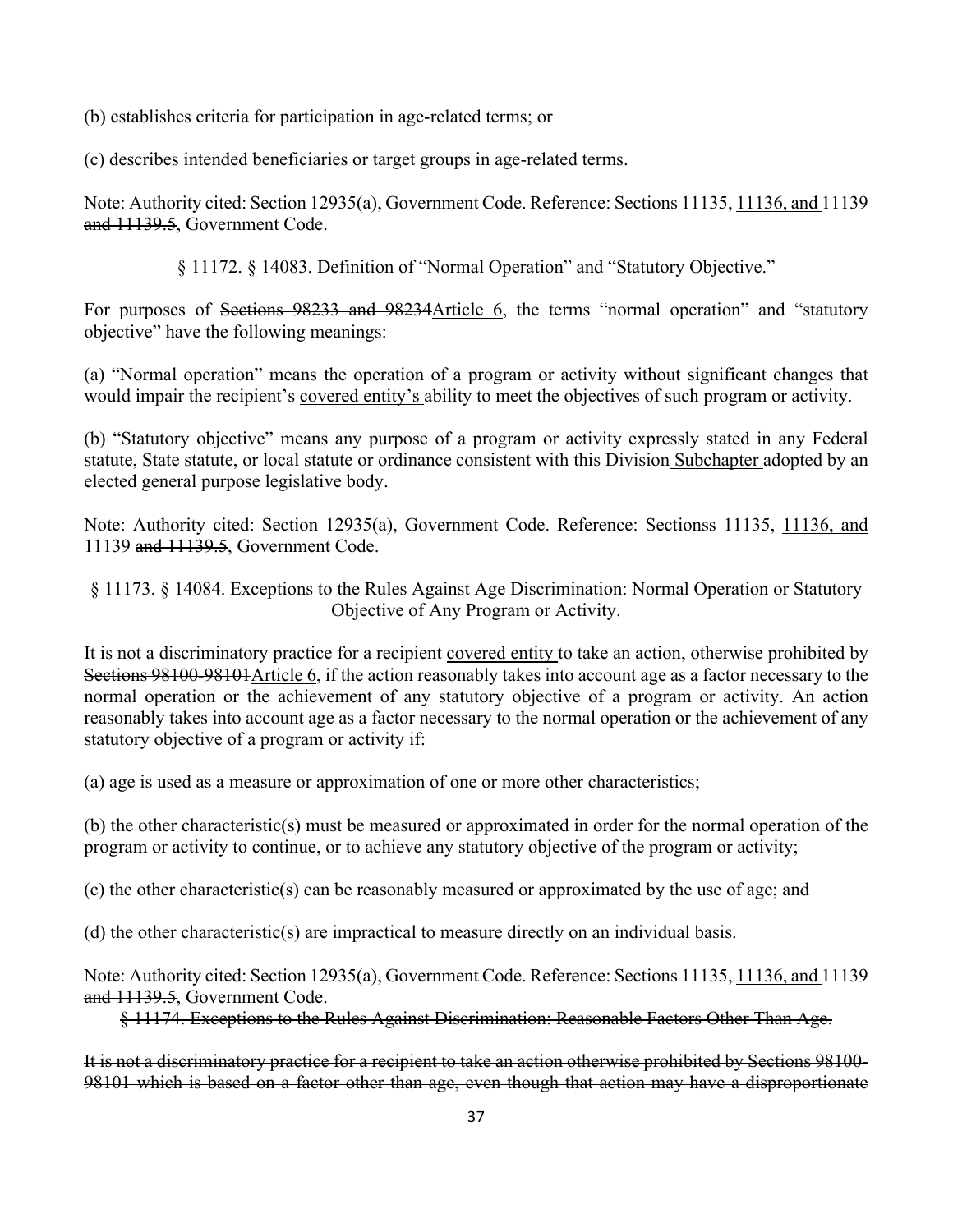(b) establishes criteria for participation in age-related terms; or

(c) describes intended beneficiaries or target groups in age-related terms.

Note: Authority cited: Section 12935(a), Government Code. Reference: Sections 11135, <u>11136, and</u> 11139 ~~and 11139.5~~, Government Code.

~~§ 11172.~~ § 14083. Definition of "Normal Operation" and "Statutory Objective."

For purposes of ~~Sections 98233 and 98234~~<u>Article 6</u>, the terms "normal operation" and "statutory objective" have the following meanings:

(a) "Normal operation" means the operation of a program or activity without significant changes that would impair the ~~recipient's~~ <u>covered entity's</u> ability to meet the objectives of such program or activity.

(b) "Statutory objective" means any purpose of a program or activity expressly stated in any Federal statute, State statute, or local statute or ordinance consistent with this ~~Division~~ <u>Subchapter</u> adopted by an elected general purpose legislative body.

Note: Authority cited: Section 12935(a), Government Code. Reference: Sections~~s~~ 11135, <u>11136, and</u> 11139 ~~and 11139.5~~, Government Code.

~~§ 11173.~~ § 14084. Exceptions to the Rules Against Age Discrimination: Normal Operation or Statutory Objective of Any Program or Activity.

It is not a discriminatory practice for a ~~recipient~~ <u>covered entity</u> to take an action, otherwise prohibited by ~~Sections 98100-98101~~<u>Article 6</u>, if the action reasonably takes into account age as a factor necessary to the normal operation or the achievement of any statutory objective of a program or activity. An action reasonably takes into account age as a factor necessary to the normal operation or the achievement of any statutory objective of a program or activity if:

(a) age is used as a measure or approximation of one or more other characteristics;

(b) the other characteristic(s) must be measured or approximated in order for the normal operation of the program or activity to continue, or to achieve any statutory objective of the program or activity;

(c) the other characteristic(s) can be reasonably measured or approximated by the use of age; and

(d) the other characteristic(s) are impractical to measure directly on an individual basis.

Note: Authority cited: Section 12935(a), Government Code. Reference: Sections 11135, <u>11136, and</u> 11139 ~~and 11139.5~~, Government Code.

~~§ 11174. Exceptions to the Rules Against Discrimination: Reasonable Factors Other Than Age.~~

~~It is not a discriminatory practice for a recipient to take an action otherwise prohibited by Sections 98100-98101 which is based on a factor other than age, even though that action may have a disproportionate~~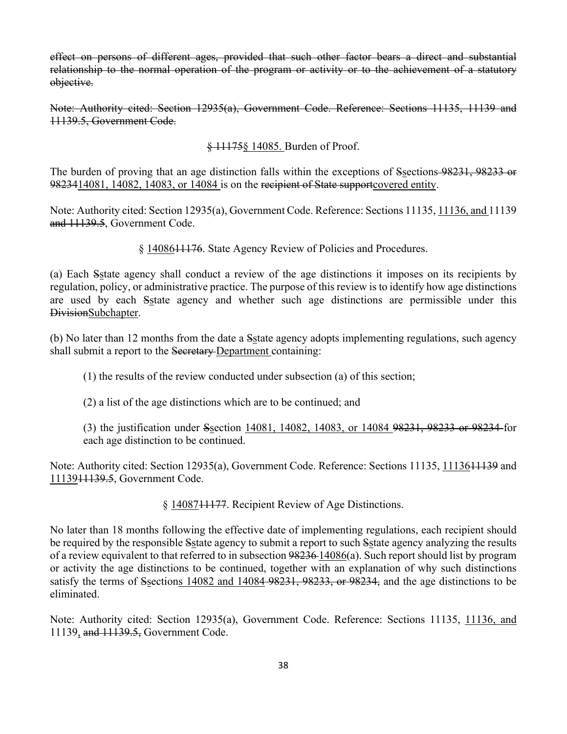~~effect on persons of different ages, provided that such other factor bears a direct and substantial relationship to the normal operation of the program or activity or to the achievement of a statutory objective.~~

~~Note: Authority cited: Section 12935(a), Government Code. Reference: Sections 11135, 11139 and 11139.5, Government Code.~~

~~§ 11175~~<u>§ 14085.</u> Burden of Proof.

The burden of proving that an age distinction falls within the exceptions of ~~S~~<u>s</u>ections ~~98231, 98233 or 98234~~<u>14081, 14082, 14083, or 14084</u> is on the ~~recipient of State support~~<u>covered entity</u>.

Note: Authority cited: Section 12935(a), Government Code. Reference: Sections 11135, <u>11136, and</u> 11139 ~~and 11139.5~~, Government Code.

§ <u>14086</u>~~11176~~. State Agency Review of Policies and Procedures.

(a) Each ~~S~~<u>s</u>tate agency shall conduct a review of the age distinctions it imposes on its recipients by regulation, policy, or administrative practice. The purpose of this review is to identify how age distinctions are used by each ~~S~~<u>s</u>tate agency and whether such age distinctions are permissible under this ~~Division~~<u>Subchapter</u>.

(b) No later than 12 months from the date a ~~S~~<u>s</u>tate agency adopts implementing regulations, such agency shall submit a report to the ~~Secretary~~ <u>Department</u> containing:

(1) the results of the review conducted under subsection (a) of this section;

(2) a list of the age distinctions which are to be continued; and

(3) the justification under ~~S~~<u>s</u>ection <u>14081, 14082, 14083, or 14084</u> ~~98231, 98233 or 98234~~ for each age distinction to be continued.

Note: Authority cited: Section 12935(a), Government Code. Reference: Sections 11135, <u>11136</u>~~11139~~ and <u>11139</u>~~11139.5~~, Government Code.

§ <u>14087</u>~~11177~~. Recipient Review of Age Distinctions.

No later than 18 months following the effective date of implementing regulations, each recipient should be required by the responsible ~~S~~<u>s</u>tate agency to submit a report to such ~~S~~<u>s</u>tate agency analyzing the results of a review equivalent to that referred to in subsection ~~98236~~ <u>14086</u>(a). Such report should list by program or activity the age distinctions to be continued, together with an explanation of why such distinctions satisfy the terms of ~~S~~<u>s</u>ection<u>s 14082 and 14084</u> ~~98231, 98233, or 98234,~~ and the age distinctions to be eliminated.

Note: Authority cited: Section 12935(a), Government Code. Reference: Sections 11135, <u>11136, and</u> 11139<u>,</u> ~~and 11139.5,~~ Government Code.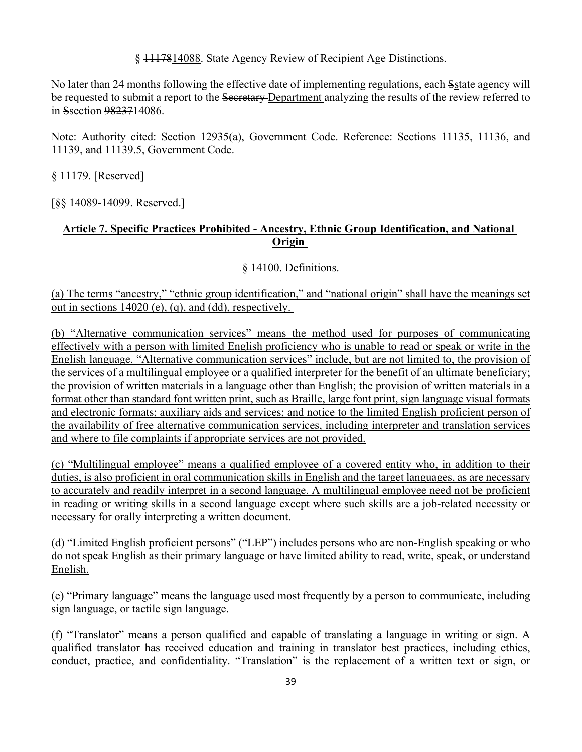§ ~~11178~~14088. State Agency Review of Recipient Age Distinctions.

No later than 24 months following the effective date of implementing regulations, each ~~S~~state agency will be requested to submit a report to the ~~Secretary~~ Department analyzing the results of the review referred to in ~~S~~section ~~98237~~14086.

Note: Authority cited: Section 12935(a), Government Code. Reference: Sections 11135, 11136, and 11139~~, and 11139.5,~~ Government Code.

~~§ 11179. [Reserved]~~

[§§ 14089-14099. Reserved.]

**Article 7. Specific Practices Prohibited - Ancestry, Ethnic Group Identification, and National Origin**

§ 14100. Definitions.

(a) The terms "ancestry," "ethnic group identification," and "national origin" shall have the meanings set out in sections 14020 (e), (q), and (dd), respectively.

(b) "Alternative communication services" means the method used for purposes of communicating effectively with a person with limited English proficiency who is unable to read or speak or write in the English language. "Alternative communication services" include, but are not limited to, the provision of the services of a multilingual employee or a qualified interpreter for the benefit of an ultimate beneficiary; the provision of written materials in a language other than English; the provision of written materials in a format other than standard font written print, such as Braille, large font print, sign language visual formats and electronic formats; auxiliary aids and services; and notice to the limited English proficient person of the availability of free alternative communication services, including interpreter and translation services and where to file complaints if appropriate services are not provided.

(c) "Multilingual employee" means a qualified employee of a covered entity who, in addition to their duties, is also proficient in oral communication skills in English and the target languages, as are necessary to accurately and readily interpret in a second language. A multilingual employee need not be proficient in reading or writing skills in a second language except where such skills are a job-related necessity or necessary for orally interpreting a written document.

(d) "Limited English proficient persons" ("LEP") includes persons who are non-English speaking or who do not speak English as their primary language or have limited ability to read, write, speak, or understand English.

(e) "Primary language" means the language used most frequently by a person to communicate, including sign language, or tactile sign language.

(f) "Translator" means a person qualified and capable of translating a language in writing or sign. A qualified translator has received education and training in translator best practices, including ethics, conduct, practice, and confidentiality. "Translation" is the replacement of a written text or sign, or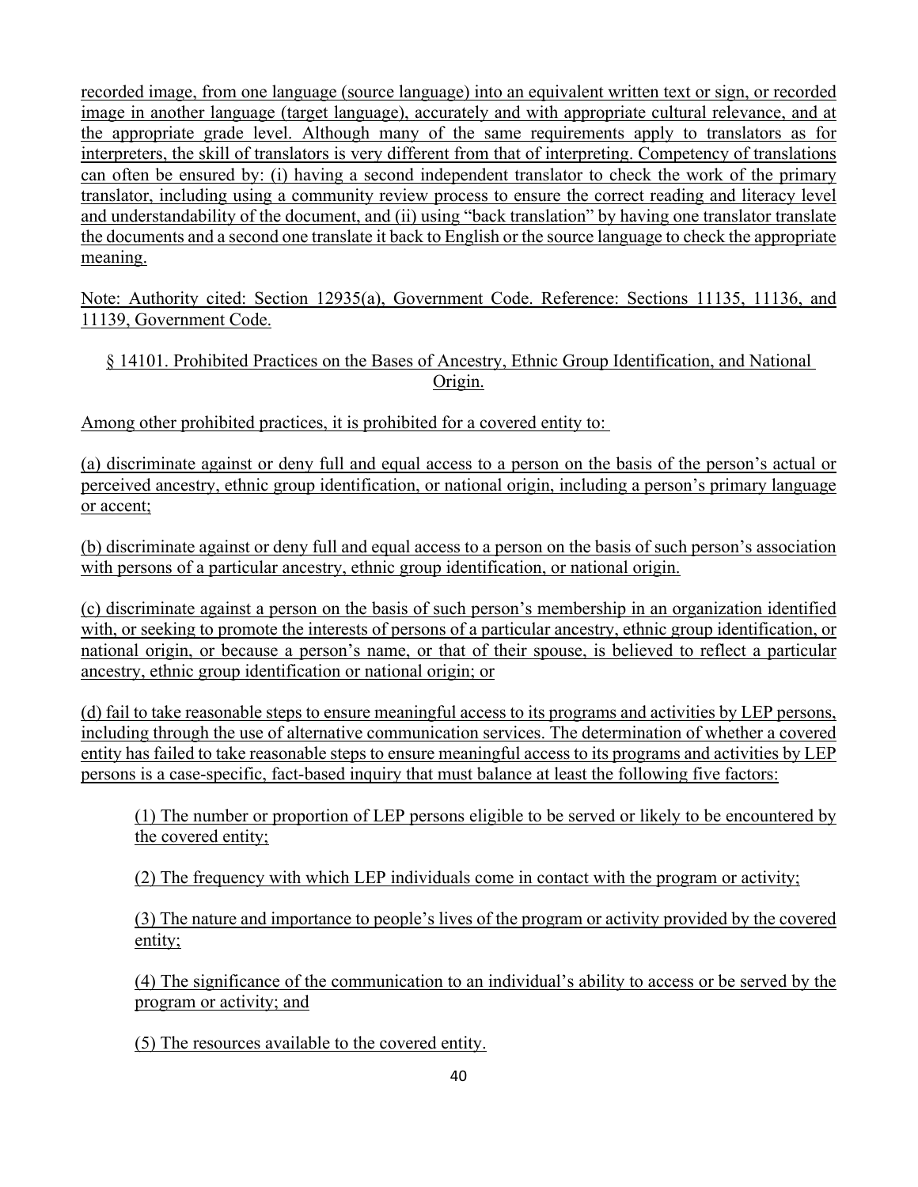recorded image, from one language (source language) into an equivalent written text or sign, or recorded image in another language (target language), accurately and with appropriate cultural relevance, and at the appropriate grade level. Although many of the same requirements apply to translators as for interpreters, the skill of translators is very different from that of interpreting. Competency of translations can often be ensured by: (i) having a second independent translator to check the work of the primary translator, including using a community review process to ensure the correct reading and literacy level and understandability of the document, and (ii) using "back translation" by having one translator translate the documents and a second one translate it back to English or the source language to check the appropriate meaning.

Note: Authority cited: Section 12935(a), Government Code. Reference: Sections 11135, 11136, and 11139, Government Code.

### § 14101. Prohibited Practices on the Bases of Ancestry, Ethnic Group Identification, and National Origin.

Among other prohibited practices, it is prohibited for a covered entity to:

(a) discriminate against or deny full and equal access to a person on the basis of the person's actual or perceived ancestry, ethnic group identification, or national origin, including a person's primary language or accent;

(b) discriminate against or deny full and equal access to a person on the basis of such person's association with persons of a particular ancestry, ethnic group identification, or national origin.

(c) discriminate against a person on the basis of such person's membership in an organization identified with, or seeking to promote the interests of persons of a particular ancestry, ethnic group identification, or national origin, or because a person's name, or that of their spouse, is believed to reflect a particular ancestry, ethnic group identification or national origin; or

(d) fail to take reasonable steps to ensure meaningful access to its programs and activities by LEP persons, including through the use of alternative communication services. The determination of whether a covered entity has failed to take reasonable steps to ensure meaningful access to its programs and activities by LEP persons is a case-specific, fact-based inquiry that must balance at least the following five factors:

> (1) The number or proportion of LEP persons eligible to be served or likely to be encountered by the covered entity;
>
> (2) The frequency with which LEP individuals come in contact with the program or activity;
>
> (3) The nature and importance to people's lives of the program or activity provided by the covered entity;
>
> (4) The significance of the communication to an individual's ability to access or be served by the program or activity; and
>
> (5) The resources available to the covered entity.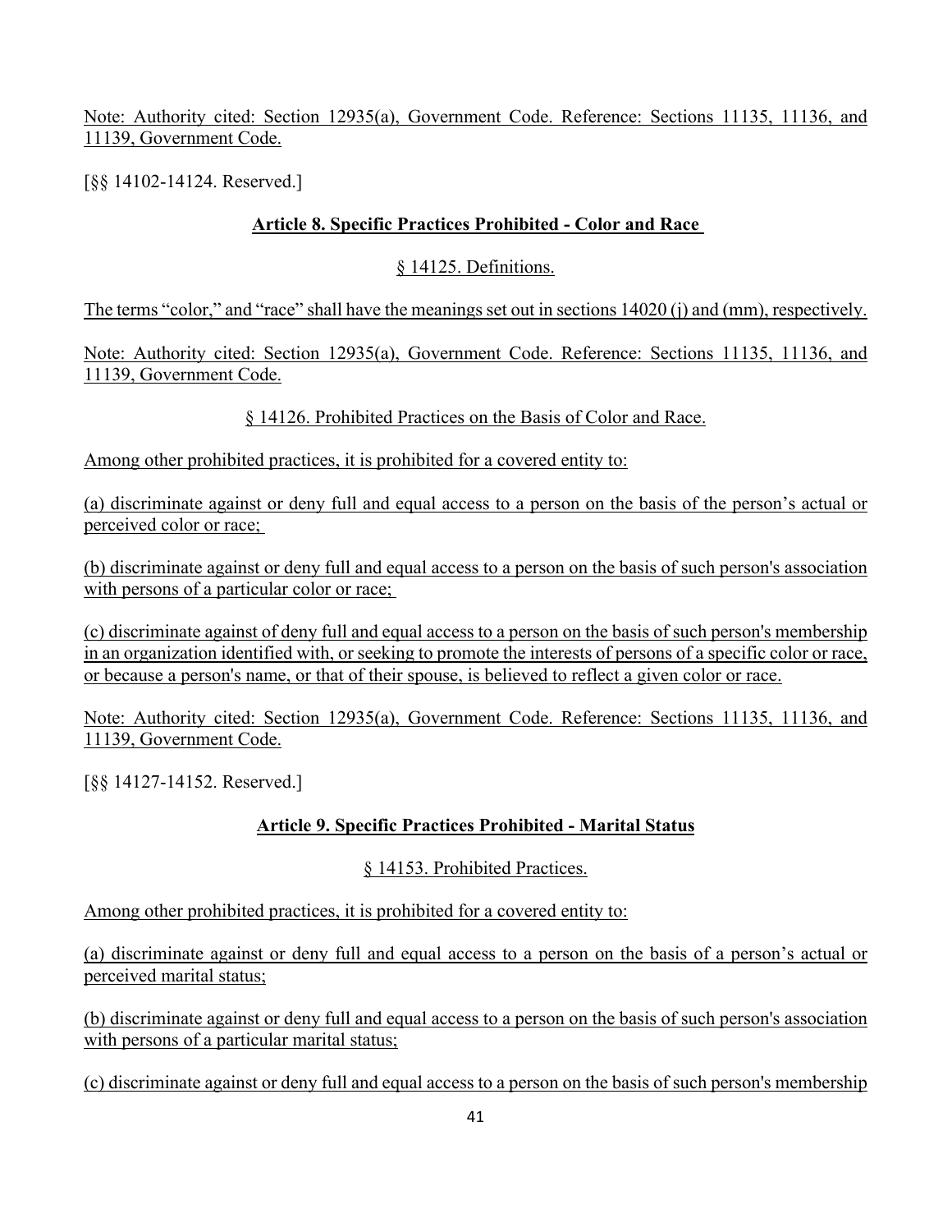Note: Authority cited: Section 12935(a), Government Code. Reference: Sections 11135, 11136, and 11139, Government Code.

[§§ 14102-14124. Reserved.]

## Article 8. Specific Practices Prohibited - Color and Race

### § 14125. Definitions.

The terms "color," and "race" shall have the meanings set out in sections 14020 (j) and (mm), respectively.

Note: Authority cited: Section 12935(a), Government Code. Reference: Sections 11135, 11136, and 11139, Government Code.

### § 14126. Prohibited Practices on the Basis of Color and Race.

Among other prohibited practices, it is prohibited for a covered entity to:

(a) discriminate against or deny full and equal access to a person on the basis of the person's actual or perceived color or race;

(b) discriminate against or deny full and equal access to a person on the basis of such person's association with persons of a particular color or race;

(c) discriminate against of deny full and equal access to a person on the basis of such person's membership in an organization identified with, or seeking to promote the interests of persons of a specific color or race, or because a person's name, or that of their spouse, is believed to reflect a given color or race.

Note: Authority cited: Section 12935(a), Government Code. Reference: Sections 11135, 11136, and 11139, Government Code.

[§§ 14127-14152. Reserved.]

## Article 9. Specific Practices Prohibited - Marital Status

### § 14153. Prohibited Practices.

Among other prohibited practices, it is prohibited for a covered entity to:

(a) discriminate against or deny full and equal access to a person on the basis of a person's actual or perceived marital status;

(b) discriminate against or deny full and equal access to a person on the basis of such person's association with persons of a particular marital status;

(c) discriminate against or deny full and equal access to a person on the basis of such person's membership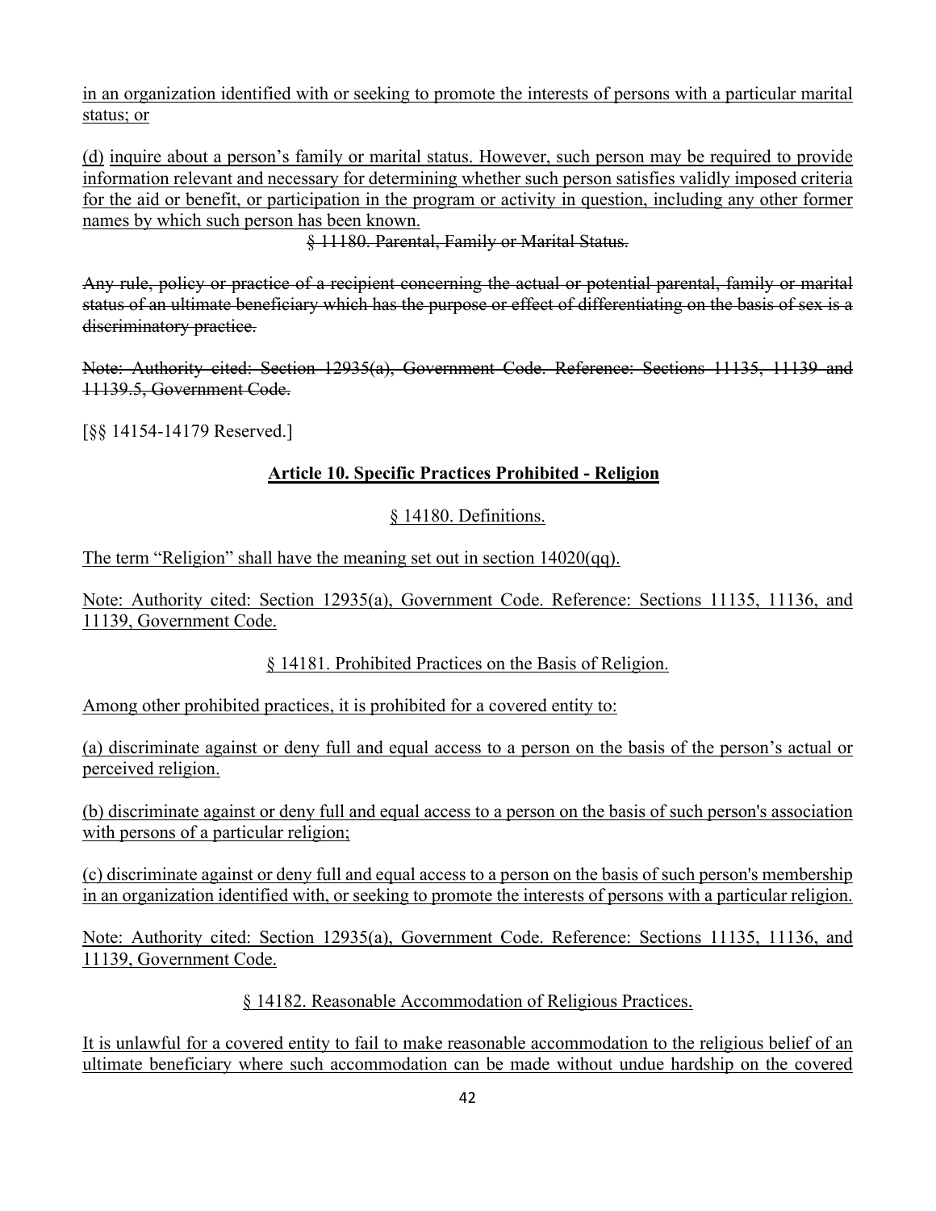in an organization identified with or seeking to promote the interests of persons with a particular marital status; or

(d) inquire about a person's family or marital status. However, such person may be required to provide information relevant and necessary for determining whether such person satisfies validly imposed criteria for the aid or benefit, or participation in the program or activity in question, including any other former names by which such person has been known.

~~§ 11180. Parental, Family or Marital Status.~~

~~Any rule, policy or practice of a recipient concerning the actual or potential parental, family or marital status of an ultimate beneficiary which has the purpose or effect of differentiating on the basis of sex is a discriminatory practice.~~

~~Note: Authority cited: Section 12935(a), Government Code. Reference: Sections 11135, 11139 and 11139.5, Government Code.~~

[§§ 14154-14179 Reserved.]

**Article 10. Specific Practices Prohibited - Religion**

§ 14180. Definitions.

The term "Religion" shall have the meaning set out in section 14020(qq).

Note: Authority cited: Section 12935(a), Government Code. Reference: Sections 11135, 11136, and 11139, Government Code.

§ 14181. Prohibited Practices on the Basis of Religion.

Among other prohibited practices, it is prohibited for a covered entity to:

(a) discriminate against or deny full and equal access to a person on the basis of the person's actual or perceived religion.

(b) discriminate against or deny full and equal access to a person on the basis of such person's association with persons of a particular religion;

(c) discriminate against or deny full and equal access to a person on the basis of such person's membership in an organization identified with, or seeking to promote the interests of persons with a particular religion.

Note: Authority cited: Section 12935(a), Government Code. Reference: Sections 11135, 11136, and 11139, Government Code.

§ 14182. Reasonable Accommodation of Religious Practices.

It is unlawful for a covered entity to fail to make reasonable accommodation to the religious belief of an ultimate beneficiary where such accommodation can be made without undue hardship on the covered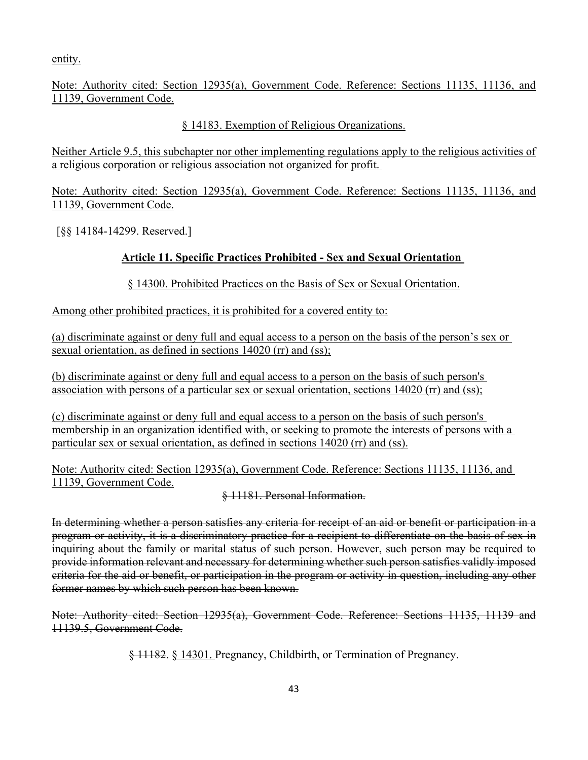entity.

Note: Authority cited: Section 12935(a), Government Code. Reference: Sections 11135, 11136, and 11139, Government Code.

§ 14183. Exemption of Religious Organizations.

Neither Article 9.5, this subchapter nor other implementing regulations apply to the religious activities of a religious corporation or religious association not organized for profit.

Note: Authority cited: Section 12935(a), Government Code. Reference: Sections 11135, 11136, and 11139, Government Code.

[§§ 14184-14299. Reserved.]

**Article 11. Specific Practices Prohibited - Sex and Sexual Orientation**

§ 14300. Prohibited Practices on the Basis of Sex or Sexual Orientation.

Among other prohibited practices, it is prohibited for a covered entity to:

(a) discriminate against or deny full and equal access to a person on the basis of the person's sex or sexual orientation, as defined in sections 14020 (rr) and (ss);

(b) discriminate against or deny full and equal access to a person on the basis of such person's association with persons of a particular sex or sexual orientation, sections 14020 (rr) and (ss);

(c) discriminate against or deny full and equal access to a person on the basis of such person's membership in an organization identified with, or seeking to promote the interests of persons with a particular sex or sexual orientation, as defined in sections 14020 (rr) and (ss).

Note: Authority cited: Section 12935(a), Government Code. Reference: Sections 11135, 11136, and 11139, Government Code.

~~§ 11181. Personal Information.~~

~~In determining whether a person satisfies any criteria for receipt of an aid or benefit or participation in a program or activity, it is a discriminatory practice for a recipient to differentiate on the basis of sex in inquiring about the family or marital status of such person. However, such person may be required to provide information relevant and necessary for determining whether such person satisfies validly imposed criteria for the aid or benefit, or participation in the program or activity in question, including any other former names by which such person has been known.~~

~~Note: Authority cited: Section 12935(a), Government Code. Reference: Sections 11135, 11139 and 11139.5, Government Code.~~

~~§ 11182~~. § 14301. Pregnancy, Childbirth, or Termination of Pregnancy.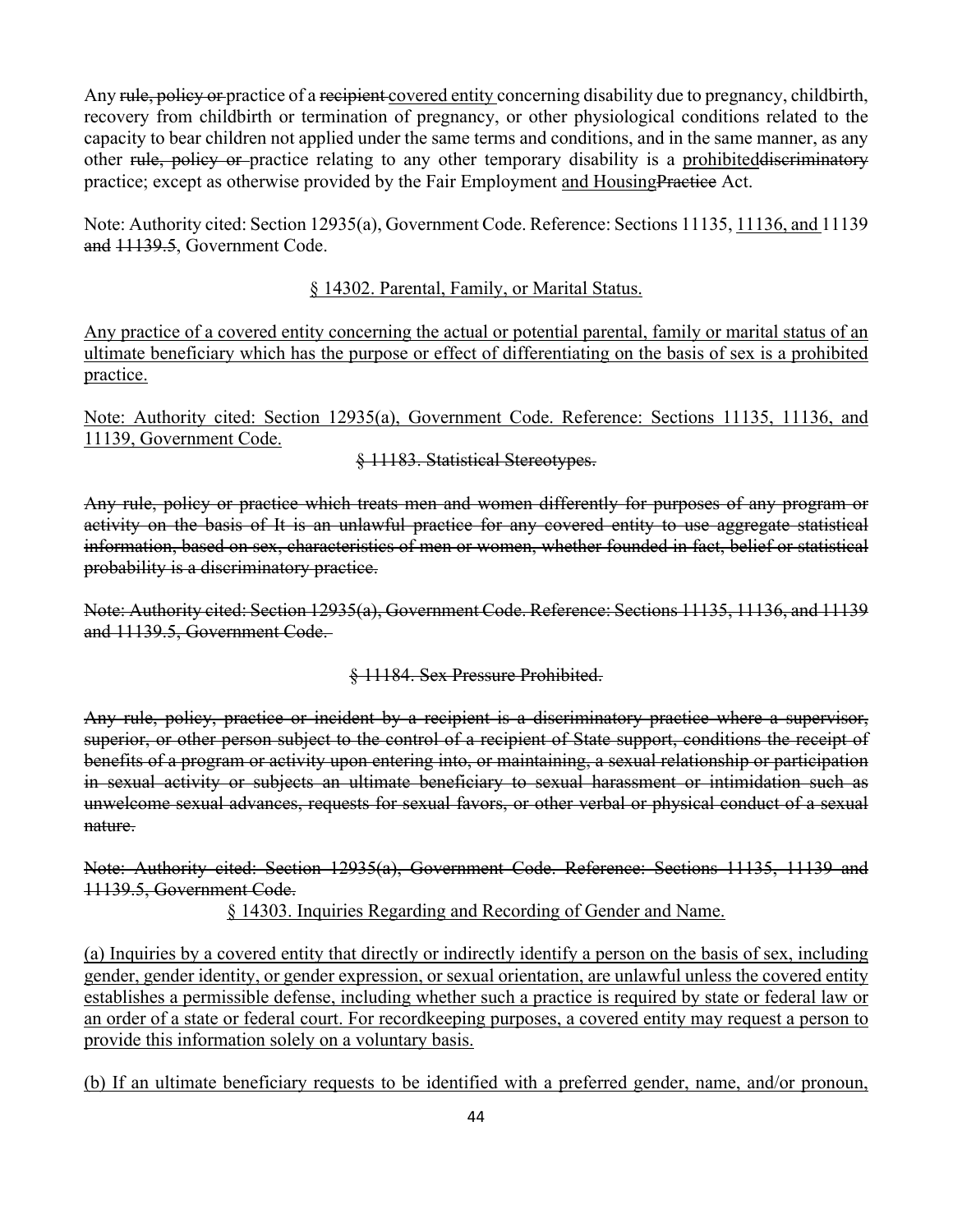Any ~~rule, policy or~~ practice of a ~~recipient~~ <u>covered entity</u> concerning disability due to pregnancy, childbirth, recovery from childbirth or termination of pregnancy, or other physiological conditions related to the capacity to bear children not applied under the same terms and conditions, and in the same manner, as any other ~~rule, policy or~~ practice relating to any other temporary disability is a <u>prohibited</u>~~discriminatory~~ practice; except as otherwise provided by the Fair Employment <u>and Housing</u>~~Practice~~ Act.

Note: Authority cited: Section 12935(a), Government Code. Reference: Sections 11135, <u>11136, and</u> 11139 ~~and~~ ~~11139.5~~, Government Code.

<u>§ 14302. Parental, Family, or Marital Status.</u>

<u>Any practice of a covered entity concerning the actual or potential parental, family or marital status of an ultimate beneficiary which has the purpose or effect of differentiating on the basis of sex is a prohibited practice.</u>

<u>Note: Authority cited: Section 12935(a), Government Code. Reference: Sections 11135, 11136, and 11139, Government Code.</u>

~~§ 11183. Statistical Stereotypes.~~

~~Any rule, policy or practice which treats men and women differently for purposes of any program or activity on the basis of It is an unlawful practice for any covered entity to use aggregate statistical information, based on sex, characteristics of men or women, whether founded in fact, belief or statistical probability is a discriminatory practice.~~

~~Note: Authority cited: Section 12935(a), Government Code. Reference: Sections 11135, 11136, and 11139 and 11139.5, Government Code.~~

~~§ 11184. Sex Pressure Prohibited.~~

~~Any rule, policy, practice or incident by a recipient is a discriminatory practice where a supervisor, superior, or other person subject to the control of a recipient of State support, conditions the receipt of benefits of a program or activity upon entering into, or maintaining, a sexual relationship or participation in sexual activity or subjects an ultimate beneficiary to sexual harassment or intimidation such as unwelcome sexual advances, requests for sexual favors, or other verbal or physical conduct of a sexual nature.~~

~~Note: Authority cited: Section 12935(a), Government Code. Reference: Sections 11135, 11139 and 11139.5, Government Code.~~

<u>§ 14303. Inquiries Regarding and Recording of Gender and Name.</u>

<u>(a) Inquiries by a covered entity that directly or indirectly identify a person on the basis of sex, including gender, gender identity, or gender expression, or sexual orientation, are unlawful unless the covered entity establishes a permissible defense, including whether such a practice is required by state or federal law or an order of a state or federal court. For recordkeeping purposes, a covered entity may request a person to provide this information solely on a voluntary basis.</u>

<u>(b) If an ultimate beneficiary requests to be identified with a preferred gender, name, and/or pronoun,</u>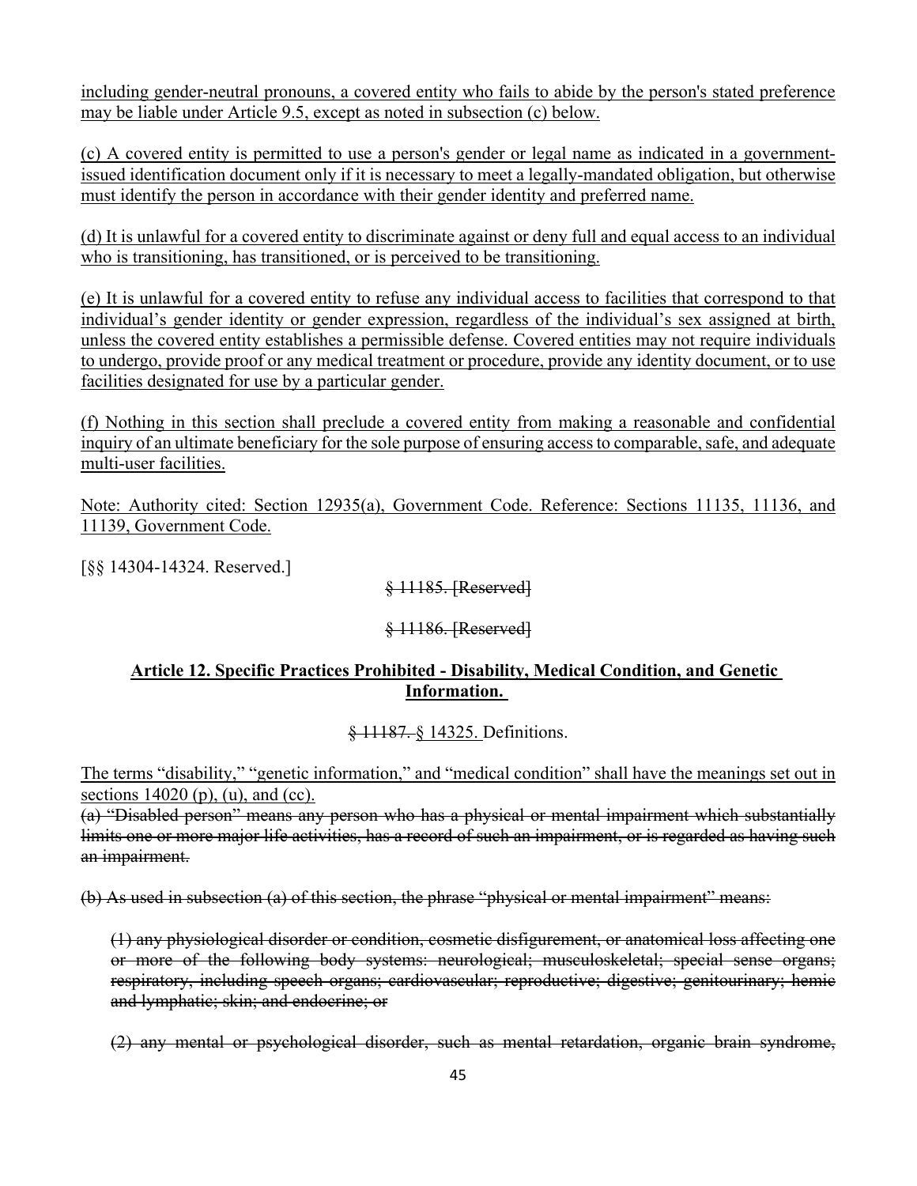including gender-neutral pronouns, a covered entity who fails to abide by the person's stated preference may be liable under Article 9.5, except as noted in subsection (c) below.

(c) A covered entity is permitted to use a person's gender or legal name as indicated in a government-issued identification document only if it is necessary to meet a legally-mandated obligation, but otherwise must identify the person in accordance with their gender identity and preferred name.

(d) It is unlawful for a covered entity to discriminate against or deny full and equal access to an individual who is transitioning, has transitioned, or is perceived to be transitioning.

(e) It is unlawful for a covered entity to refuse any individual access to facilities that correspond to that individual's gender identity or gender expression, regardless of the individual's sex assigned at birth, unless the covered entity establishes a permissible defense. Covered entities may not require individuals to undergo, provide proof or any medical treatment or procedure, provide any identity document, or to use facilities designated for use by a particular gender.

(f) Nothing in this section shall preclude a covered entity from making a reasonable and confidential inquiry of an ultimate beneficiary for the sole purpose of ensuring access to comparable, safe, and adequate multi-user facilities.

Note: Authority cited: Section 12935(a), Government Code. Reference: Sections 11135, 11136, and 11139, Government Code.

[§§ 14304-14324. Reserved.]

~~§ 11185. [Reserved]~~

~~§ 11186. [Reserved]~~

**Article 12. Specific Practices Prohibited - Disability, Medical Condition, and Genetic Information.**

~~§ 11187.~~ § 14325. Definitions.

The terms "disability," "genetic information," and "medical condition" shall have the meanings set out in sections 14020 (p), (u), and (cc).

~~(a) "Disabled person" means any person who has a physical or mental impairment which substantially limits one or more major life activities, has a record of such an impairment, or is regarded as having such an impairment.~~

~~(b) As used in subsection (a) of this section, the phrase "physical or mental impairment" means:~~

~~(1) any physiological disorder or condition, cosmetic disfigurement, or anatomical loss affecting one or more of the following body systems: neurological; musculoskeletal; special sense organs; respiratory, including speech organs; cardiovascular; reproductive; digestive; genitourinary; hemic and lymphatic; skin; and endocrine; or~~

~~(2) any mental or psychological disorder, such as mental retardation, organic brain syndrome,~~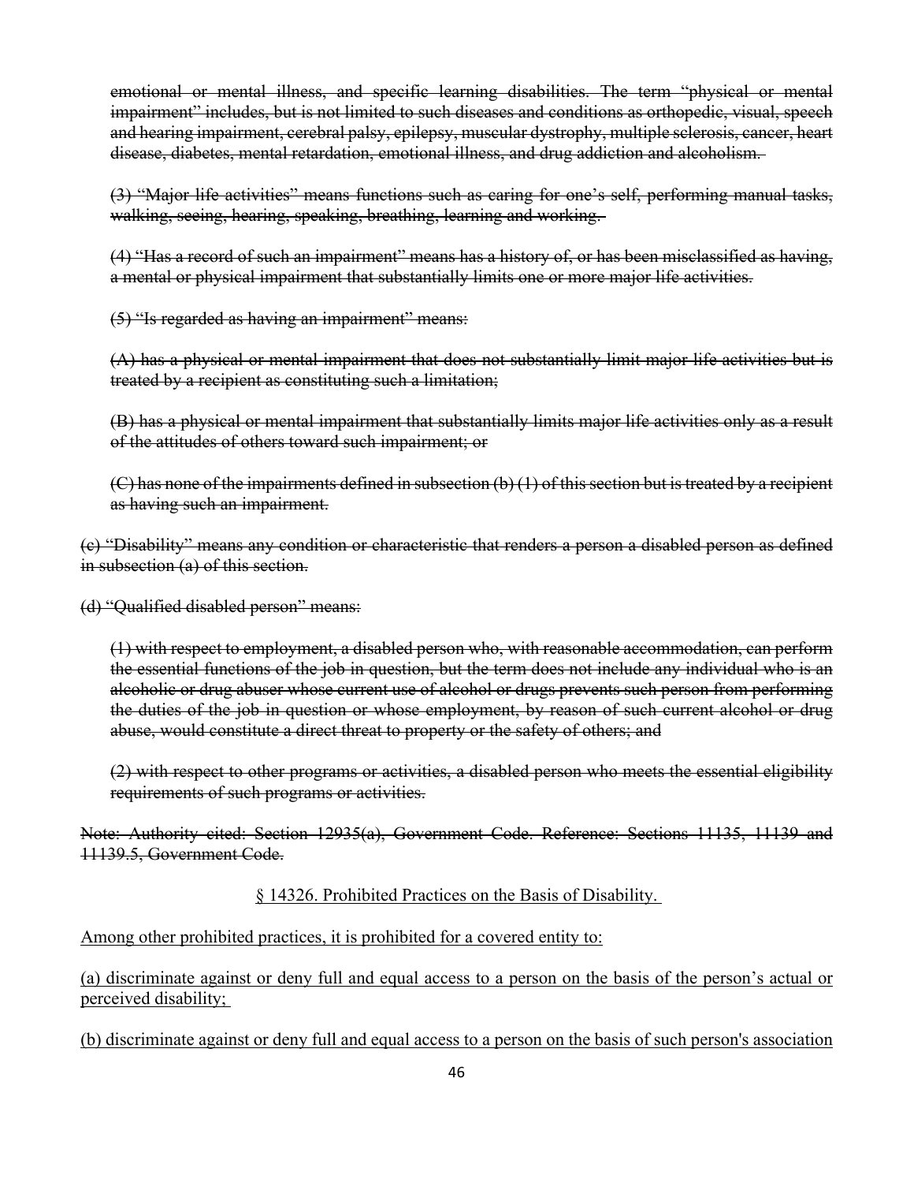~~emotional or mental illness, and specific learning disabilities. The term "physical or mental impairment" includes, but is not limited to such diseases and conditions as orthopedic, visual, speech and hearing impairment, cerebral palsy, epilepsy, muscular dystrophy, multiple sclerosis, cancer, heart disease, diabetes, mental retardation, emotional illness, and drug addiction and alcoholism.~~

~~(3) "Major life activities" means functions such as caring for one's self, performing manual tasks, walking, seeing, hearing, speaking, breathing, learning and working.~~

~~(4) "Has a record of such an impairment" means has a history of, or has been misclassified as having, a mental or physical impairment that substantially limits one or more major life activities.~~

~~(5) "Is regarded as having an impairment" means:~~

~~(A) has a physical or mental impairment that does not substantially limit major life activities but is treated by a recipient as constituting such a limitation;~~

~~(B) has a physical or mental impairment that substantially limits major life activities only as a result of the attitudes of others toward such impairment; or~~

~~(C) has none of the impairments defined in subsection (b) (1) of this section but is treated by a recipient as having such an impairment.~~

~~(c) "Disability" means any condition or characteristic that renders a person a disabled person as defined in subsection (a) of this section.~~

~~(d) "Qualified disabled person" means:~~

~~(1) with respect to employment, a disabled person who, with reasonable accommodation, can perform the essential functions of the job in question, but the term does not include any individual who is an alcoholic or drug abuser whose current use of alcohol or drugs prevents such person from performing the duties of the job in question or whose employment, by reason of such current alcohol or drug abuse, would constitute a direct threat to property or the safety of others; and~~

~~(2) with respect to other programs or activities, a disabled person who meets the essential eligibility requirements of such programs or activities.~~

~~Note: Authority cited: Section 12935(a), Government Code. Reference: Sections 11135, 11139 and 11139.5, Government Code.~~

<u>§ 14326. Prohibited Practices on the Basis of Disability.</u>

<u>Among other prohibited practices, it is prohibited for a covered entity to:</u>

<u>(a) discriminate against or deny full and equal access to a person on the basis of the person's actual or perceived disability;</u>

<u>(b) discriminate against or deny full and equal access to a person on the basis of such person's association</u>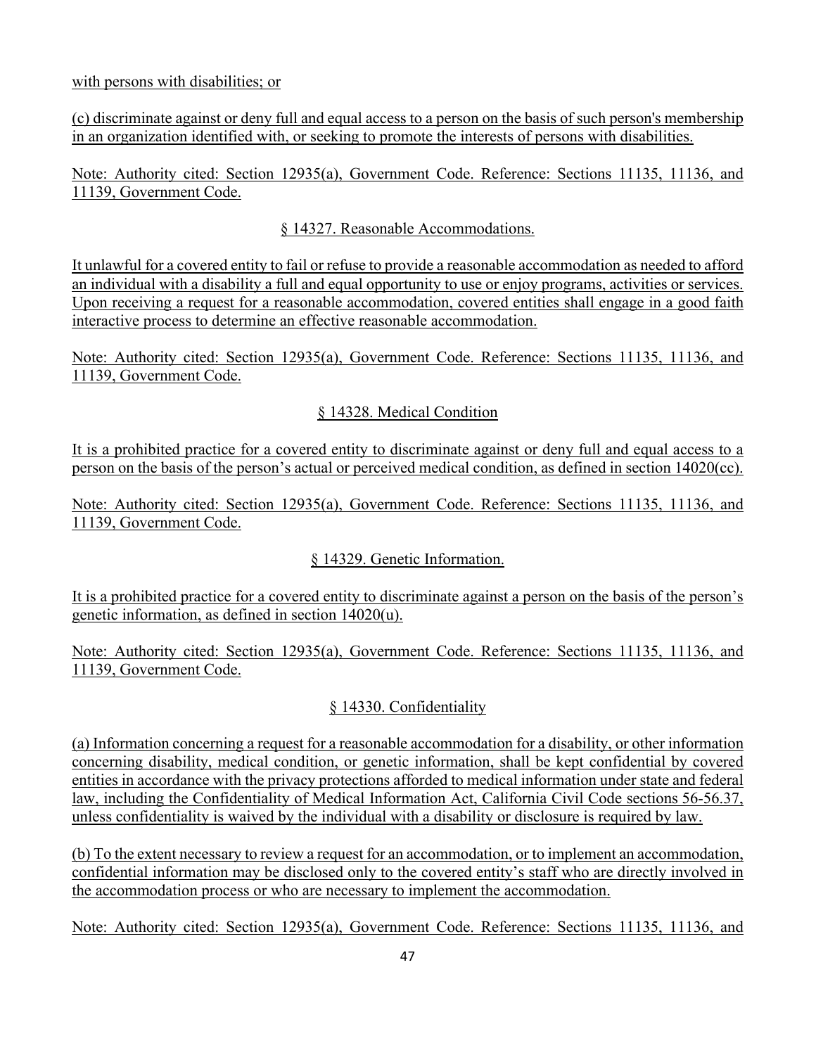with persons with disabilities; or

(c) discriminate against or deny full and equal access to a person on the basis of such person's membership in an organization identified with, or seeking to promote the interests of persons with disabilities.

Note: Authority cited: Section 12935(a), Government Code. Reference: Sections 11135, 11136, and 11139, Government Code.

### § 14327. Reasonable Accommodations.

It unlawful for a covered entity to fail or refuse to provide a reasonable accommodation as needed to afford an individual with a disability a full and equal opportunity to use or enjoy programs, activities or services. Upon receiving a request for a reasonable accommodation, covered entities shall engage in a good faith interactive process to determine an effective reasonable accommodation.

Note: Authority cited: Section 12935(a), Government Code. Reference: Sections 11135, 11136, and 11139, Government Code.

### § 14328. Medical Condition

It is a prohibited practice for a covered entity to discriminate against or deny full and equal access to a person on the basis of the person's actual or perceived medical condition, as defined in section 14020(cc).

Note: Authority cited: Section 12935(a), Government Code. Reference: Sections 11135, 11136, and 11139, Government Code.

### § 14329. Genetic Information.

It is a prohibited practice for a covered entity to discriminate against a person on the basis of the person's genetic information, as defined in section 14020(u).

Note: Authority cited: Section 12935(a), Government Code. Reference: Sections 11135, 11136, and 11139, Government Code.

### § 14330. Confidentiality

(a) Information concerning a request for a reasonable accommodation for a disability, or other information concerning disability, medical condition, or genetic information, shall be kept confidential by covered entities in accordance with the privacy protections afforded to medical information under state and federal law, including the Confidentiality of Medical Information Act, California Civil Code sections 56-56.37, unless confidentiality is waived by the individual with a disability or disclosure is required by law.

(b) To the extent necessary to review a request for an accommodation, or to implement an accommodation, confidential information may be disclosed only to the covered entity's staff who are directly involved in the accommodation process or who are necessary to implement the accommodation.

Note: Authority cited: Section 12935(a), Government Code. Reference: Sections 11135, 11136, and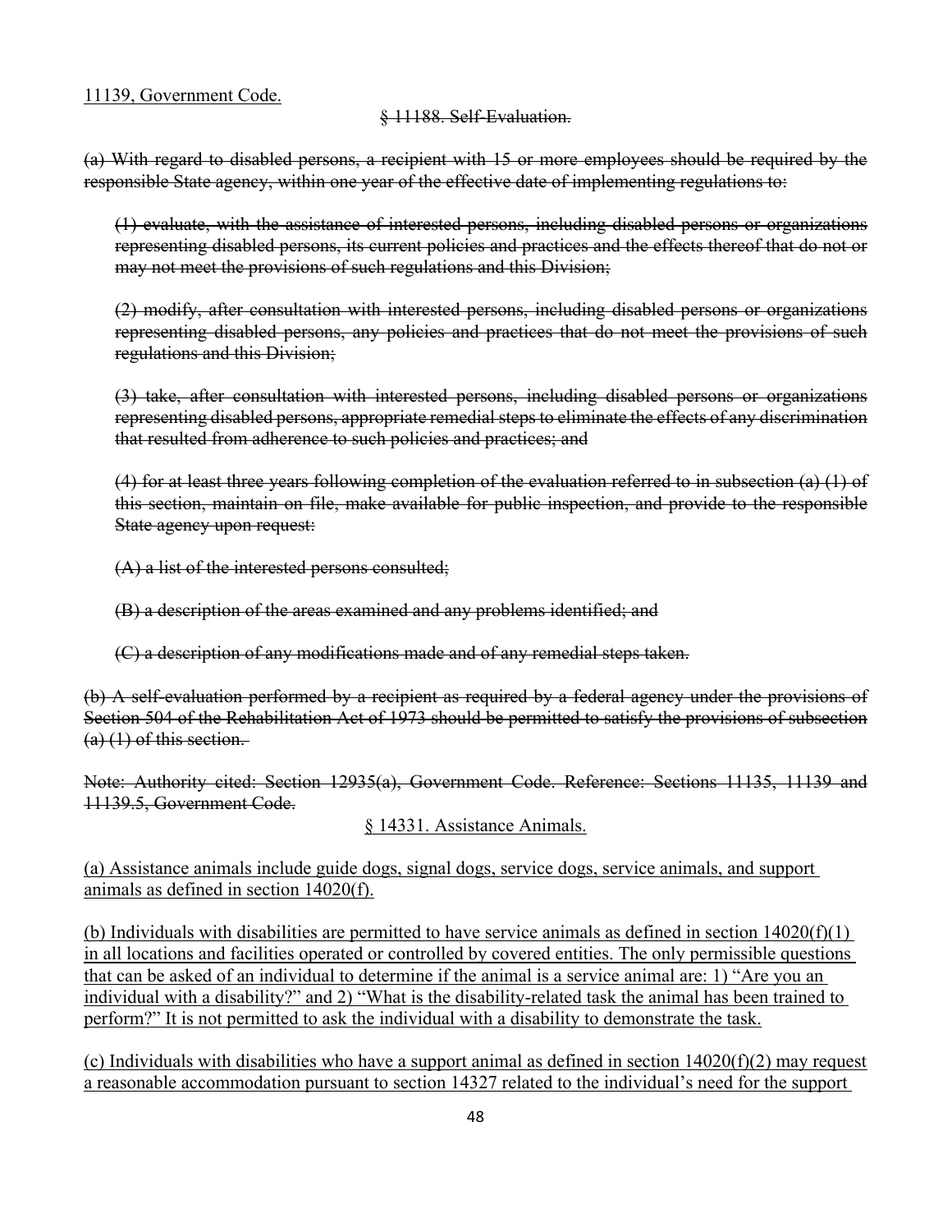<u>11139, Government Code.</u>

~~§ 11188. Self-Evaluation.~~

~~(a) With regard to disabled persons, a recipient with 15 or more employees should be required by the responsible State agency, within one year of the effective date of implementing regulations to:~~

~~(1) evaluate, with the assistance of interested persons, including disabled persons or organizations representing disabled persons, its current policies and practices and the effects thereof that do not or may not meet the provisions of such regulations and this Division;~~

~~(2) modify, after consultation with interested persons, including disabled persons or organizations representing disabled persons, any policies and practices that do not meet the provisions of such regulations and this Division;~~

~~(3) take, after consultation with interested persons, including disabled persons or organizations representing disabled persons, appropriate remedial steps to eliminate the effects of any discrimination that resulted from adherence to such policies and practices; and~~

~~(4) for at least three years following completion of the evaluation referred to in subsection (a) (1) of this section, maintain on file, make available for public inspection, and provide to the responsible State agency upon request:~~

~~(A) a list of the interested persons consulted;~~

~~(B) a description of the areas examined and any problems identified; and~~

~~(C) a description of any modifications made and of any remedial steps taken.~~

~~(b) A self-evaluation performed by a recipient as required by a federal agency under the provisions of Section 504 of the Rehabilitation Act of 1973 should be permitted to satisfy the provisions of subsection (a) (1) of this section.~~

~~Note: Authority cited: Section 12935(a), Government Code. Reference: Sections 11135, 11139 and 11139.5, Government Code.~~

<u>§ 14331. Assistance Animals.</u>

<u>(a) Assistance animals include guide dogs, signal dogs, service dogs, service animals, and support animals as defined in section 14020(f).</u>

<u>(b) Individuals with disabilities are permitted to have service animals as defined in section 14020(f)(1) in all locations and facilities operated or controlled by covered entities. The only permissible questions that can be asked of an individual to determine if the animal is a service animal are: 1) "Are you an individual with a disability?" and 2) "What is the disability-related task the animal has been trained to perform?" It is not permitted to ask the individual with a disability to demonstrate the task.</u>

<u>(c) Individuals with disabilities who have a support animal as defined in section 14020(f)(2) may request a reasonable accommodation pursuant to section 14327 related to the individual's need for the support</u>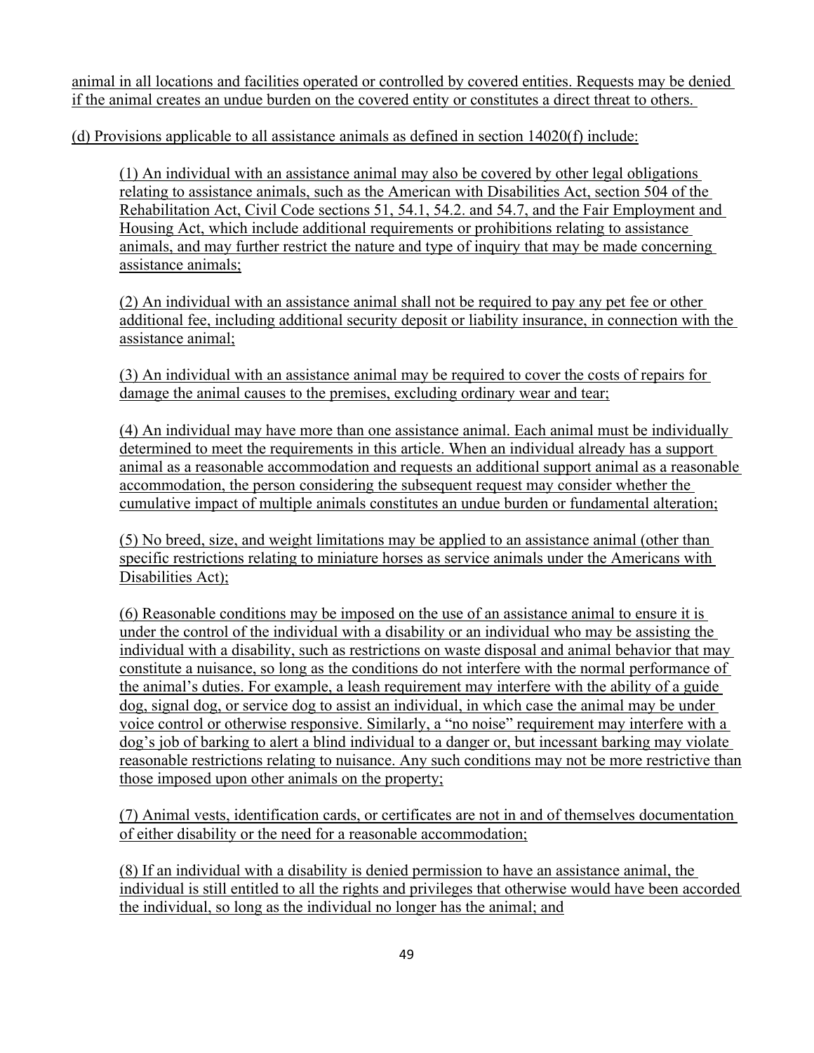animal in all locations and facilities operated or controlled by covered entities. Requests may be denied if the animal creates an undue burden on the covered entity or constitutes a direct threat to others.

(d) Provisions applicable to all assistance animals as defined in section 14020(f) include:

> (1) An individual with an assistance animal may also be covered by other legal obligations relating to assistance animals, such as the American with Disabilities Act, section 504 of the Rehabilitation Act, Civil Code sections 51, 54.1, 54.2. and 54.7, and the Fair Employment and Housing Act, which include additional requirements or prohibitions relating to assistance animals, and may further restrict the nature and type of inquiry that may be made concerning assistance animals;
>
> (2) An individual with an assistance animal shall not be required to pay any pet fee or other additional fee, including additional security deposit or liability insurance, in connection with the assistance animal;
>
> (3) An individual with an assistance animal may be required to cover the costs of repairs for damage the animal causes to the premises, excluding ordinary wear and tear;
>
> (4) An individual may have more than one assistance animal. Each animal must be individually determined to meet the requirements in this article. When an individual already has a support animal as a reasonable accommodation and requests an additional support animal as a reasonable accommodation, the person considering the subsequent request may consider whether the cumulative impact of multiple animals constitutes an undue burden or fundamental alteration;
>
> (5) No breed, size, and weight limitations may be applied to an assistance animal (other than specific restrictions relating to miniature horses as service animals under the Americans with Disabilities Act);
>
> (6) Reasonable conditions may be imposed on the use of an assistance animal to ensure it is under the control of the individual with a disability or an individual who may be assisting the individual with a disability, such as restrictions on waste disposal and animal behavior that may constitute a nuisance, so long as the conditions do not interfere with the normal performance of the animal's duties. For example, a leash requirement may interfere with the ability of a guide dog, signal dog, or service dog to assist an individual, in which case the animal may be under voice control or otherwise responsive. Similarly, a "no noise" requirement may interfere with a dog's job of barking to alert a blind individual to a danger or, but incessant barking may violate reasonable restrictions relating to nuisance. Any such conditions may not be more restrictive than those imposed upon other animals on the property;
>
> (7) Animal vests, identification cards, or certificates are not in and of themselves documentation of either disability or the need for a reasonable accommodation;
>
> (8) If an individual with a disability is denied permission to have an assistance animal, the individual is still entitled to all the rights and privileges that otherwise would have been accorded the individual, so long as the individual no longer has the animal; and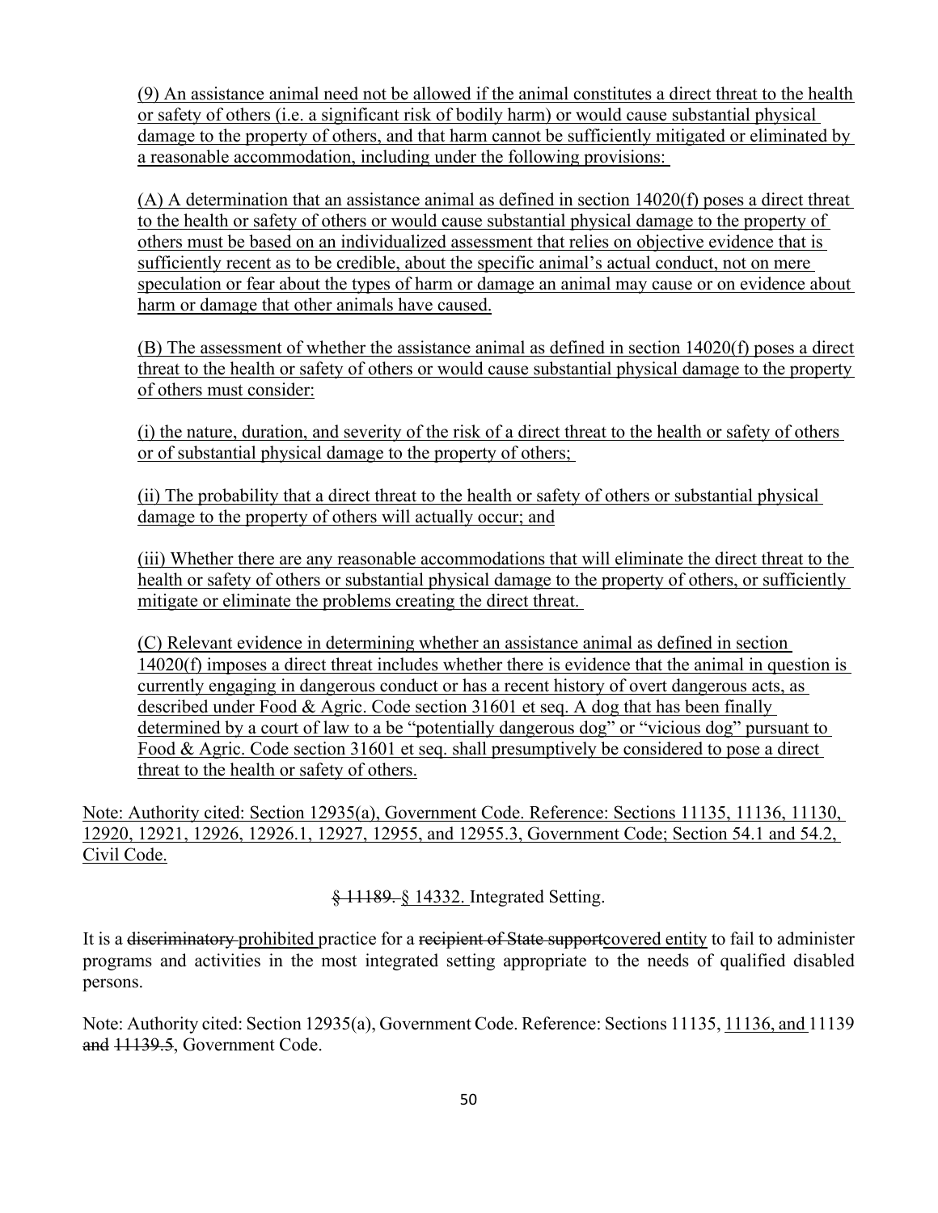(9) An assistance animal need not be allowed if the animal constitutes a direct threat to the health or safety of others (i.e. a significant risk of bodily harm) or would cause substantial physical damage to the property of others, and that harm cannot be sufficiently mitigated or eliminated by a reasonable accommodation, including under the following provisions:

(A) A determination that an assistance animal as defined in section 14020(f) poses a direct threat to the health or safety of others or would cause substantial physical damage to the property of others must be based on an individualized assessment that relies on objective evidence that is sufficiently recent as to be credible, about the specific animal's actual conduct, not on mere speculation or fear about the types of harm or damage an animal may cause or on evidence about harm or damage that other animals have caused.

(B) The assessment of whether the assistance animal as defined in section 14020(f) poses a direct threat to the health or safety of others or would cause substantial physical damage to the property of others must consider:

(i) the nature, duration, and severity of the risk of a direct threat to the health or safety of others or of substantial physical damage to the property of others;

(ii) The probability that a direct threat to the health or safety of others or substantial physical damage to the property of others will actually occur; and

(iii) Whether there are any reasonable accommodations that will eliminate the direct threat to the health or safety of others or substantial physical damage to the property of others, or sufficiently mitigate or eliminate the problems creating the direct threat.

(C) Relevant evidence in determining whether an assistance animal as defined in section 14020(f) imposes a direct threat includes whether there is evidence that the animal in question is currently engaging in dangerous conduct or has a recent history of overt dangerous acts, as described under Food & Agric. Code section 31601 et seq. A dog that has been finally determined by a court of law to a be "potentially dangerous dog" or "vicious dog" pursuant to Food & Agric. Code section 31601 et seq. shall presumptively be considered to pose a direct threat to the health or safety of others.

Note: Authority cited: Section 12935(a), Government Code. Reference: Sections 11135, 11136, 11130, 12920, 12921, 12926, 12926.1, 12927, 12955, and 12955.3, Government Code; Section 54.1 and 54.2, Civil Code.

~~§ 11189.~~ § 14332. Integrated Setting.

It is a ~~discriminatory~~ prohibited practice for a ~~recipient of State support~~covered entity to fail to administer programs and activities in the most integrated setting appropriate to the needs of qualified disabled persons.

Note: Authority cited: Section 12935(a), Government Code. Reference: Sections 11135, 11136, and 11139 ~~and~~ ~~11139.5~~, Government Code.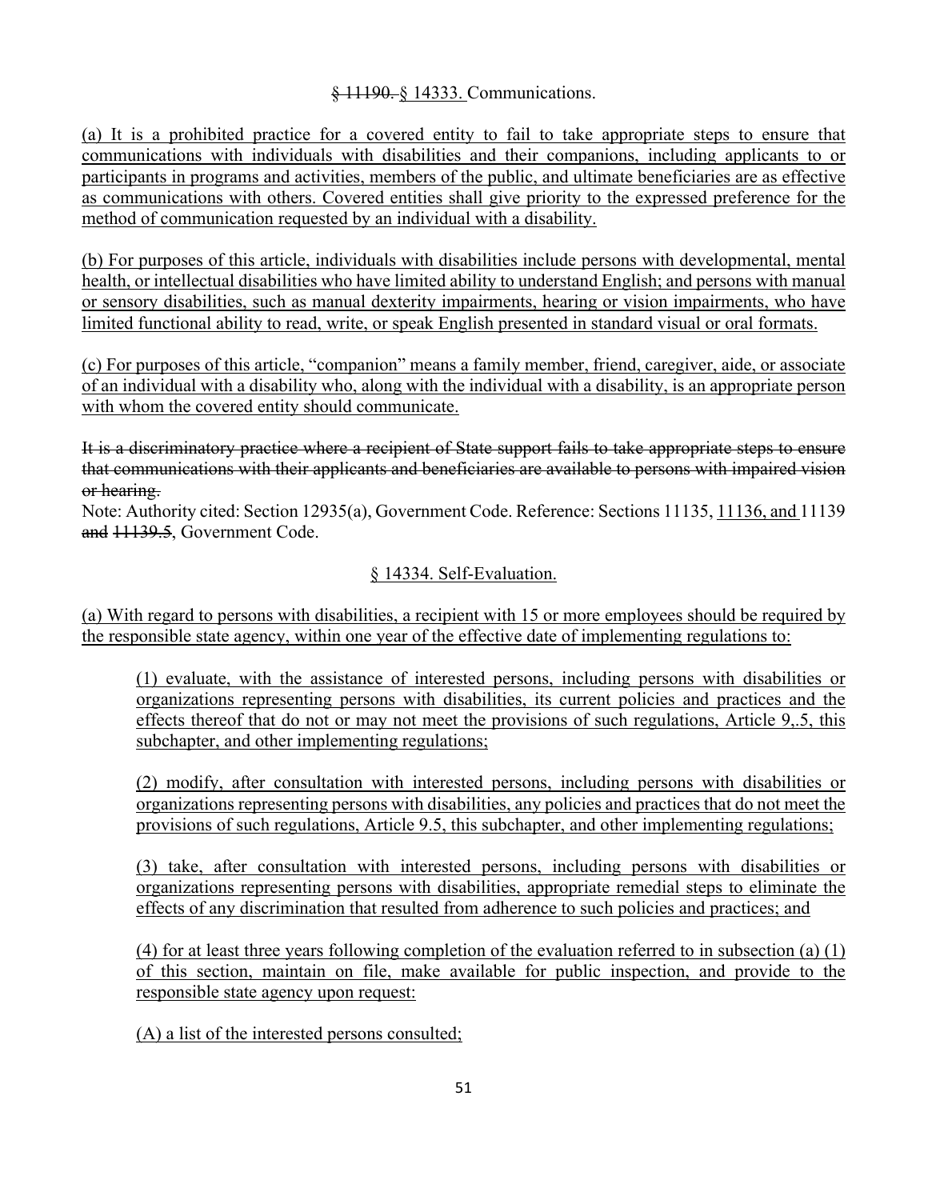§ ~~11190.~~ § 14333. Communications.

(a) It is a prohibited practice for a covered entity to fail to take appropriate steps to ensure that communications with individuals with disabilities and their companions, including applicants to or participants in programs and activities, members of the public, and ultimate beneficiaries are as effective as communications with others. Covered entities shall give priority to the expressed preference for the method of communication requested by an individual with a disability.

(b) For purposes of this article, individuals with disabilities include persons with developmental, mental health, or intellectual disabilities who have limited ability to understand English; and persons with manual or sensory disabilities, such as manual dexterity impairments, hearing or vision impairments, who have limited functional ability to read, write, or speak English presented in standard visual or oral formats.

(c) For purposes of this article, "companion" means a family member, friend, caregiver, aide, or associate of an individual with a disability who, along with the individual with a disability, is an appropriate person with whom the covered entity should communicate.

~~It is a discriminatory practice where a recipient of State support fails to take appropriate steps to ensure that communications with their applicants and beneficiaries are available to persons with impaired vision or hearing.~~

Note: Authority cited: Section 12935(a), Government Code. Reference: Sections 11135, 11136, and 11139 ~~and 11139.5~~, Government Code.

§ 14334. Self-Evaluation.

(a) With regard to persons with disabilities, a recipient with 15 or more employees should be required by the responsible state agency, within one year of the effective date of implementing regulations to:

(1) evaluate, with the assistance of interested persons, including persons with disabilities or organizations representing persons with disabilities, its current policies and practices and the effects thereof that do not or may not meet the provisions of such regulations, Article 9,.5, this subchapter, and other implementing regulations;

(2) modify, after consultation with interested persons, including persons with disabilities or organizations representing persons with disabilities, any policies and practices that do not meet the provisions of such regulations, Article 9.5, this subchapter, and other implementing regulations;

(3) take, after consultation with interested persons, including persons with disabilities or organizations representing persons with disabilities, appropriate remedial steps to eliminate the effects of any discrimination that resulted from adherence to such policies and practices; and

(4) for at least three years following completion of the evaluation referred to in subsection (a) (1) of this section, maintain on file, make available for public inspection, and provide to the responsible state agency upon request:

(A) a list of the interested persons consulted;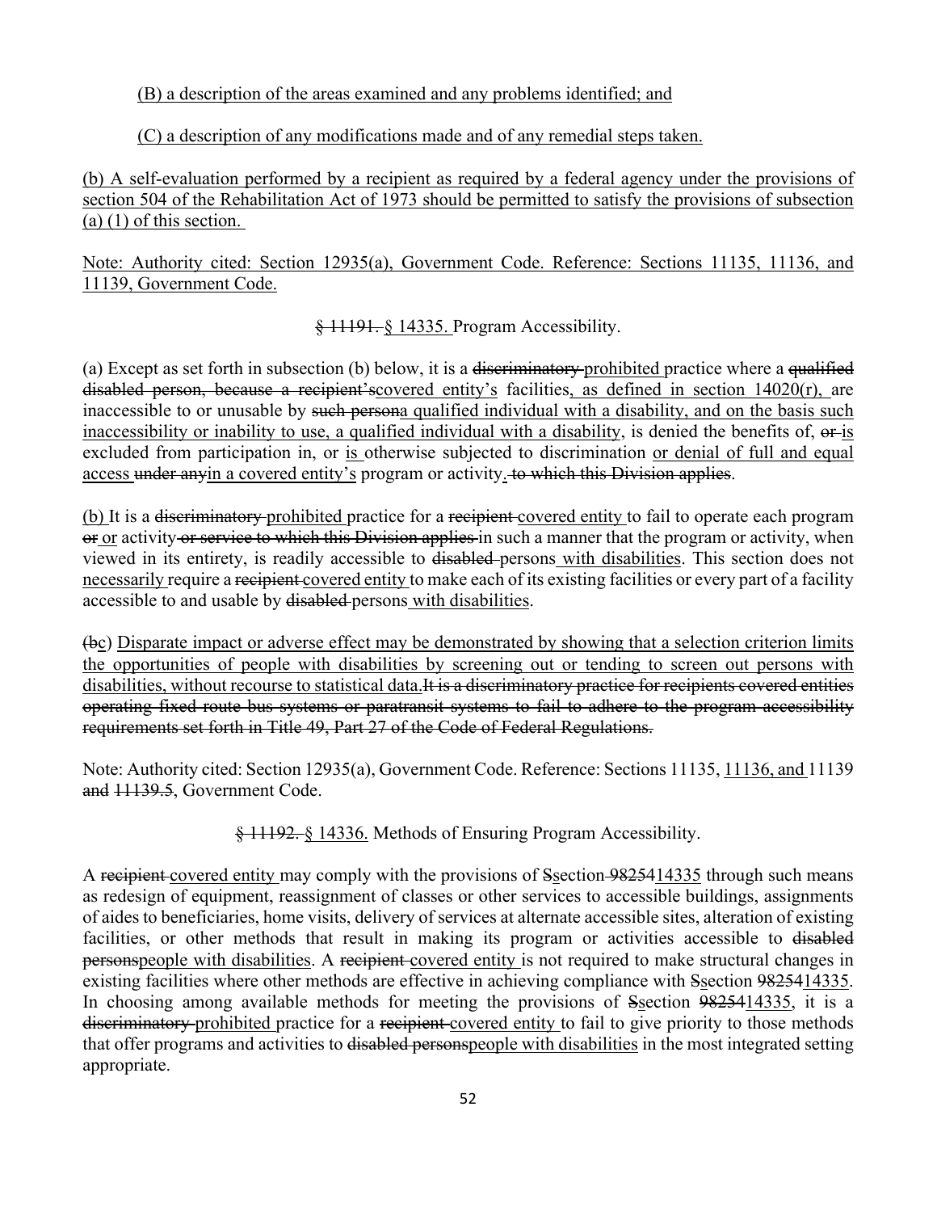(B) a description of the areas examined and any problems identified; and

(C) a description of any modifications made and of any remedial steps taken.

(b) A self-evaluation performed by a recipient as required by a federal agency under the provisions of section 504 of the Rehabilitation Act of 1973 should be permitted to satisfy the provisions of subsection (a) (1) of this section.

Note: Authority cited: Section 12935(a), Government Code. Reference: Sections 11135, 11136, and 11139, Government Code.

~~§ 11191.~~ § 14335. Program Accessibility.

(a) Except as set forth in subsection (b) below, it is a ~~discriminatory~~ prohibited practice where a ~~qualified disabled person, because a recipient's~~covered entity's facilities, as defined in section 14020(r), are inaccessible to or unusable by ~~such person~~a qualified individual with a disability, and on the basis such inaccessibility or inability to use, a qualified individual with a disability, is denied the benefits of, ~~or~~ is excluded from participation in, or is otherwise subjected to discrimination or denial of full and equal access ~~under any~~in a covered entity's program or activity. ~~to which this Division applies~~.

(b) It is a ~~discriminatory~~ prohibited practice for a ~~recipient~~ covered entity to fail to operate each program ~~or~~ or activity ~~or service to which this Division applies~~ in such a manner that the program or activity, when viewed in its entirety, is readily accessible to ~~disabled~~ persons with disabilities. This section does not necessarily require a ~~recipient~~ covered entity to make each of its existing facilities or every part of a facility accessible to and usable by ~~disabled~~ persons with disabilities.

(~~b~~c) Disparate impact or adverse effect may be demonstrated by showing that a selection criterion limits the opportunities of people with disabilities by screening out or tending to screen out persons with disabilities, without recourse to statistical data.~~It is a discriminatory practice for recipients covered entities operating fixed route bus systems or paratransit systems to fail to adhere to the program accessibility requirements set forth in Title 49, Part 27 of the Code of Federal Regulations.~~

Note: Authority cited: Section 12935(a), Government Code. Reference: Sections 11135, 11136, and 11139 ~~and~~ ~~11139.5~~, Government Code.

~~§ 11192.~~ § 14336. Methods of Ensuring Program Accessibility.

A ~~recipient~~ covered entity may comply with the provisions of ~~S~~section ~~98254~~14335 through such means as redesign of equipment, reassignment of classes or other services to accessible buildings, assignments of aides to beneficiaries, home visits, delivery of services at alternate accessible sites, alteration of existing facilities, or other methods that result in making its program or activities accessible to ~~disabled persons~~people with disabilities. A ~~recipient~~ covered entity is not required to make structural changes in existing facilities where other methods are effective in achieving compliance with ~~S~~section ~~98254~~14335. In choosing among available methods for meeting the provisions of ~~S~~section ~~98254~~14335, it is a ~~discriminatory~~ prohibited practice for a ~~recipient~~ covered entity to fail to give priority to those methods that offer programs and activities to ~~disabled persons~~people with disabilities in the most integrated setting appropriate.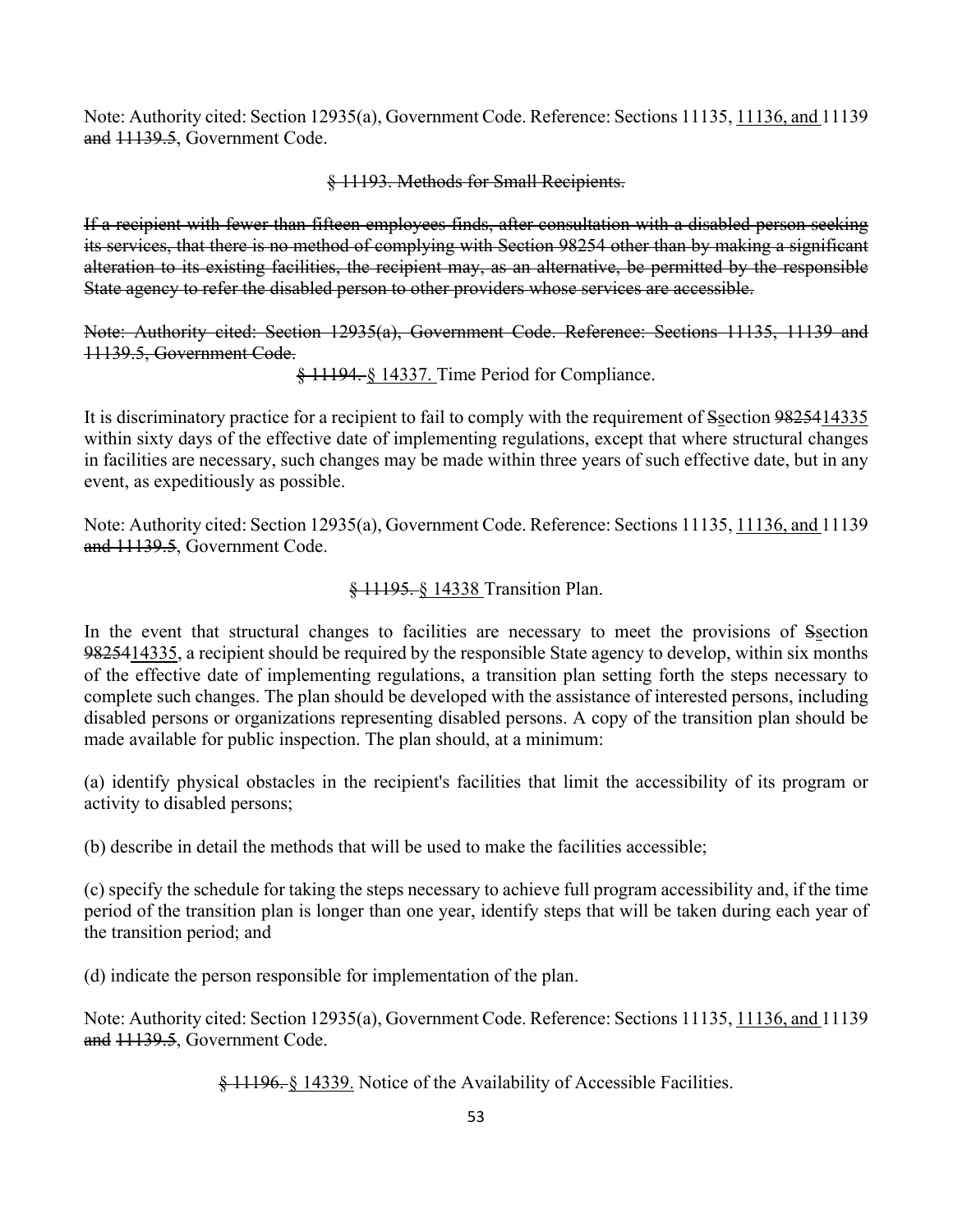Note: Authority cited: Section 12935(a), Government Code. Reference: Sections 11135, <u>11136, and</u> 11139 ~~and~~ ~~11139.5~~, Government Code.

~~§ 11193. Methods for Small Recipients.~~

~~If a recipient with fewer than fifteen employees finds, after consultation with a disabled person seeking its services, that there is no method of complying with Section 98254 other than by making a significant alteration to its existing facilities, the recipient may, as an alternative, be permitted by the responsible State agency to refer the disabled person to other providers whose services are accessible.~~

~~Note: Authority cited: Section 12935(a), Government Code. Reference: Sections 11135, 11139 and 11139.5, Government Code.~~

~~§ 11194.~~ <u>§ 14337.</u> Time Period for Compliance.

It is discriminatory practice for a recipient to fail to comply with the requirement of ~~S~~<u>s</u>ection ~~98254~~<u>14335</u> within sixty days of the effective date of implementing regulations, except that where structural changes in facilities are necessary, such changes may be made within three years of such effective date, but in any event, as expeditiously as possible.

Note: Authority cited: Section 12935(a), Government Code. Reference: Sections 11135, <u>11136, and</u> 11139 ~~and 11139.5~~, Government Code.

~~§ 11195.~~ <u>§ 14338</u> Transition Plan.

In the event that structural changes to facilities are necessary to meet the provisions of ~~S~~<u>s</u>ection ~~98254~~<u>14335</u>, a recipient should be required by the responsible State agency to develop, within six months of the effective date of implementing regulations, a transition plan setting forth the steps necessary to complete such changes. The plan should be developed with the assistance of interested persons, including disabled persons or organizations representing disabled persons. A copy of the transition plan should be made available for public inspection. The plan should, at a minimum:

(a) identify physical obstacles in the recipient's facilities that limit the accessibility of its program or activity to disabled persons;

(b) describe in detail the methods that will be used to make the facilities accessible;

(c) specify the schedule for taking the steps necessary to achieve full program accessibility and, if the time period of the transition plan is longer than one year, identify steps that will be taken during each year of the transition period; and

(d) indicate the person responsible for implementation of the plan.

Note: Authority cited: Section 12935(a), Government Code. Reference: Sections 11135, <u>11136, and</u> 11139 ~~and~~ ~~11139.5~~, Government Code.

~~§ 11196.~~ <u>§ 14339.</u> Notice of the Availability of Accessible Facilities.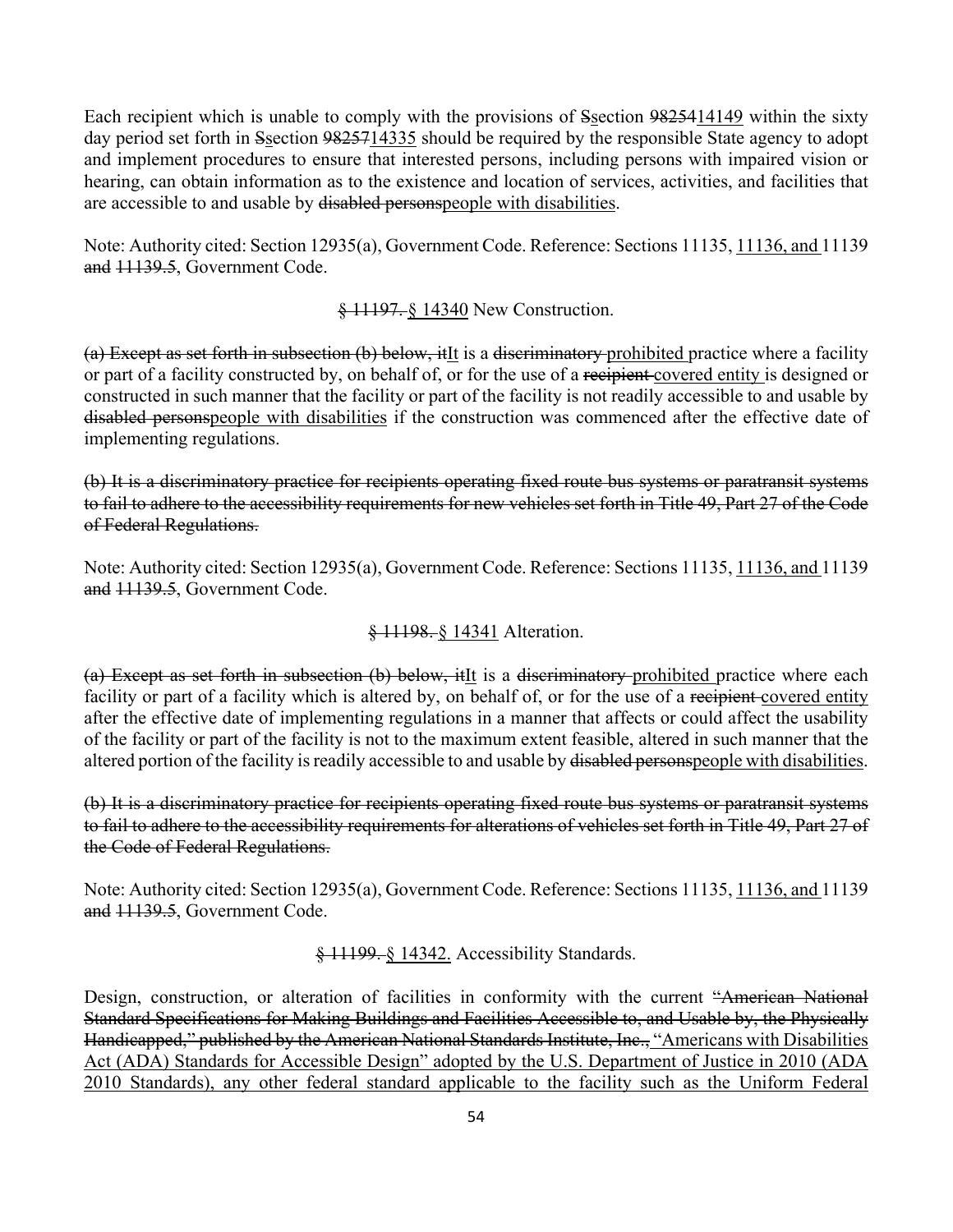Each recipient which is unable to comply with the provisions of ~~S~~<u>s</u>ection ~~9825~~<u>14149</u> within the sixty day period set forth in ~~S~~<u>s</u>ection ~~98257~~<u>14335</u> should be required by the responsible State agency to adopt and implement procedures to ensure that interested persons, including persons with impaired vision or hearing, can obtain information as to the existence and location of services, activities, and facilities that are accessible to and usable by ~~disabled persons~~<u>people with disabilities</u>.

Note: Authority cited: Section 12935(a), Government Code. Reference: Sections 11135, <u>11136, and</u> 11139 ~~and~~ ~~11139.5~~, Government Code.

~~§ 11197.~~ <u>§ 14340</u> New Construction.

~~(a) Except as set forth in subsection (b) below, it~~<u>It</u> is a ~~discriminatory~~ <u>prohibited</u> practice where a facility or part of a facility constructed by, on behalf of, or for the use of a ~~recipient~~ <u>covered entity</u> is designed or constructed in such manner that the facility or part of the facility is not readily accessible to and usable by ~~disabled persons~~<u>people with disabilities</u> if the construction was commenced after the effective date of implementing regulations.

~~(b) It is a discriminatory practice for recipients operating fixed route bus systems or paratransit systems to fail to adhere to the accessibility requirements for new vehicles set forth in Title 49, Part 27 of the Code of Federal Regulations.~~

Note: Authority cited: Section 12935(a), Government Code. Reference: Sections 11135, <u>11136, and</u> 11139 ~~and~~ ~~11139.5~~, Government Code.

~~§ 11198.~~ <u>§ 14341</u> Alteration.

~~(a) Except as set forth in subsection (b) below, it~~<u>It</u> is a ~~discriminatory~~ <u>prohibited</u> practice where each facility or part of a facility which is altered by, on behalf of, or for the use of a ~~recipient~~ <u>covered entity</u> after the effective date of implementing regulations in a manner that affects or could affect the usability of the facility or part of the facility is not to the maximum extent feasible, altered in such manner that the altered portion of the facility is readily accessible to and usable by ~~disabled persons~~<u>people with disabilities</u>.

~~(b) It is a discriminatory practice for recipients operating fixed route bus systems or paratransit systems to fail to adhere to the accessibility requirements for alterations of vehicles set forth in Title 49, Part 27 of the Code of Federal Regulations.~~

Note: Authority cited: Section 12935(a), Government Code. Reference: Sections 11135, <u>11136, and</u> 11139 ~~and~~ ~~11139.5~~, Government Code.

~~§ 11199.~~ <u>§ 14342.</u> Accessibility Standards.

Design, construction, or alteration of facilities in conformity with the current ~~"American National Standard Specifications for Making Buildings and Facilities Accessible to, and Usable by, the Physically Handicapped," published by the American National Standards Institute, Inc.,~~ <u>"Americans with Disabilities Act (ADA) Standards for Accessible Design" adopted by the U.S. Department of Justice in 2010 (ADA 2010 Standards), any other federal standard applicable to the facility such as the Uniform Federal</u>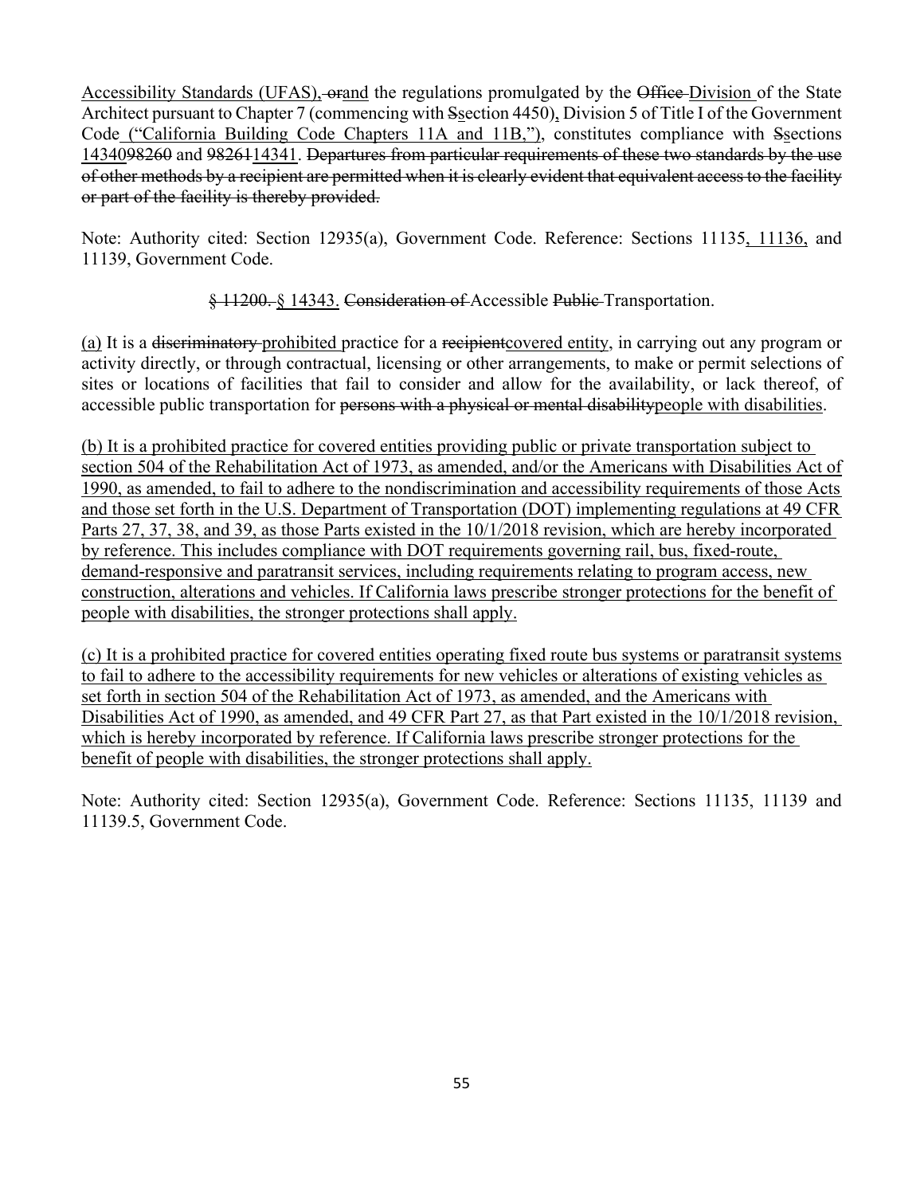Accessibility Standards (UFAS), orand the regulations promulgated by the Office Division of the State Architect pursuant to Chapter 7 (commencing with Ssection 4450), Division 5 of Title I of the Government Code ("California Building Code Chapters 11A and 11B,"), constitutes compliance with Ssections 1434098260 and 9826114341. Departures from particular requirements of these two standards by the use of other methods by a recipient are permitted when it is clearly evident that equivalent access to the facility or part of the facility is thereby provided.

Note: Authority cited: Section 12935(a), Government Code. Reference: Sections 11135, 11136, and 11139, Government Code.

§ 11200. § 14343. Consideration of Accessible Public Transportation.

(a) It is a discriminatory prohibited practice for a recipientcovered entity, in carrying out any program or activity directly, or through contractual, licensing or other arrangements, to make or permit selections of sites or locations of facilities that fail to consider and allow for the availability, or lack thereof, of accessible public transportation for persons with a physical or mental disabilitypeople with disabilities.

(b) It is a prohibited practice for covered entities providing public or private transportation subject to section 504 of the Rehabilitation Act of 1973, as amended, and/or the Americans with Disabilities Act of 1990, as amended, to fail to adhere to the nondiscrimination and accessibility requirements of those Acts and those set forth in the U.S. Department of Transportation (DOT) implementing regulations at 49 CFR Parts 27, 37, 38, and 39, as those Parts existed in the 10/1/2018 revision, which are hereby incorporated by reference. This includes compliance with DOT requirements governing rail, bus, fixed-route, demand-responsive and paratransit services, including requirements relating to program access, new construction, alterations and vehicles. If California laws prescribe stronger protections for the benefit of people with disabilities, the stronger protections shall apply.

(c) It is a prohibited practice for covered entities operating fixed route bus systems or paratransit systems to fail to adhere to the accessibility requirements for new vehicles or alterations of existing vehicles as set forth in section 504 of the Rehabilitation Act of 1973, as amended, and the Americans with Disabilities Act of 1990, as amended, and 49 CFR Part 27, as that Part existed in the 10/1/2018 revision, which is hereby incorporated by reference. If California laws prescribe stronger protections for the benefit of people with disabilities, the stronger protections shall apply.

Note: Authority cited: Section 12935(a), Government Code. Reference: Sections 11135, 11139 and 11139.5, Government Code.